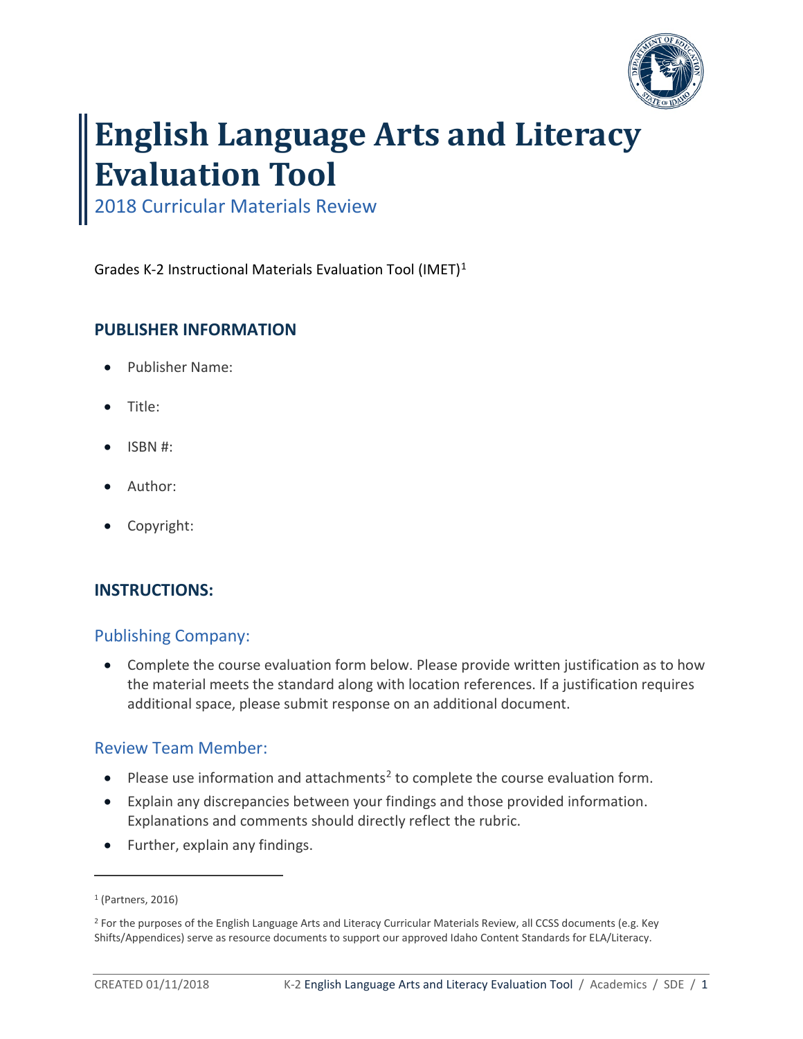# English Language Arts and Literacy Evaluation Tool

2018 Curricular Materials Review

Grades K-2 Instructional Materials Evaluation Tool (IMET)[1]

## PUBLISHER INFORMATION

- Publisher Name:
- Title:
- ISBN #:
- Author:
- Copyright:

## INSTRUCTIONS:

### Publishing Company:

- Complete the course evaluation form below. Please provide written justification as to how the material meets the standard along with location references. If a justification requires additional space, please submit response on an additional document.

### Review Team Member:

- Please use information and attachments[2] to complete the course evaluation form.
- Explain any discrepancies between your findings and those provided information. Explanations and comments should directly reflect the rubric.
- Further, explain any findings.

---

[1] (Partners, 2016)

[2] For the purposes of the English Language Arts and Literacy Curricular Materials Review, all CCSS documents (e.g. Key Shifts/Appendices) serve as resource documents to support our approved Idaho Content Standards for ELA/Literacy.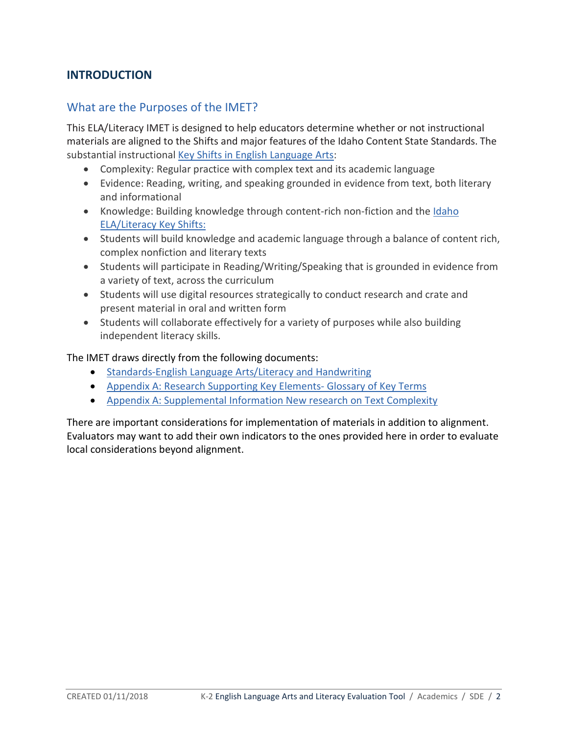## INTRODUCTION

### What are the Purposes of the IMET?

This ELA/Literacy IMET is designed to help educators determine whether or not instructional materials are aligned to the Shifts and major features of the Idaho Content State Standards. The substantial instructional Key Shifts in English Language Arts:

- Complexity: Regular practice with complex text and its academic language
- Evidence: Reading, writing, and speaking grounded in evidence from text, both literary and informational
- Knowledge: Building knowledge through content-rich non-fiction and the Idaho ELA/Literacy Key Shifts:
- Students will build knowledge and academic language through a balance of content rich, complex nonfiction and literary texts
- Students will participate in Reading/Writing/Speaking that is grounded in evidence from a variety of text, across the curriculum
- Students will use digital resources strategically to conduct research and crate and present material in oral and written form
- Students will collaborate effectively for a variety of purposes while also building independent literacy skills.

The IMET draws directly from the following documents:

- Standards-English Language Arts/Literacy and Handwriting
- Appendix A: Research Supporting Key Elements- Glossary of Key Terms
- Appendix A: Supplemental Information New research on Text Complexity

There are important considerations for implementation of materials in addition to alignment. Evaluators may want to add their own indicators to the ones provided here in order to evaluate local considerations beyond alignment.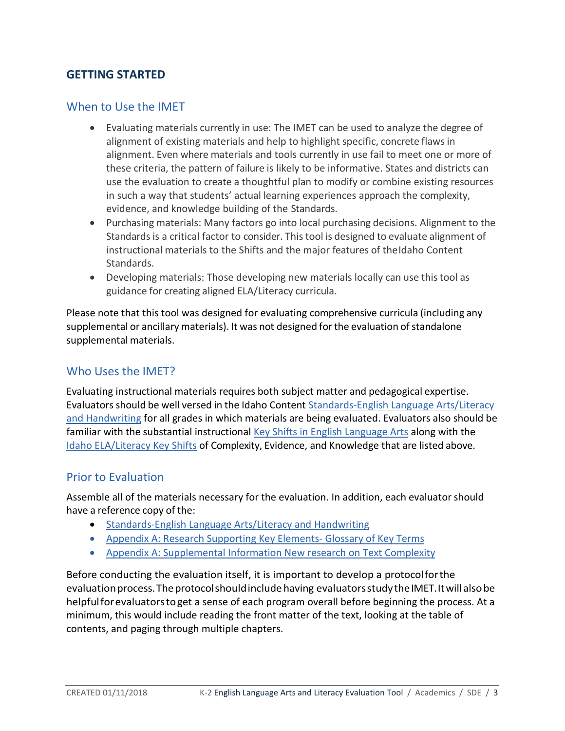## GETTING STARTED

### When to Use the IMET

- Evaluating materials currently in use: The IMET can be used to analyze the degree of alignment of existing materials and help to highlight specific, concrete flaws in alignment. Even where materials and tools currently in use fail to meet one or more of these criteria, the pattern of failure is likely to be informative. States and districts can use the evaluation to create a thoughtful plan to modify or combine existing resources in such a way that students' actual learning experiences approach the complexity, evidence, and knowledge building of the Standards.
- Purchasing materials: Many factors go into local purchasing decisions. Alignment to the Standards is a critical factor to consider. This tool is designed to evaluate alignment of instructional materials to the Shifts and the major features of the Idaho Content Standards.
- Developing materials: Those developing new materials locally can use this tool as guidance for creating aligned ELA/Literacy curricula.

Please note that this tool was designed for evaluating comprehensive curricula (including any supplemental or ancillary materials). It was not designed for the evaluation of standalone supplemental materials.

### Who Uses the IMET?

Evaluating instructional materials requires both subject matter and pedagogical expertise. Evaluators should be well versed in the Idaho Content Standards-English Language Arts/Literacy and Handwriting for all grades in which materials are being evaluated. Evaluators also should be familiar with the substantial instructional Key Shifts in English Language Arts along with the Idaho ELA/Literacy Key Shifts of Complexity, Evidence, and Knowledge that are listed above.

### Prior to Evaluation

Assemble all of the materials necessary for the evaluation. In addition, each evaluator should have a reference copy of the:

- Standards-English Language Arts/Literacy and Handwriting
- Appendix A: Research Supporting Key Elements- Glossary of Key Terms
- Appendix A: Supplemental Information New research on Text Complexity

Before conducting the evaluation itself, it is important to develop a protocol for the evaluation process. The protocol should include having evaluators study the IMET. It will also be helpful for evaluators to get a sense of each program overall before beginning the process. At a minimum, this would include reading the front matter of the text, looking at the table of contents, and paging through multiple chapters.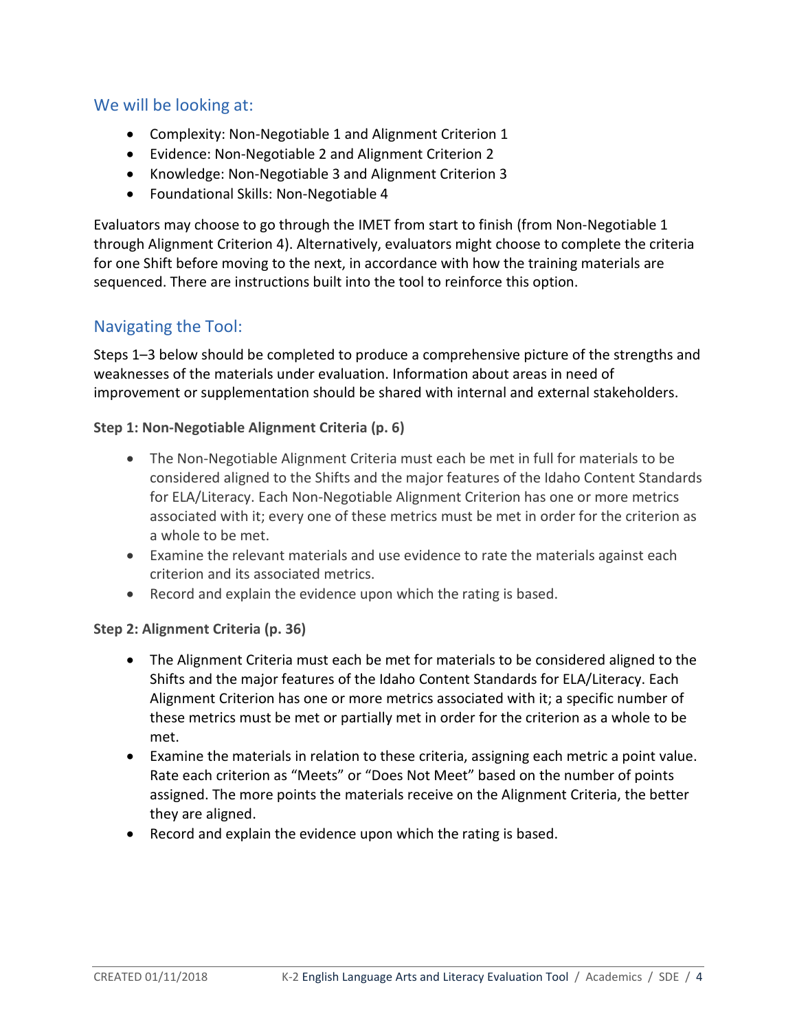## We will be looking at:

- Complexity: Non-Negotiable 1 and Alignment Criterion 1
- Evidence: Non-Negotiable 2 and Alignment Criterion 2
- Knowledge: Non-Negotiable 3 and Alignment Criterion 3
- Foundational Skills: Non-Negotiable 4

Evaluators may choose to go through the IMET from start to finish (from Non-Negotiable 1 through Alignment Criterion 4). Alternatively, evaluators might choose to complete the criteria for one Shift before moving to the next, in accordance with how the training materials are sequenced. There are instructions built into the tool to reinforce this option.

## Navigating the Tool:

Steps 1–3 below should be completed to produce a comprehensive picture of the strengths and weaknesses of the materials under evaluation. Information about areas in need of improvement or supplementation should be shared with internal and external stakeholders.

**Step 1: Non-Negotiable Alignment Criteria (p. 6)**

- The Non-Negotiable Alignment Criteria must each be met in full for materials to be considered aligned to the Shifts and the major features of the Idaho Content Standards for ELA/Literacy. Each Non-Negotiable Alignment Criterion has one or more metrics associated with it; every one of these metrics must be met in order for the criterion as a whole to be met.
- Examine the relevant materials and use evidence to rate the materials against each criterion and its associated metrics.
- Record and explain the evidence upon which the rating is based.

**Step 2: Alignment Criteria (p. 36)**

- The Alignment Criteria must each be met for materials to be considered aligned to the Shifts and the major features of the Idaho Content Standards for ELA/Literacy. Each Alignment Criterion has one or more metrics associated with it; a specific number of these metrics must be met or partially met in order for the criterion as a whole to be met.
- Examine the materials in relation to these criteria, assigning each metric a point value. Rate each criterion as "Meets" or "Does Not Meet" based on the number of points assigned. The more points the materials receive on the Alignment Criteria, the better they are aligned.
- Record and explain the evidence upon which the rating is based.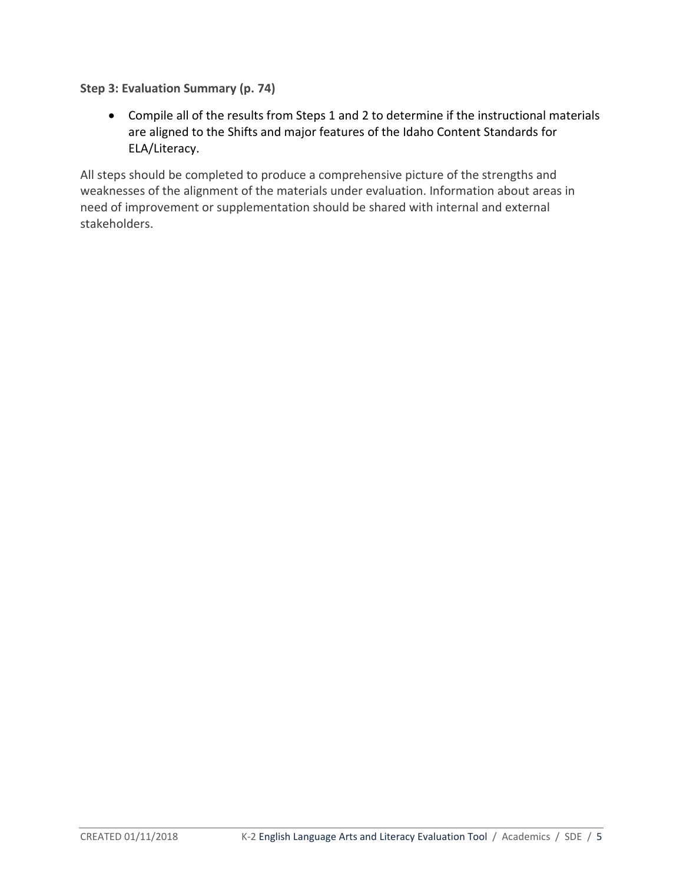**Step 3: Evaluation Summary (p. 74)**

- Compile all of the results from Steps 1 and 2 to determine if the instructional materials are aligned to the Shifts and major features of the Idaho Content Standards for ELA/Literacy.

All steps should be completed to produce a comprehensive picture of the strengths and weaknesses of the alignment of the materials under evaluation. Information about areas in need of improvement or supplementation should be shared with internal and external stakeholders.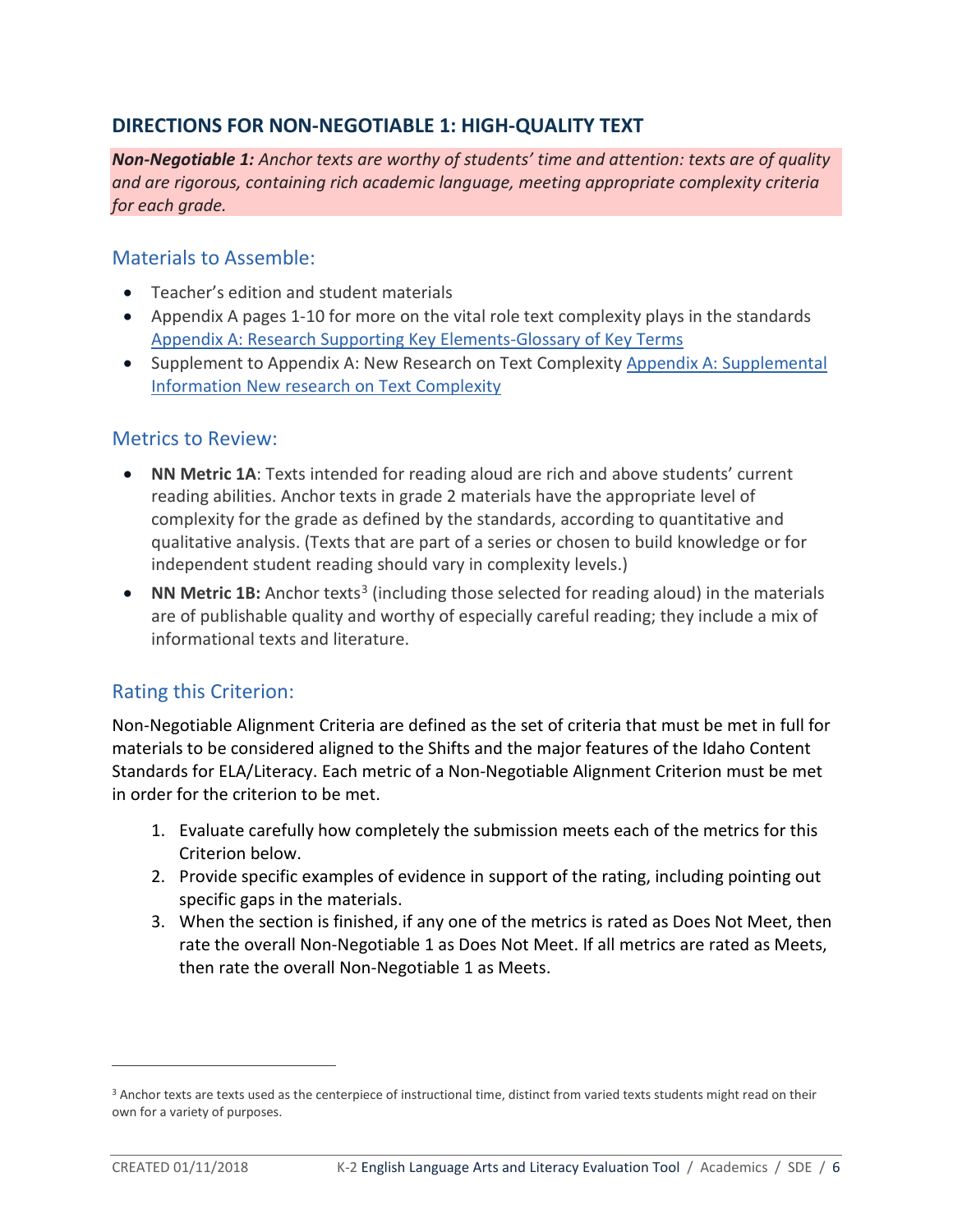## DIRECTIONS FOR NON-NEGOTIABLE 1: HIGH-QUALITY TEXT

***Non-Negotiable 1:*** *Anchor texts are worthy of students' time and attention: texts are of quality and are rigorous, containing rich academic language, meeting appropriate complexity criteria for each grade.*

### Materials to Assemble:

- Teacher's edition and student materials
- Appendix A pages 1-10 for more on the vital role text complexity plays in the standards [Appendix A: Research Supporting Key Elements-Glossary of Key Terms]
- Supplement to Appendix A: New Research on Text Complexity [Appendix A: Supplemental Information New research on Text Complexity]

### Metrics to Review:

- **NN Metric 1A**: Texts intended for reading aloud are rich and above students' current reading abilities. Anchor texts in grade 2 materials have the appropriate level of complexity for the grade as defined by the standards, according to quantitative and qualitative analysis. (Texts that are part of a series or chosen to build knowledge or for independent student reading should vary in complexity levels.)
- **NN Metric 1B:** Anchor texts[3] (including those selected for reading aloud) in the materials are of publishable quality and worthy of especially careful reading; they include a mix of informational texts and literature.

### Rating this Criterion:

Non-Negotiable Alignment Criteria are defined as the set of criteria that must be met in full for materials to be considered aligned to the Shifts and the major features of the Idaho Content Standards for ELA/Literacy. Each metric of a Non-Negotiable Alignment Criterion must be met in order for the criterion to be met.

1. Evaluate carefully how completely the submission meets each of the metrics for this Criterion below.
2. Provide specific examples of evidence in support of the rating, including pointing out specific gaps in the materials.
3. When the section is finished, if any one of the metrics is rated as Does Not Meet, then rate the overall Non-Negotiable 1 as Does Not Meet. If all metrics are rated as Meets, then rate the overall Non-Negotiable 1 as Meets.

---

[3] Anchor texts are texts used as the centerpiece of instructional time, distinct from varied texts students might read on their own for a variety of purposes.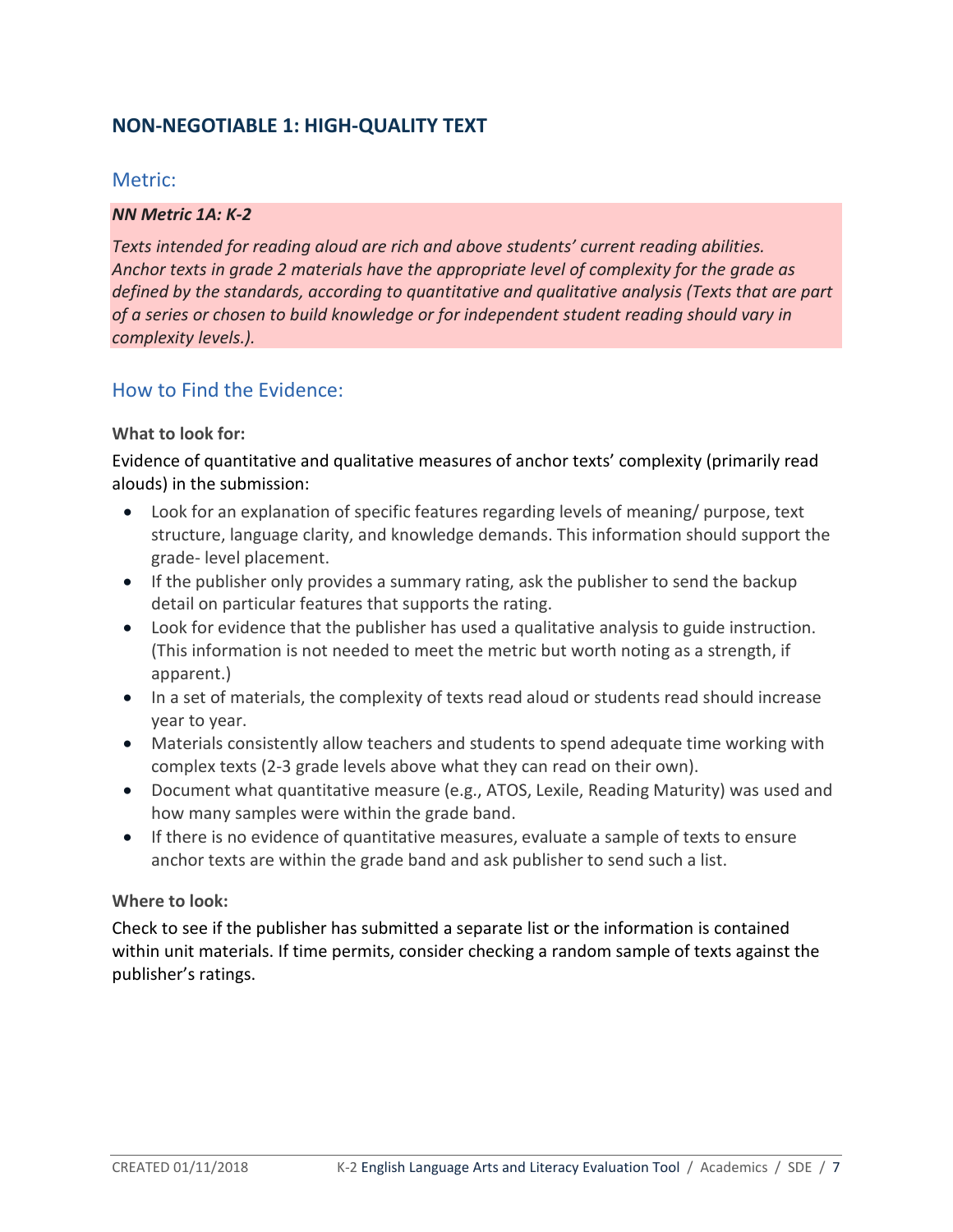## NON-NEGOTIABLE 1: HIGH-QUALITY TEXT

### Metric:

***NN Metric 1A: K-2***

*Texts intended for reading aloud are rich and above students' current reading abilities. Anchor texts in grade 2 materials have the appropriate level of complexity for the grade as defined by the standards, according to quantitative and qualitative analysis (Texts that are part of a series or chosen to build knowledge or for independent student reading should vary in complexity levels.).*

### How to Find the Evidence:

**What to look for:**

Evidence of quantitative and qualitative measures of anchor texts' complexity (primarily read alouds) in the submission:

- Look for an explanation of specific features regarding levels of meaning/ purpose, text structure, language clarity, and knowledge demands. This information should support the grade- level placement.
- If the publisher only provides a summary rating, ask the publisher to send the backup detail on particular features that supports the rating.
- Look for evidence that the publisher has used a qualitative analysis to guide instruction. (This information is not needed to meet the metric but worth noting as a strength, if apparent.)
- In a set of materials, the complexity of texts read aloud or students read should increase year to year.
- Materials consistently allow teachers and students to spend adequate time working with complex texts (2-3 grade levels above what they can read on their own).
- Document what quantitative measure (e.g., ATOS, Lexile, Reading Maturity) was used and how many samples were within the grade band.
- If there is no evidence of quantitative measures, evaluate a sample of texts to ensure anchor texts are within the grade band and ask publisher to send such a list.

**Where to look:**

Check to see if the publisher has submitted a separate list or the information is contained within unit materials. If time permits, consider checking a random sample of texts against the publisher's ratings.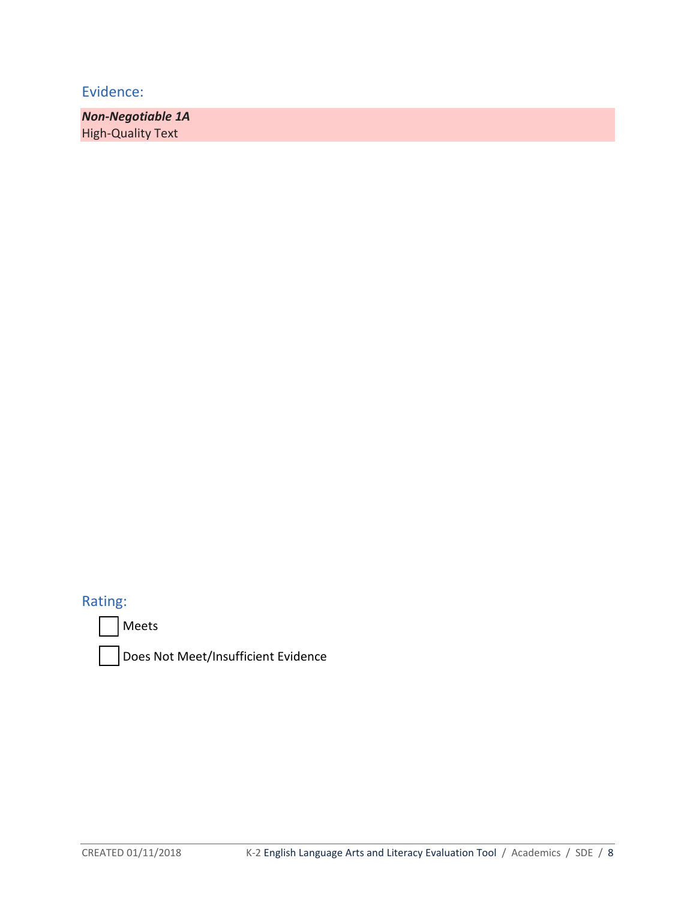## Evidence:

***Non-Negotiable 1A***
High-Quality Text

## Rating:

☐ Meets

☐ Does Not Meet/Insufficient Evidence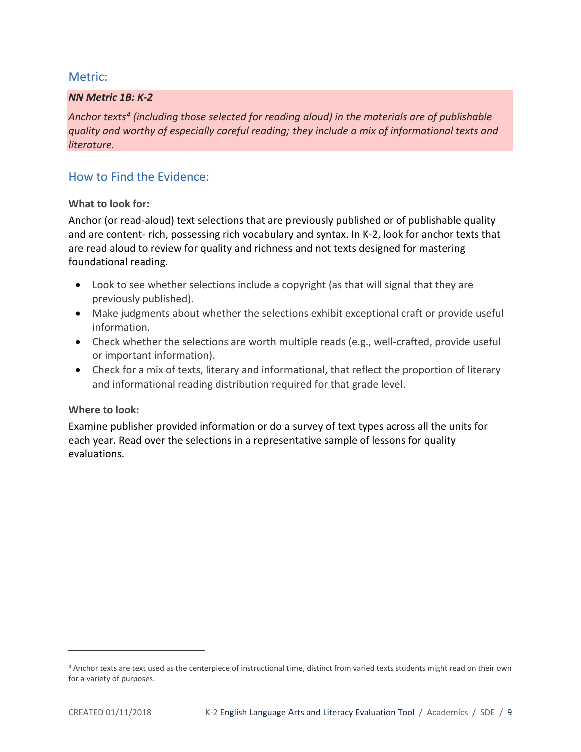## Metric:

***NN Metric 1B: K-2***

*Anchor texts[4] (including those selected for reading aloud) in the materials are of publishable quality and worthy of especially careful reading; they include a mix of informational texts and literature.*

## How to Find the Evidence:

**What to look for:**

Anchor (or read-aloud) text selections that are previously published or of publishable quality and are content- rich, possessing rich vocabulary and syntax. In K-2, look for anchor texts that are read aloud to review for quality and richness and not texts designed for mastering foundational reading.

- Look to see whether selections include a copyright (as that will signal that they are previously published).
- Make judgments about whether the selections exhibit exceptional craft or provide useful information.
- Check whether the selections are worth multiple reads (e.g., well-crafted, provide useful or important information).
- Check for a mix of texts, literary and informational, that reflect the proportion of literary and informational reading distribution required for that grade level.

**Where to look:**

Examine publisher provided information or do a survey of text types across all the units for each year. Read over the selections in a representative sample of lessons for quality evaluations.

---

[4] Anchor texts are text used as the centerpiece of instructional time, distinct from varied texts students might read on their own for a variety of purposes.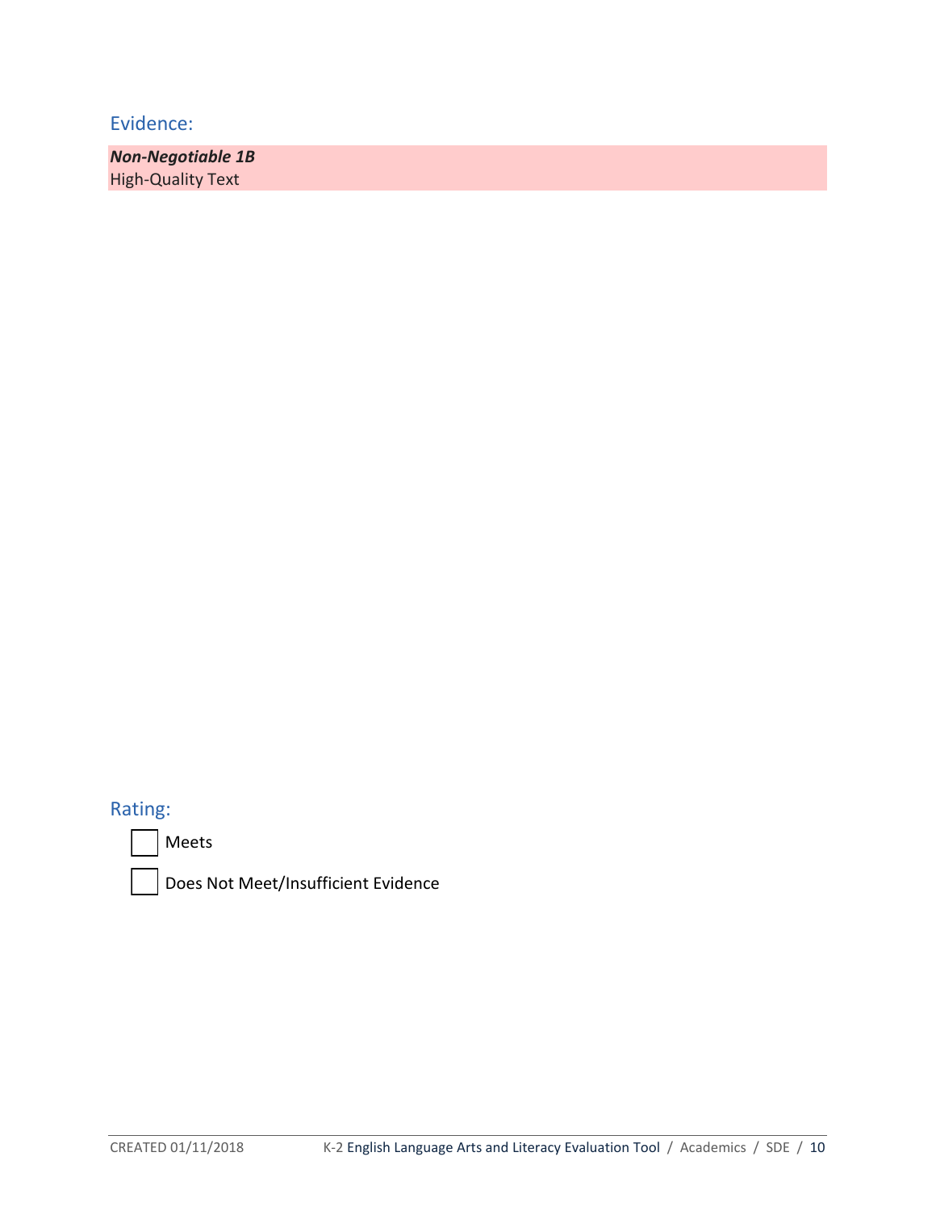## Evidence:

***Non-Negotiable 1B***
High-Quality Text

## Rating:

- [ ] Meets
- [ ] Does Not Meet/Insufficient Evidence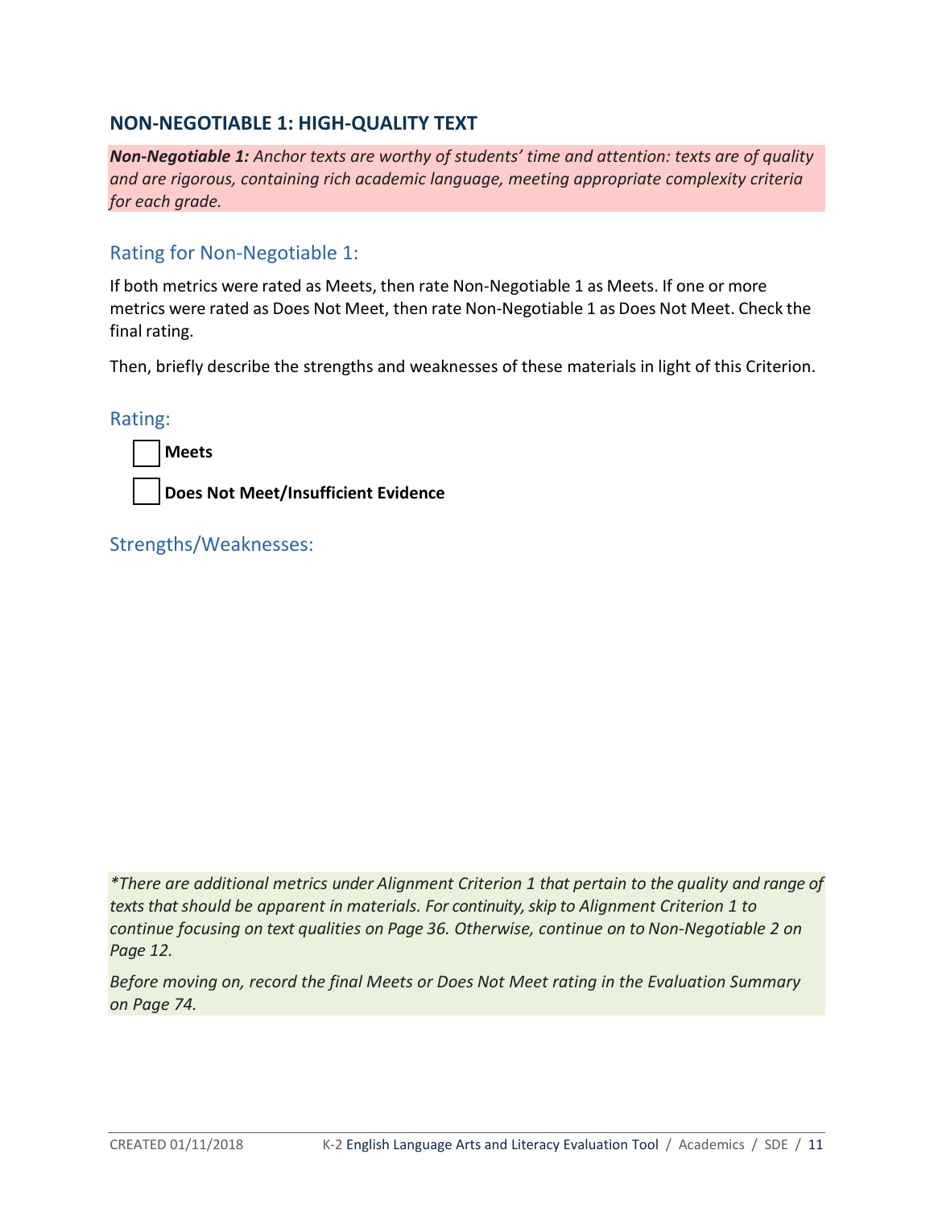## NON-NEGOTIABLE 1: HIGH-QUALITY TEXT

***Non-Negotiable 1:*** *Anchor texts are worthy of students' time and attention: texts are of quality and are rigorous, containing rich academic language, meeting appropriate complexity criteria for each grade.*

### Rating for Non-Negotiable 1:

If both metrics were rated as Meets, then rate Non-Negotiable 1 as Meets. If one or more metrics were rated as Does Not Meet, then rate Non-Negotiable 1 as Does Not Meet. Check the final rating.

Then, briefly describe the strengths and weaknesses of these materials in light of this Criterion.

### Rating:

- ☐ **Meets**
- ☐ **Does Not Meet/Insufficient Evidence**

### Strengths/Weaknesses:

*\*There are additional metrics under Alignment Criterion 1 that pertain to the quality and range of texts that should be apparent in materials. For continuity, skip to Alignment Criterion 1 to continue focusing on text qualities on Page 36. Otherwise, continue on to Non-Negotiable 2 on Page 12.*

*Before moving on, record the final Meets or Does Not Meet rating in the Evaluation Summary on Page 74.*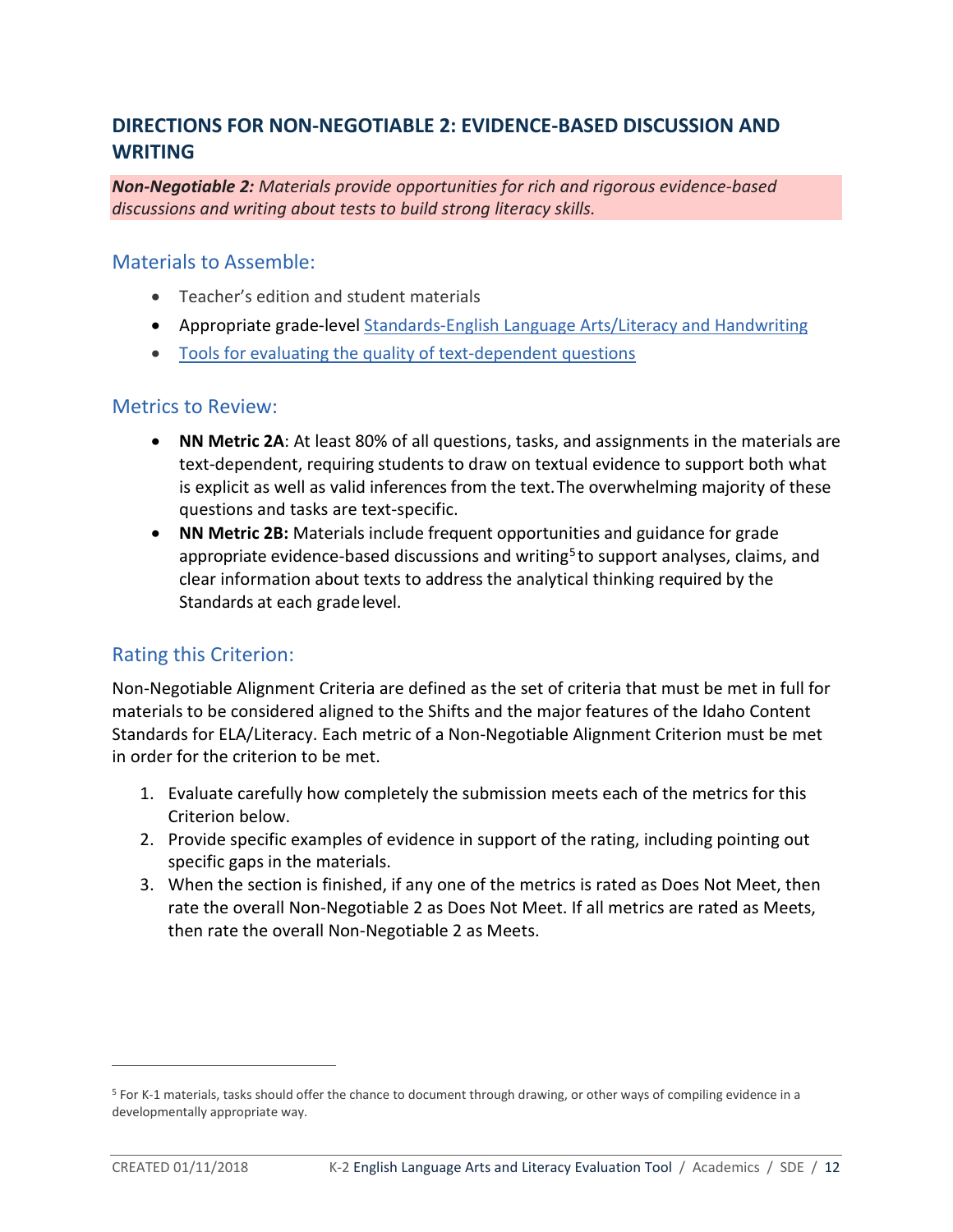## DIRECTIONS FOR NON-NEGOTIABLE 2: EVIDENCE-BASED DISCUSSION AND WRITING

***Non-Negotiable 2:*** *Materials provide opportunities for rich and rigorous evidence-based discussions and writing about tests to build strong literacy skills.*

### Materials to Assemble:

- Teacher's edition and student materials
- Appropriate grade-level Standards-English Language Arts/Literacy and Handwriting
- Tools for evaluating the quality of text-dependent questions

### Metrics to Review:

- **NN Metric 2A**: At least 80% of all questions, tasks, and assignments in the materials are text-dependent, requiring students to draw on textual evidence to support both what is explicit as well as valid inferences from the text. The overwhelming majority of these questions and tasks are text-specific.
- **NN Metric 2B:** Materials include frequent opportunities and guidance for grade appropriate evidence-based discussions and writing[5] to support analyses, claims, and clear information about texts to address the analytical thinking required by the Standards at each grade level.

### Rating this Criterion:

Non-Negotiable Alignment Criteria are defined as the set of criteria that must be met in full for materials to be considered aligned to the Shifts and the major features of the Idaho Content Standards for ELA/Literacy. Each metric of a Non-Negotiable Alignment Criterion must be met in order for the criterion to be met.

1. Evaluate carefully how completely the submission meets each of the metrics for this Criterion below.
2. Provide specific examples of evidence in support of the rating, including pointing out specific gaps in the materials.
3. When the section is finished, if any one of the metrics is rated as Does Not Meet, then rate the overall Non-Negotiable 2 as Does Not Meet. If all metrics are rated as Meets, then rate the overall Non-Negotiable 2 as Meets.

---

[5] For K-1 materials, tasks should offer the chance to document through drawing, or other ways of compiling evidence in a developmentally appropriate way.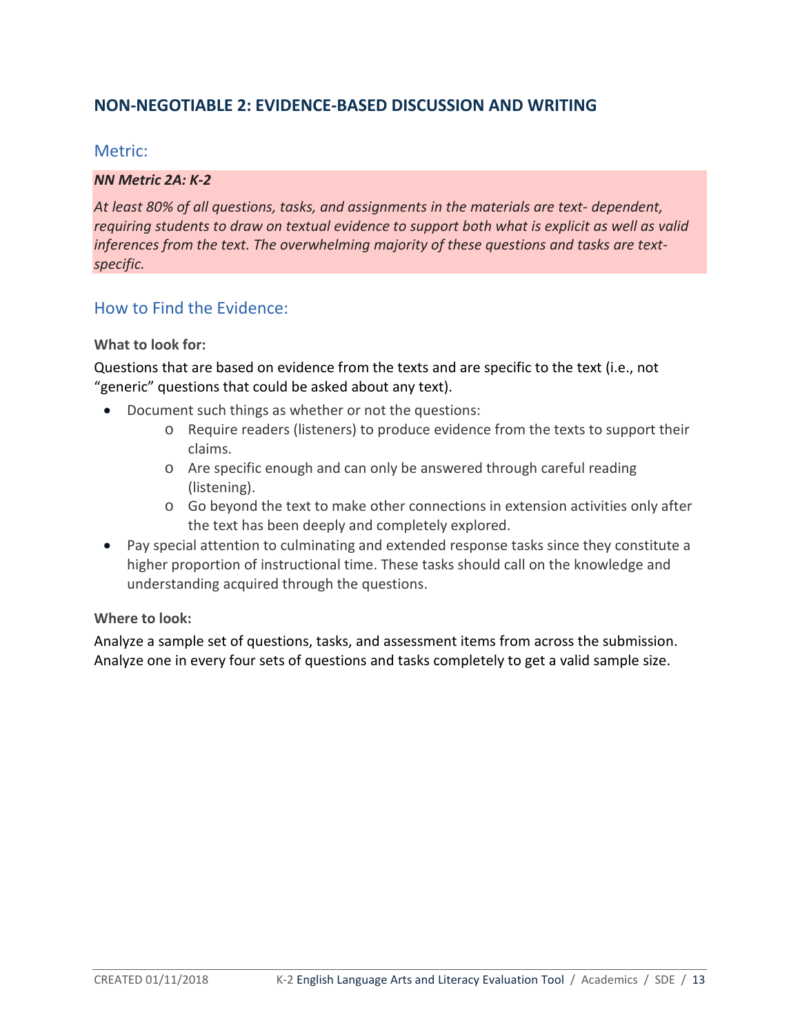## NON-NEGOTIABLE 2: EVIDENCE-BASED DISCUSSION AND WRITING

### Metric:

***NN Metric 2A: K-2***

*At least 80% of all questions, tasks, and assignments in the materials are text- dependent, requiring students to draw on textual evidence to support both what is explicit as well as valid inferences from the text. The overwhelming majority of these questions and tasks are text-specific.*

### How to Find the Evidence:

**What to look for:**

Questions that are based on evidence from the texts and are specific to the text (i.e., not "generic" questions that could be asked about any text).

- Document such things as whether or not the questions:
  - Require readers (listeners) to produce evidence from the texts to support their claims.
  - Are specific enough and can only be answered through careful reading (listening).
  - Go beyond the text to make other connections in extension activities only after the text has been deeply and completely explored.
- Pay special attention to culminating and extended response tasks since they constitute a higher proportion of instructional time. These tasks should call on the knowledge and understanding acquired through the questions.

**Where to look:**

Analyze a sample set of questions, tasks, and assessment items from across the submission. Analyze one in every four sets of questions and tasks completely to get a valid sample size.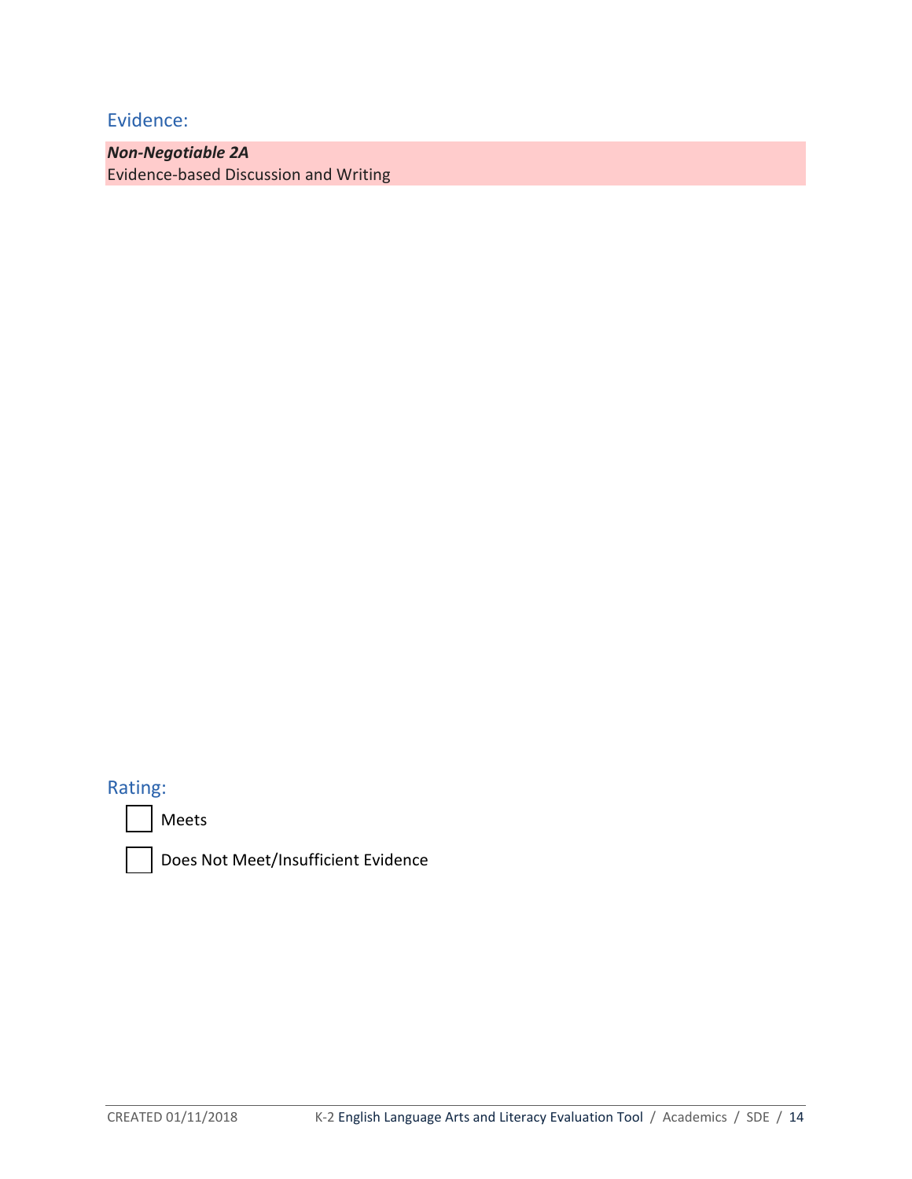## Evidence:

***Non-Negotiable 2A***
Evidence-based Discussion and Writing

## Rating:

- [ ] Meets
- [ ] Does Not Meet/Insufficient Evidence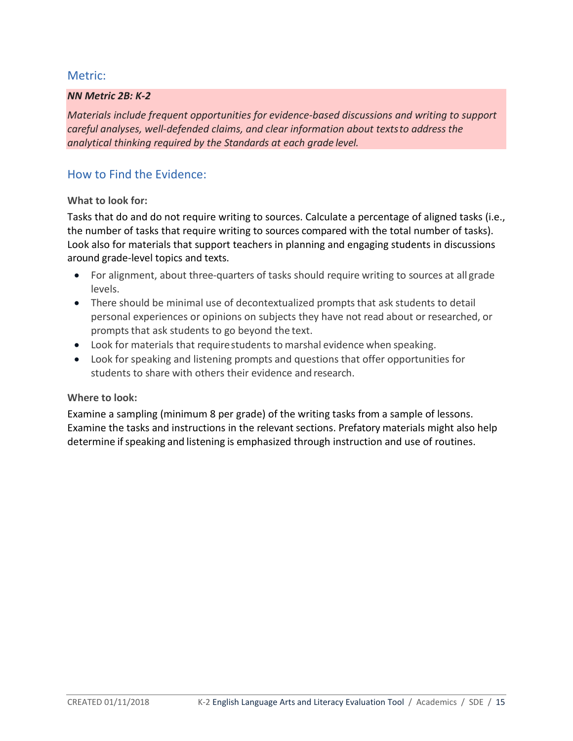## Metric:

***NN Metric 2B: K-2***

*Materials include frequent opportunities for evidence-based discussions and writing to support careful analyses, well-defended claims, and clear information about texts to address the analytical thinking required by the Standards at each grade level.*

## How to Find the Evidence:

**What to look for:**

Tasks that do and do not require writing to sources. Calculate a percentage of aligned tasks (i.e., the number of tasks that require writing to sources compared with the total number of tasks). Look also for materials that support teachers in planning and engaging students in discussions around grade-level topics and texts.

- For alignment, about three-quarters of tasks should require writing to sources at all grade levels.
- There should be minimal use of decontextualized prompts that ask students to detail personal experiences or opinions on subjects they have not read about or researched, or prompts that ask students to go beyond the text.
- Look for materials that require students to marshal evidence when speaking.
- Look for speaking and listening prompts and questions that offer opportunities for students to share with others their evidence and research.

**Where to look:**

Examine a sampling (minimum 8 per grade) of the writing tasks from a sample of lessons. Examine the tasks and instructions in the relevant sections. Prefatory materials might also help determine if speaking and listening is emphasized through instruction and use of routines.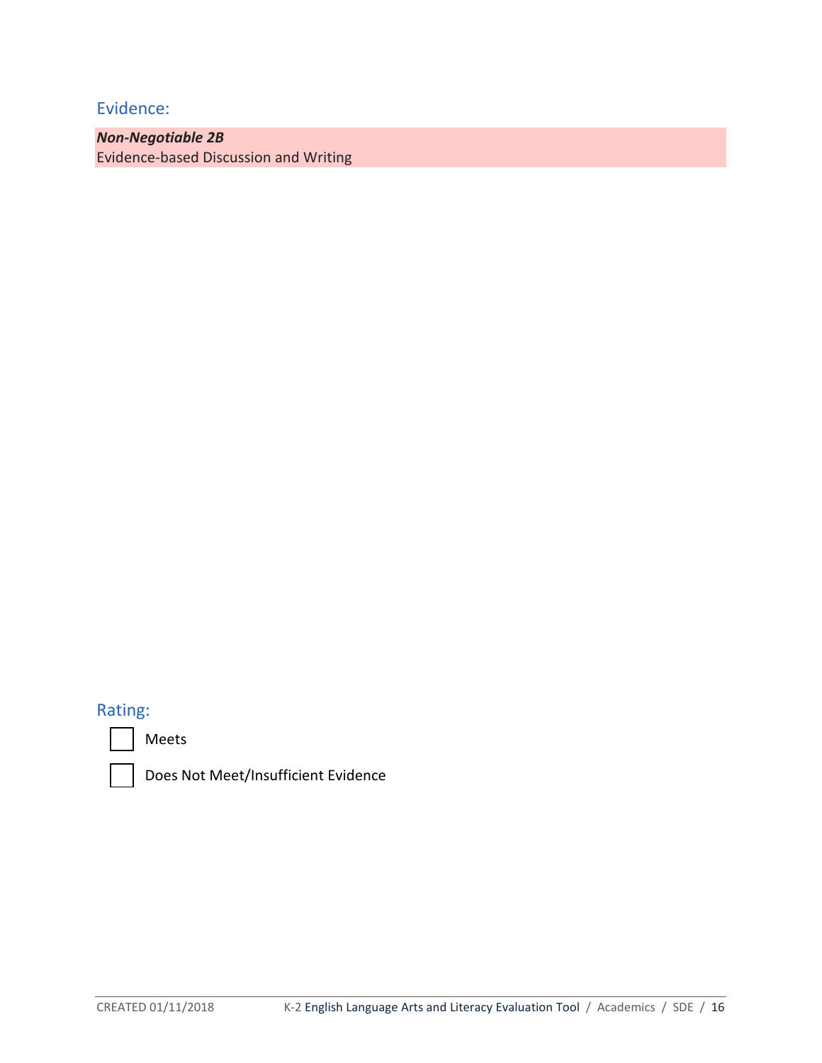## Evidence:

***Non-Negotiable 2B***
Evidence-based Discussion and Writing

## Rating:

- [ ] Meets
- [ ] Does Not Meet/Insufficient Evidence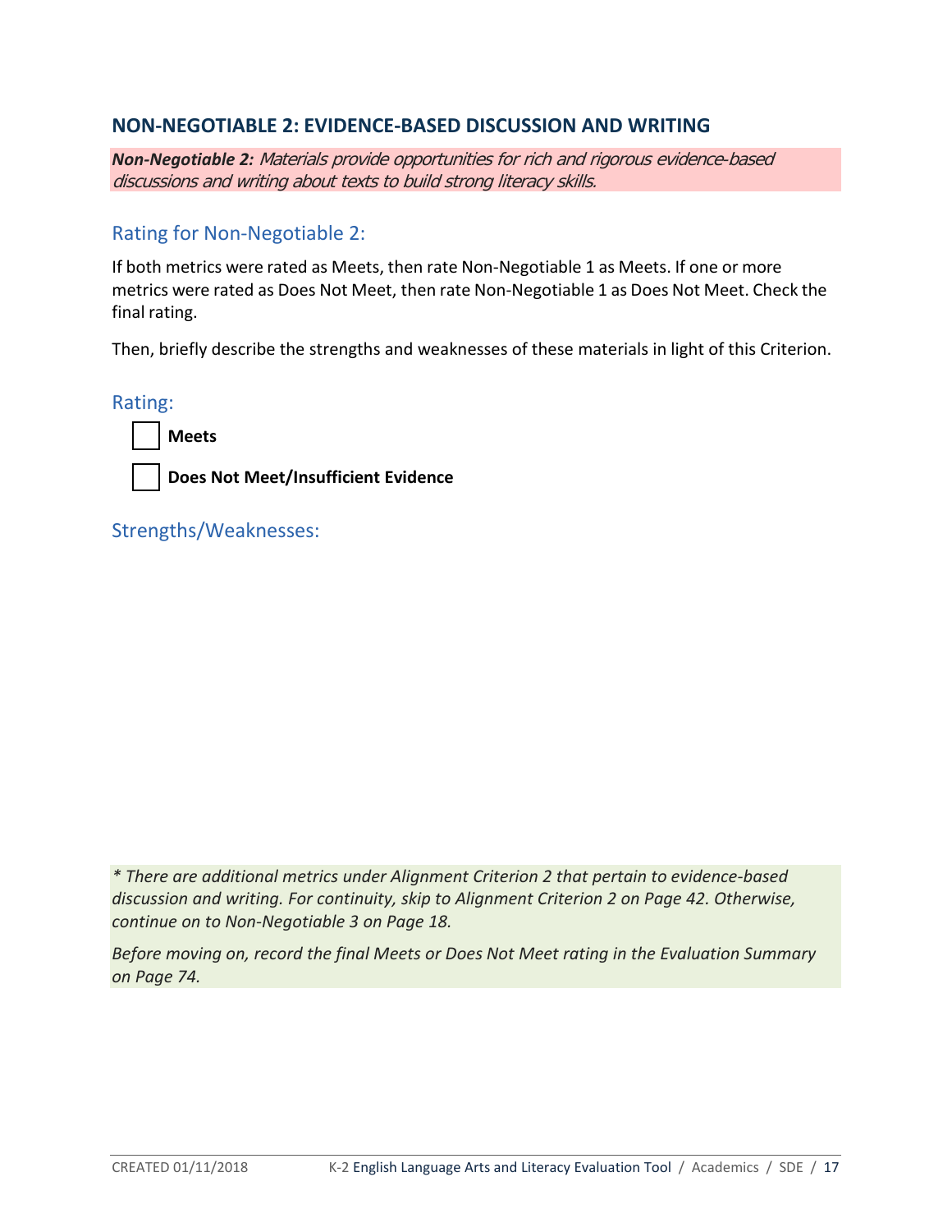## NON-NEGOTIABLE 2: EVIDENCE-BASED DISCUSSION AND WRITING

***Non-Negotiable 2:*** *Materials provide opportunities for rich and rigorous evidence-based discussions and writing about texts to build strong literacy skills.*

### Rating for Non-Negotiable 2:

If both metrics were rated as Meets, then rate Non-Negotiable 1 as Meets. If one or more metrics were rated as Does Not Meet, then rate Non-Negotiable 1 as Does Not Meet. Check the final rating.

Then, briefly describe the strengths and weaknesses of these materials in light of this Criterion.

### Rating:

☐ **Meets**

☐ **Does Not Meet/Insufficient Evidence**

### Strengths/Weaknesses:

*\* There are additional metrics under Alignment Criterion 2 that pertain to evidence-based discussion and writing. For continuity, skip to Alignment Criterion 2 on Page 42. Otherwise, continue on to Non-Negotiable 3 on Page 18.*

*Before moving on, record the final Meets or Does Not Meet rating in the Evaluation Summary on Page 74.*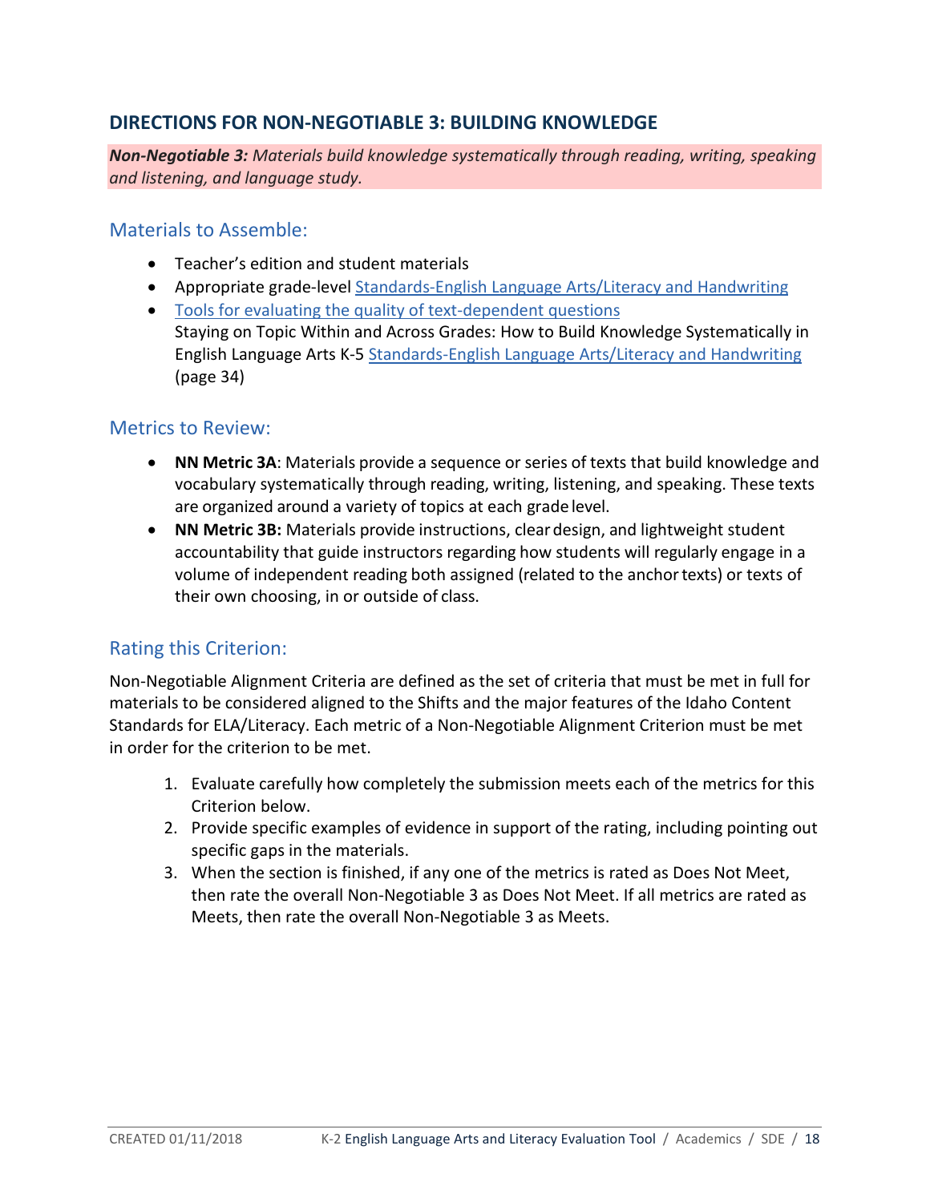## DIRECTIONS FOR NON-NEGOTIABLE 3: BUILDING KNOWLEDGE

***Non-Negotiable 3:*** *Materials build knowledge systematically through reading, writing, speaking and listening, and language study.*

### Materials to Assemble:

- Teacher's edition and student materials
- Appropriate grade-level Standards-English Language Arts/Literacy and Handwriting
- Tools for evaluating the quality of text-dependent questions
  Staying on Topic Within and Across Grades: How to Build Knowledge Systematically in English Language Arts K-5 Standards-English Language Arts/Literacy and Handwriting (page 34)

### Metrics to Review:

- **NN Metric 3A**: Materials provide a sequence or series of texts that build knowledge and vocabulary systematically through reading, writing, listening, and speaking. These texts are organized around a variety of topics at each grade level.
- **NN Metric 3B:** Materials provide instructions, clear design, and lightweight student accountability that guide instructors regarding how students will regularly engage in a volume of independent reading both assigned (related to the anchor texts) or texts of their own choosing, in or outside of class.

### Rating this Criterion:

Non-Negotiable Alignment Criteria are defined as the set of criteria that must be met in full for materials to be considered aligned to the Shifts and the major features of the Idaho Content Standards for ELA/Literacy. Each metric of a Non-Negotiable Alignment Criterion must be met in order for the criterion to be met.

1. Evaluate carefully how completely the submission meets each of the metrics for this Criterion below.
2. Provide specific examples of evidence in support of the rating, including pointing out specific gaps in the materials.
3. When the section is finished, if any one of the metrics is rated as Does Not Meet, then rate the overall Non-Negotiable 3 as Does Not Meet. If all metrics are rated as Meets, then rate the overall Non-Negotiable 3 as Meets.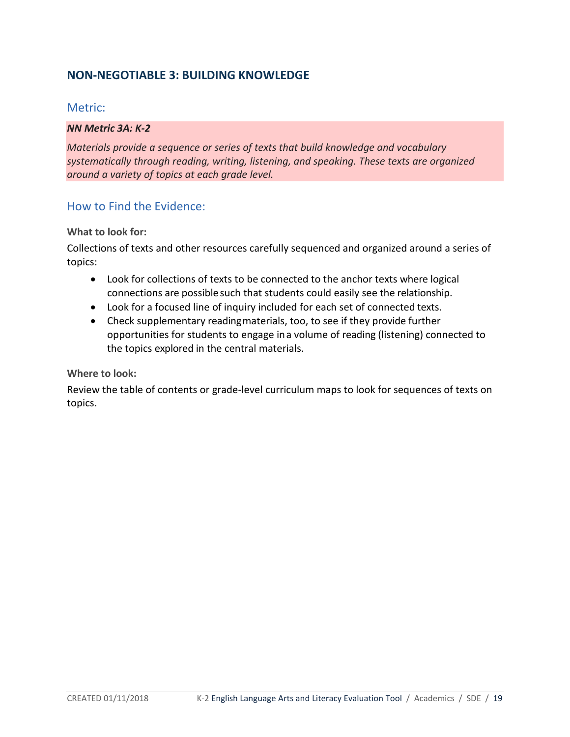## NON-NEGOTIABLE 3: BUILDING KNOWLEDGE

### Metric:

***NN Metric 3A: K-2***

*Materials provide a sequence or series of texts that build knowledge and vocabulary systematically through reading, writing, listening, and speaking. These texts are organized around a variety of topics at each grade level.*

### How to Find the Evidence:

**What to look for:**

Collections of texts and other resources carefully sequenced and organized around a series of topics:

- Look for collections of texts to be connected to the anchor texts where logical connections are possible such that students could easily see the relationship.
- Look for a focused line of inquiry included for each set of connected texts.
- Check supplementary reading materials, too, to see if they provide further opportunities for students to engage in a volume of reading (listening) connected to the topics explored in the central materials.

**Where to look:**

Review the table of contents or grade-level curriculum maps to look for sequences of texts on topics.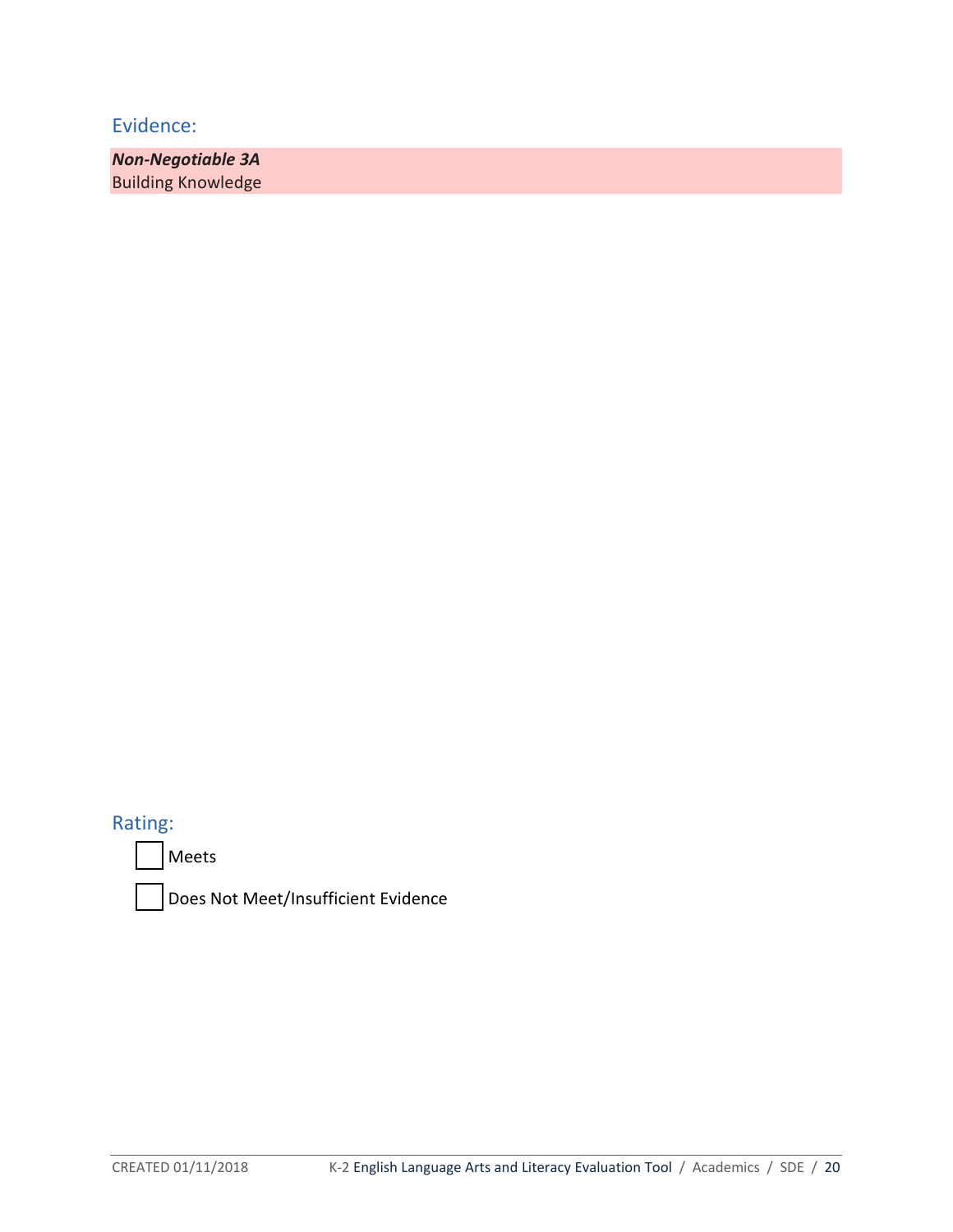## Evidence:

***Non-Negotiable 3A***
Building Knowledge

## Rating:

☐ Meets

☐ Does Not Meet/Insufficient Evidence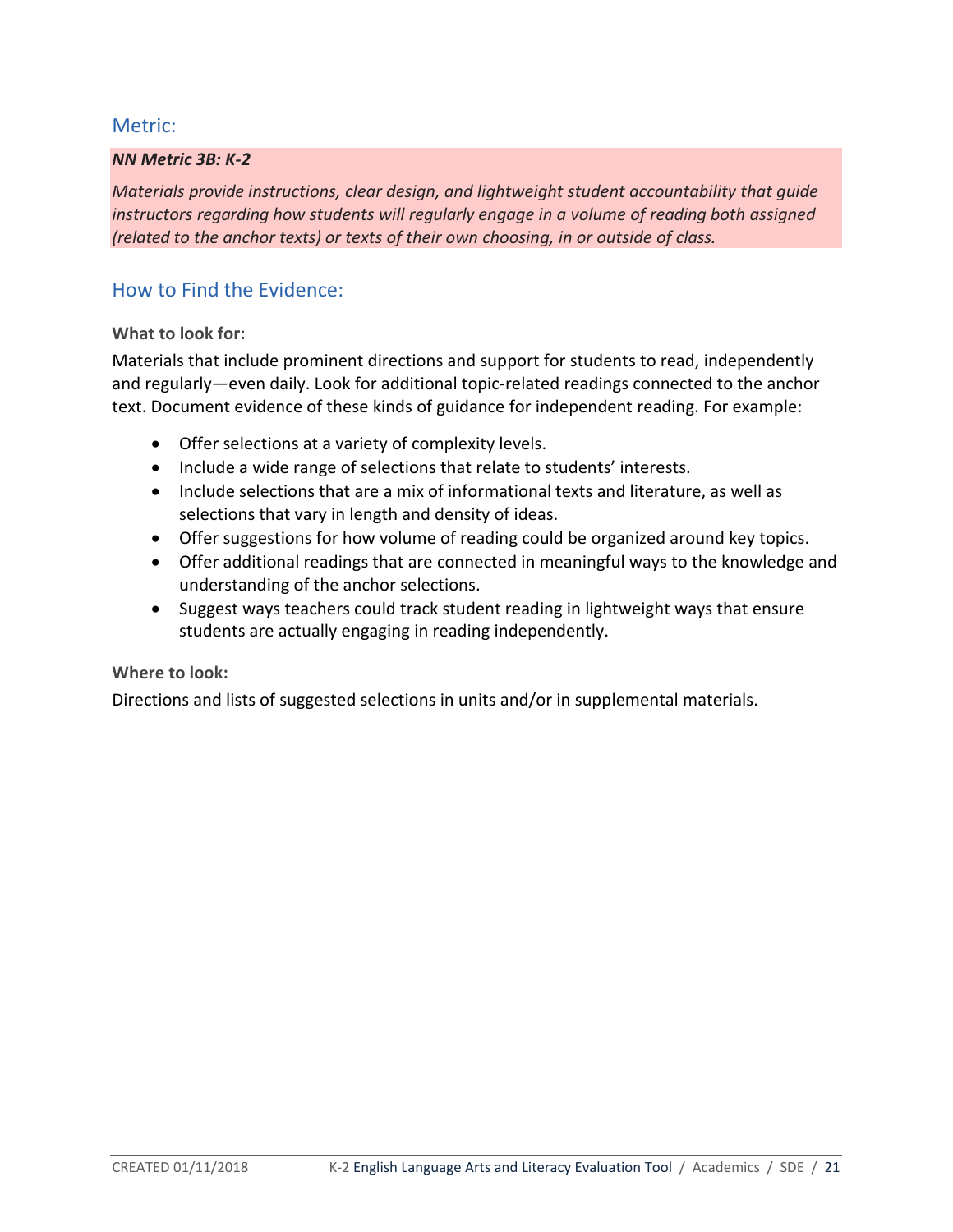## Metric:

***NN Metric 3B: K-2***

*Materials provide instructions, clear design, and lightweight student accountability that guide instructors regarding how students will regularly engage in a volume of reading both assigned (related to the anchor texts) or texts of their own choosing, in or outside of class.*

## How to Find the Evidence:

**What to look for:**

Materials that include prominent directions and support for students to read, independently and regularly—even daily. Look for additional topic-related readings connected to the anchor text. Document evidence of these kinds of guidance for independent reading. For example:

- Offer selections at a variety of complexity levels.
- Include a wide range of selections that relate to students' interests.
- Include selections that are a mix of informational texts and literature, as well as selections that vary in length and density of ideas.
- Offer suggestions for how volume of reading could be organized around key topics.
- Offer additional readings that are connected in meaningful ways to the knowledge and understanding of the anchor selections.
- Suggest ways teachers could track student reading in lightweight ways that ensure students are actually engaging in reading independently.

**Where to look:**

Directions and lists of suggested selections in units and/or in supplemental materials.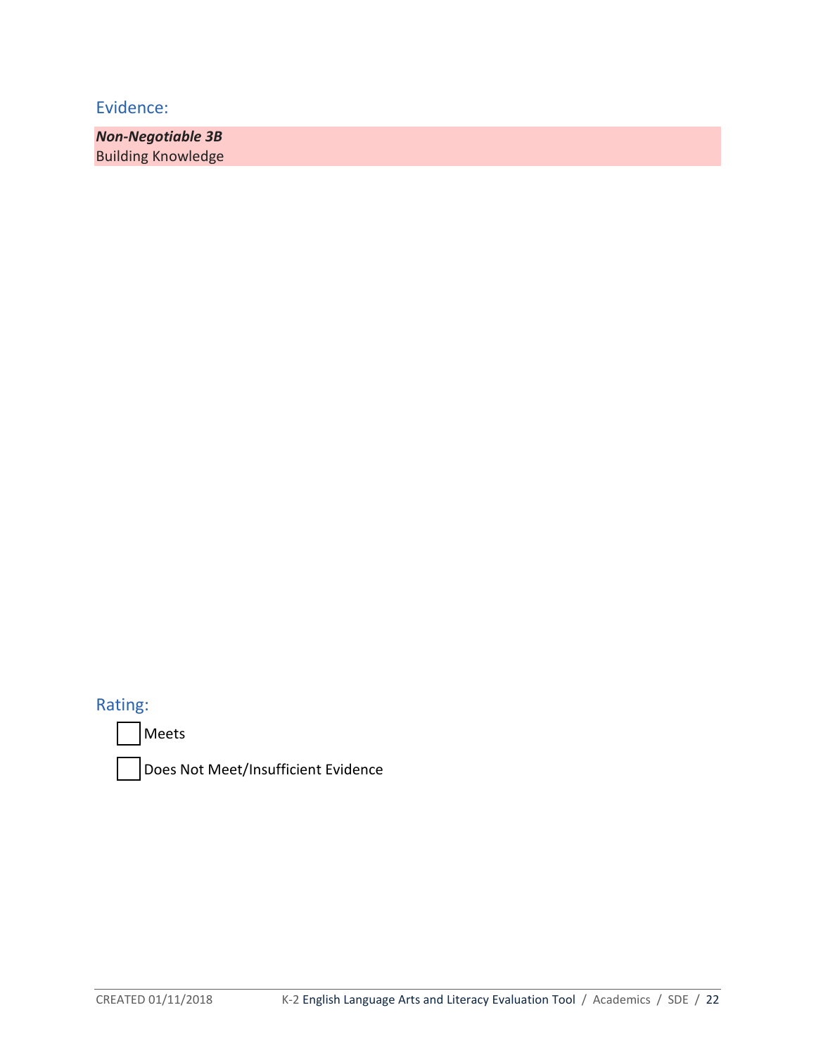## Evidence:

***Non-Negotiable 3B***
Building Knowledge

## Rating:

- [ ] Meets
- [ ] Does Not Meet/Insufficient Evidence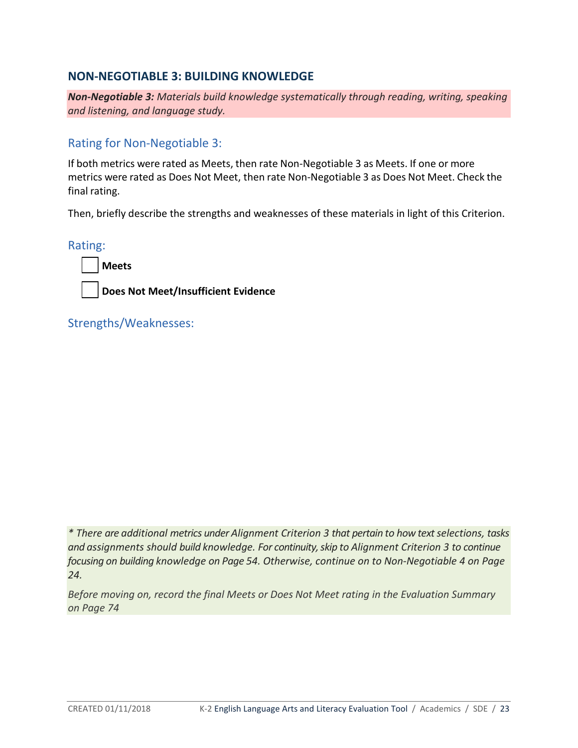## NON-NEGOTIABLE 3: BUILDING KNOWLEDGE

***Non-Negotiable 3:*** *Materials build knowledge systematically through reading, writing, speaking and listening, and language study.*

### Rating for Non-Negotiable 3:

If both metrics were rated as Meets, then rate Non-Negotiable 3 as Meets. If one or more metrics were rated as Does Not Meet, then rate Non-Negotiable 3 as Does Not Meet. Check the final rating.

Then, briefly describe the strengths and weaknesses of these materials in light of this Criterion.

### Rating:

- [ ] **Meets**
- [ ] **Does Not Meet/Insufficient Evidence**

### Strengths/Weaknesses:

*\* There are additional metrics under Alignment Criterion 3 that pertain to how text selections, tasks and assignments should build knowledge. For continuity, skip to Alignment Criterion 3 to continue focusing on building knowledge on Page 54. Otherwise, continue on to Non-Negotiable 4 on Page 24.*

*Before moving on, record the final Meets or Does Not Meet rating in the Evaluation Summary on Page 74*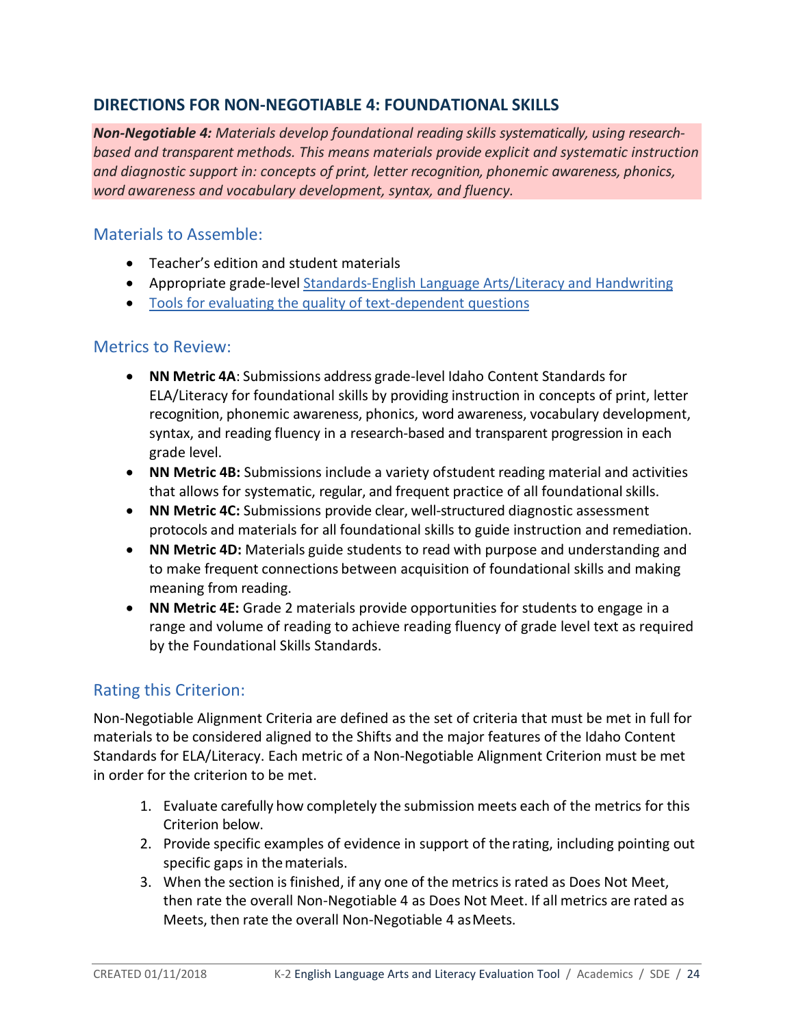## DIRECTIONS FOR NON-NEGOTIABLE 4: FOUNDATIONAL SKILLS

***Non-Negotiable 4:*** *Materials develop foundational reading skills systematically, using research-based and transparent methods. This means materials provide explicit and systematic instruction and diagnostic support in: concepts of print, letter recognition, phonemic awareness, phonics, word awareness and vocabulary development, syntax, and fluency.*

### Materials to Assemble:

- Teacher's edition and student materials
- Appropriate grade-level Standards-English Language Arts/Literacy and Handwriting
- Tools for evaluating the quality of text-dependent questions

### Metrics to Review:

- **NN Metric 4A**: Submissions address grade-level Idaho Content Standards for ELA/Literacy for foundational skills by providing instruction in concepts of print, letter recognition, phonemic awareness, phonics, word awareness, vocabulary development, syntax, and reading fluency in a research-based and transparent progression in each grade level.
- **NN Metric 4B:** Submissions include a variety of student reading material and activities that allows for systematic, regular, and frequent practice of all foundational skills.
- **NN Metric 4C:** Submissions provide clear, well-structured diagnostic assessment protocols and materials for all foundational skills to guide instruction and remediation.
- **NN Metric 4D:** Materials guide students to read with purpose and understanding and to make frequent connections between acquisition of foundational skills and making meaning from reading.
- **NN Metric 4E:** Grade 2 materials provide opportunities for students to engage in a range and volume of reading to achieve reading fluency of grade level text as required by the Foundational Skills Standards.

### Rating this Criterion:

Non-Negotiable Alignment Criteria are defined as the set of criteria that must be met in full for materials to be considered aligned to the Shifts and the major features of the Idaho Content Standards for ELA/Literacy. Each metric of a Non-Negotiable Alignment Criterion must be met in order for the criterion to be met.

1. Evaluate carefully how completely the submission meets each of the metrics for this Criterion below.
2. Provide specific examples of evidence in support of the rating, including pointing out specific gaps in the materials.
3. When the section is finished, if any one of the metrics is rated as Does Not Meet, then rate the overall Non-Negotiable 4 as Does Not Meet. If all metrics are rated as Meets, then rate the overall Non-Negotiable 4 as Meets.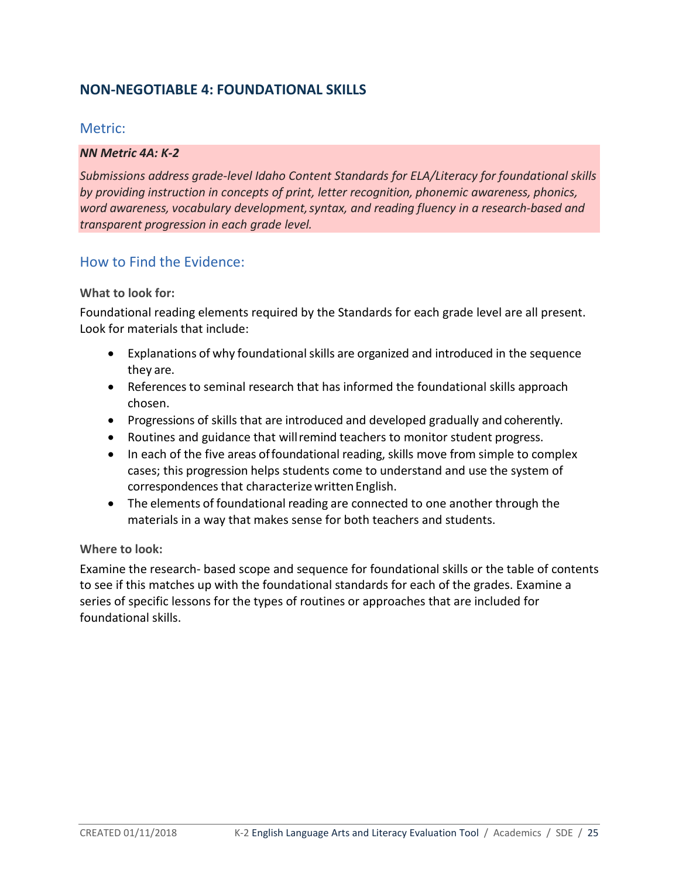## NON-NEGOTIABLE 4: FOUNDATIONAL SKILLS

### Metric:

***NN Metric 4A: K-2***

*Submissions address grade-level Idaho Content Standards for ELA/Literacy for foundational skills by providing instruction in concepts of print, letter recognition, phonemic awareness, phonics, word awareness, vocabulary development, syntax, and reading fluency in a research-based and transparent progression in each grade level.*

### How to Find the Evidence:

**What to look for:**

Foundational reading elements required by the Standards for each grade level are all present. Look for materials that include:

- Explanations of why foundational skills are organized and introduced in the sequence they are.
- References to seminal research that has informed the foundational skills approach chosen.
- Progressions of skills that are introduced and developed gradually and coherently.
- Routines and guidance that will remind teachers to monitor student progress.
- In each of the five areas of foundational reading, skills move from simple to complex cases; this progression helps students come to understand and use the system of correspondences that characterize written English.
- The elements of foundational reading are connected to one another through the materials in a way that makes sense for both teachers and students.

**Where to look:**

Examine the research- based scope and sequence for foundational skills or the table of contents to see if this matches up with the foundational standards for each of the grades. Examine a series of specific lessons for the types of routines or approaches that are included for foundational skills.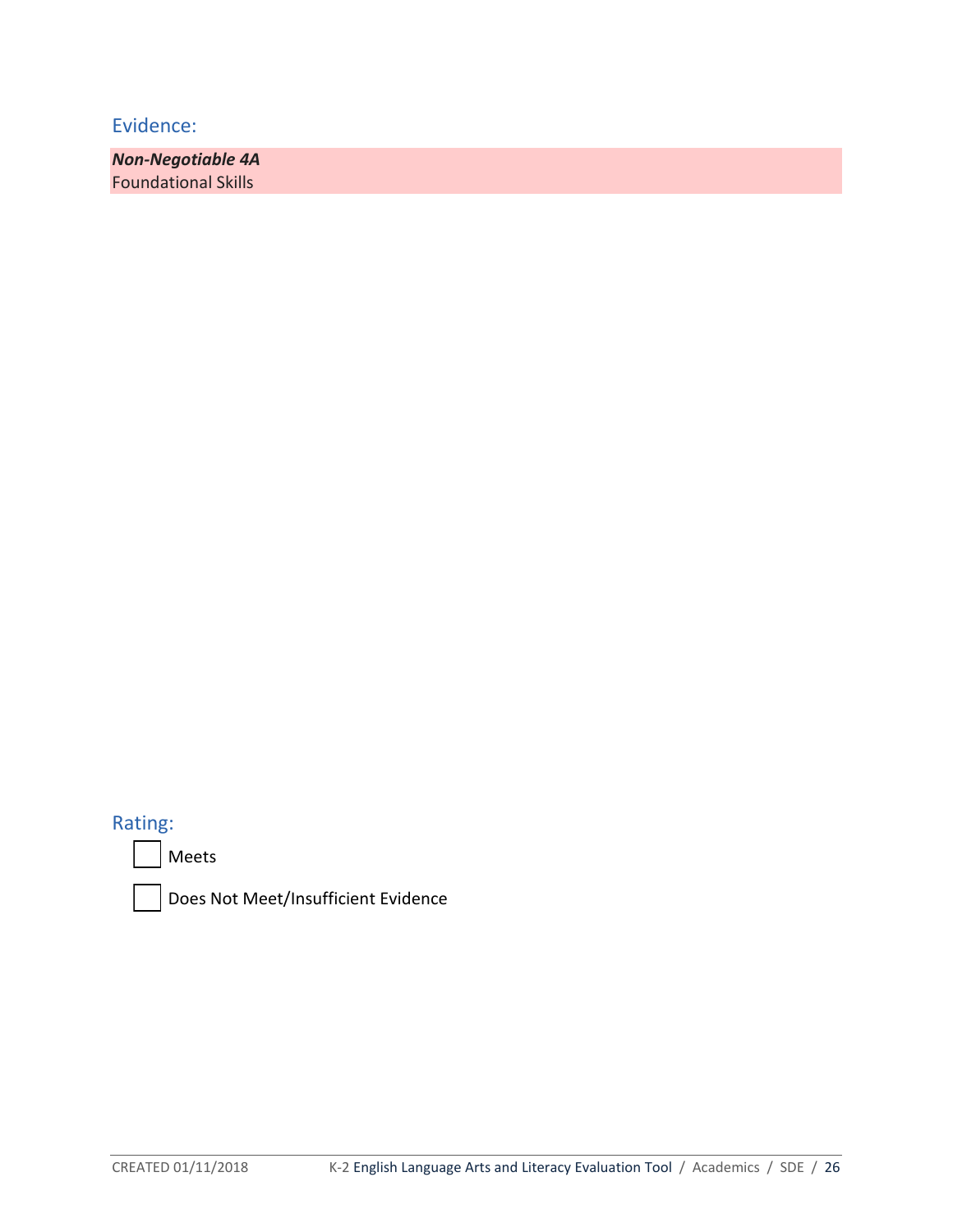## Evidence:

***Non-Negotiable 4A***
Foundational Skills

## Rating:

- [ ] Meets
- [ ] Does Not Meet/Insufficient Evidence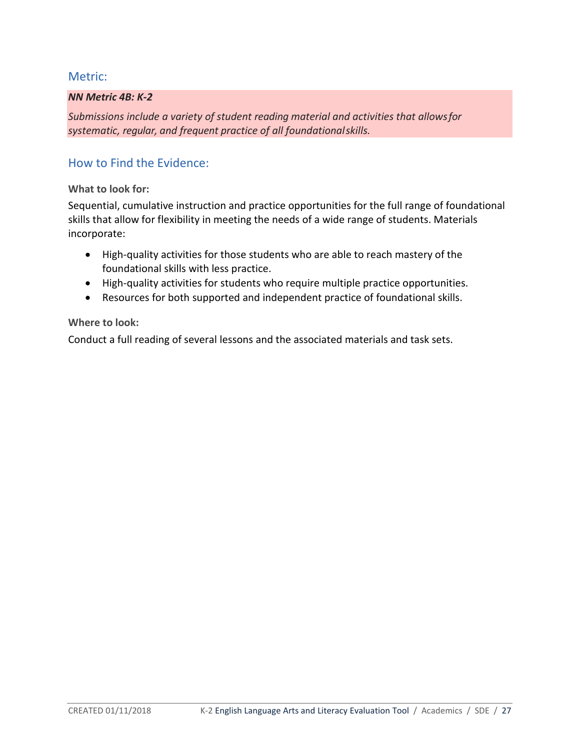## Metric:

***NN Metric 4B: K-2***

*Submissions include a variety of student reading material and activities that allows for systematic, regular, and frequent practice of all foundational skills.*

## How to Find the Evidence:

**What to look for:**

Sequential, cumulative instruction and practice opportunities for the full range of foundational skills that allow for flexibility in meeting the needs of a wide range of students. Materials incorporate:

- High-quality activities for those students who are able to reach mastery of the foundational skills with less practice.
- High-quality activities for students who require multiple practice opportunities.
- Resources for both supported and independent practice of foundational skills.

**Where to look:**

Conduct a full reading of several lessons and the associated materials and task sets.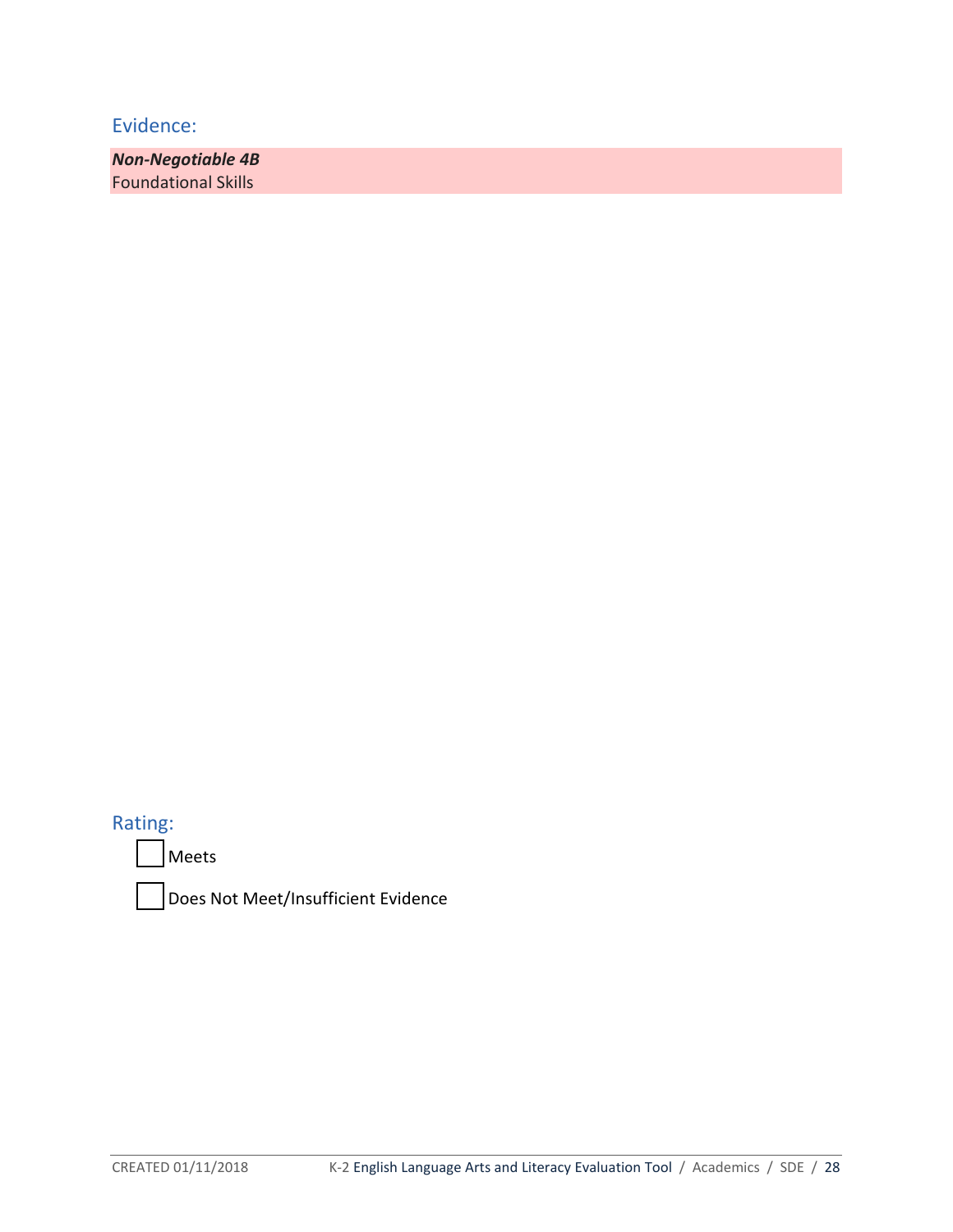## Evidence:

***Non-Negotiable 4B***
Foundational Skills

## Rating:

☐ Meets

☐ Does Not Meet/Insufficient Evidence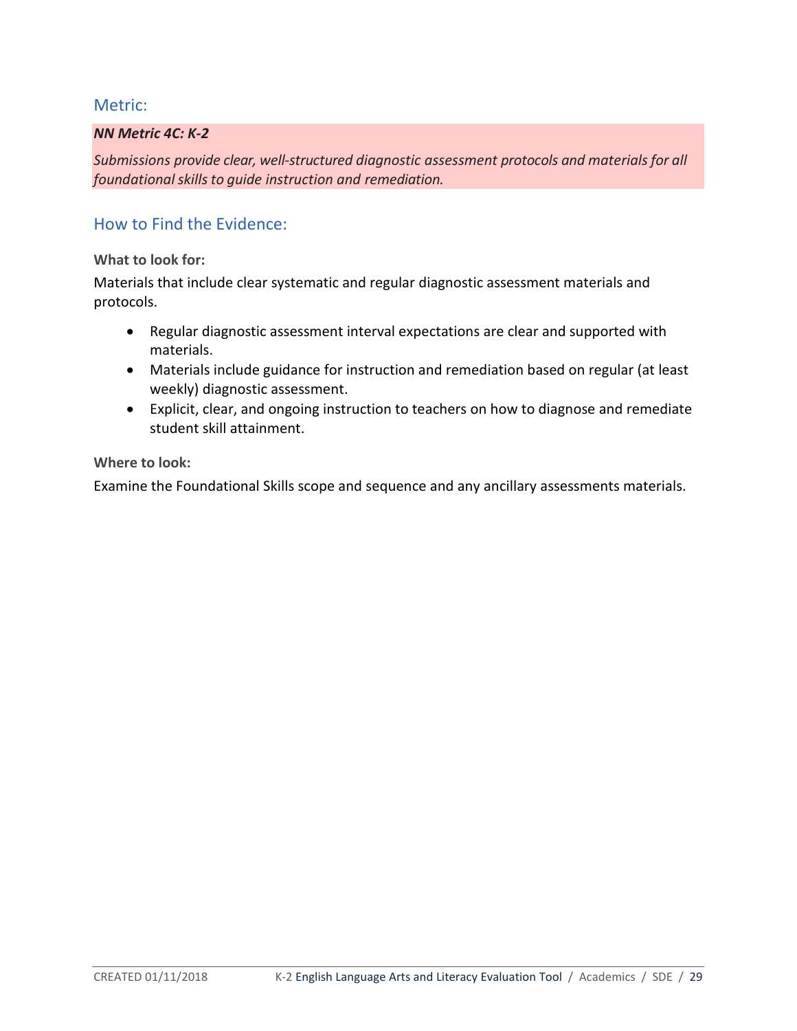## Metric:

***NN Metric 4C: K-2***

*Submissions provide clear, well-structured diagnostic assessment protocols and materials for all foundational skills to guide instruction and remediation.*

## How to Find the Evidence:

**What to look for:**

Materials that include clear systematic and regular diagnostic assessment materials and protocols.

- Regular diagnostic assessment interval expectations are clear and supported with materials.
- Materials include guidance for instruction and remediation based on regular (at least weekly) diagnostic assessment.
- Explicit, clear, and ongoing instruction to teachers on how to diagnose and remediate student skill attainment.

**Where to look:**

Examine the Foundational Skills scope and sequence and any ancillary assessments materials.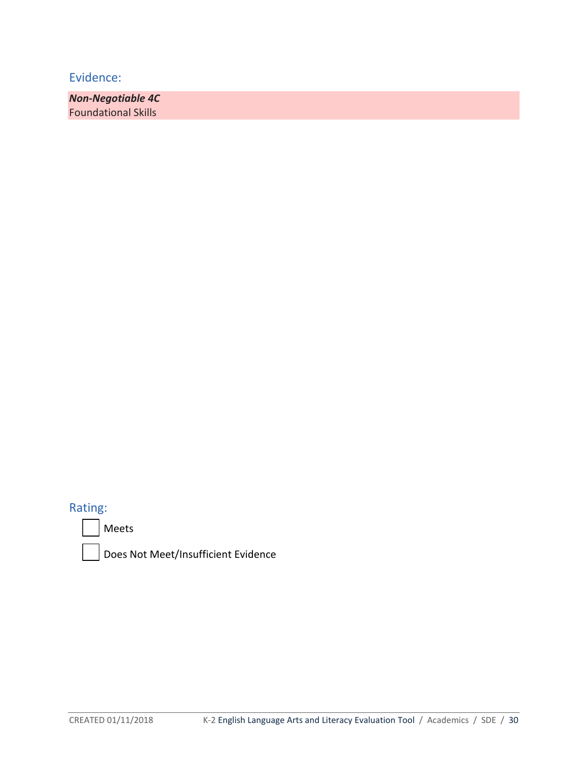## Evidence:

***Non-Negotiable 4C***
Foundational Skills

## Rating:

- [ ] Meets
- [ ] Does Not Meet/Insufficient Evidence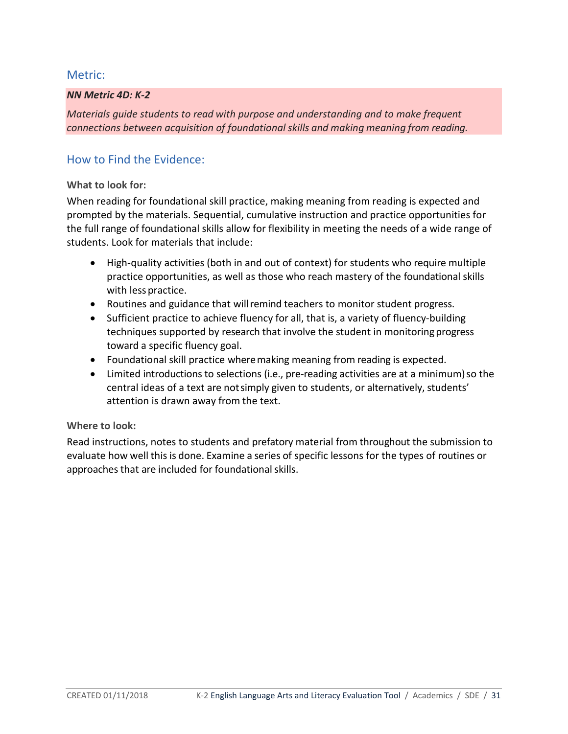## Metric:

***NN Metric 4D: K-2***

*Materials guide students to read with purpose and understanding and to make frequent connections between acquisition of foundational skills and making meaning from reading.*

## How to Find the Evidence:

**What to look for:**

When reading for foundational skill practice, making meaning from reading is expected and prompted by the materials. Sequential, cumulative instruction and practice opportunities for the full range of foundational skills allow for flexibility in meeting the needs of a wide range of students. Look for materials that include:

- High-quality activities (both in and out of context) for students who require multiple practice opportunities, as well as those who reach mastery of the foundational skills with less practice.
- Routines and guidance that will remind teachers to monitor student progress.
- Sufficient practice to achieve fluency for all, that is, a variety of fluency-building techniques supported by research that involve the student in monitoring progress toward a specific fluency goal.
- Foundational skill practice where making meaning from reading is expected.
- Limited introductions to selections (i.e., pre-reading activities are at a minimum) so the central ideas of a text are not simply given to students, or alternatively, students' attention is drawn away from the text.

**Where to look:**

Read instructions, notes to students and prefatory material from throughout the submission to evaluate how well this is done. Examine a series of specific lessons for the types of routines or approaches that are included for foundational skills.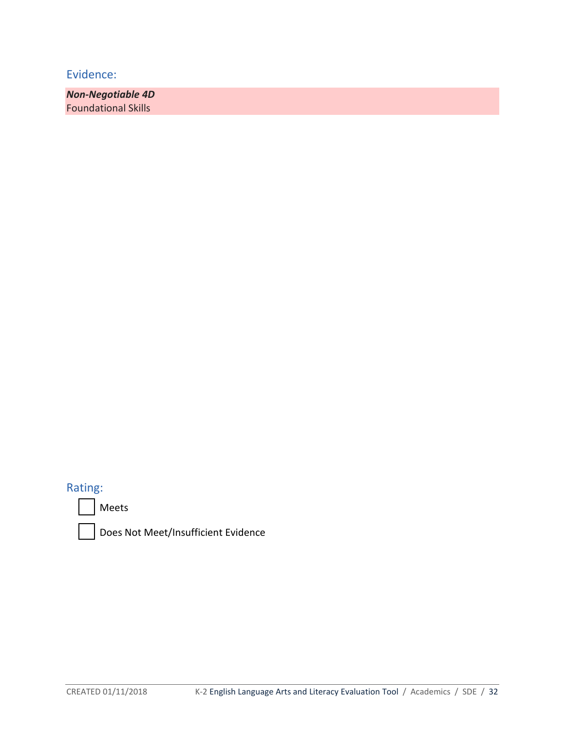## Evidence:

***Non-Negotiable 4D***
Foundational Skills

## Rating:

- [ ] Meets
- [ ] Does Not Meet/Insufficient Evidence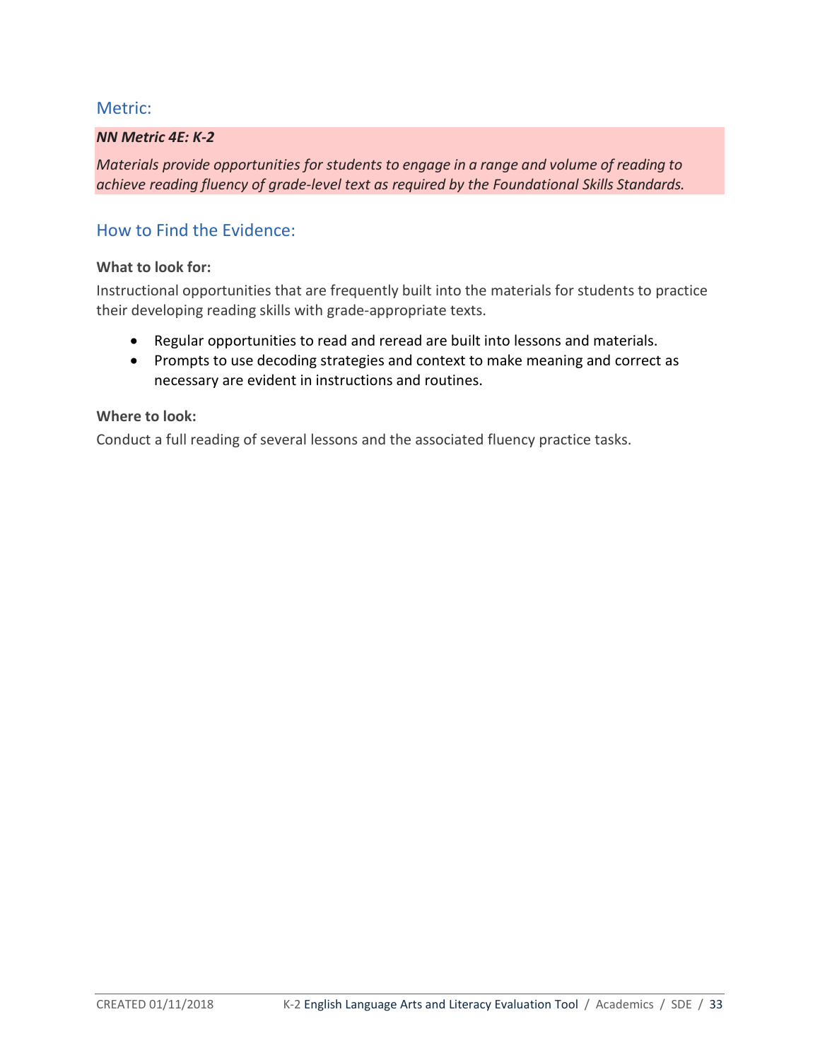## Metric:

***NN Metric 4E: K-2***

*Materials provide opportunities for students to engage in a range and volume of reading to achieve reading fluency of grade-level text as required by the Foundational Skills Standards.*

## How to Find the Evidence:

**What to look for:**

Instructional opportunities that are frequently built into the materials for students to practice their developing reading skills with grade-appropriate texts.

- Regular opportunities to read and reread are built into lessons and materials.
- Prompts to use decoding strategies and context to make meaning and correct as necessary are evident in instructions and routines.

**Where to look:**

Conduct a full reading of several lessons and the associated fluency practice tasks.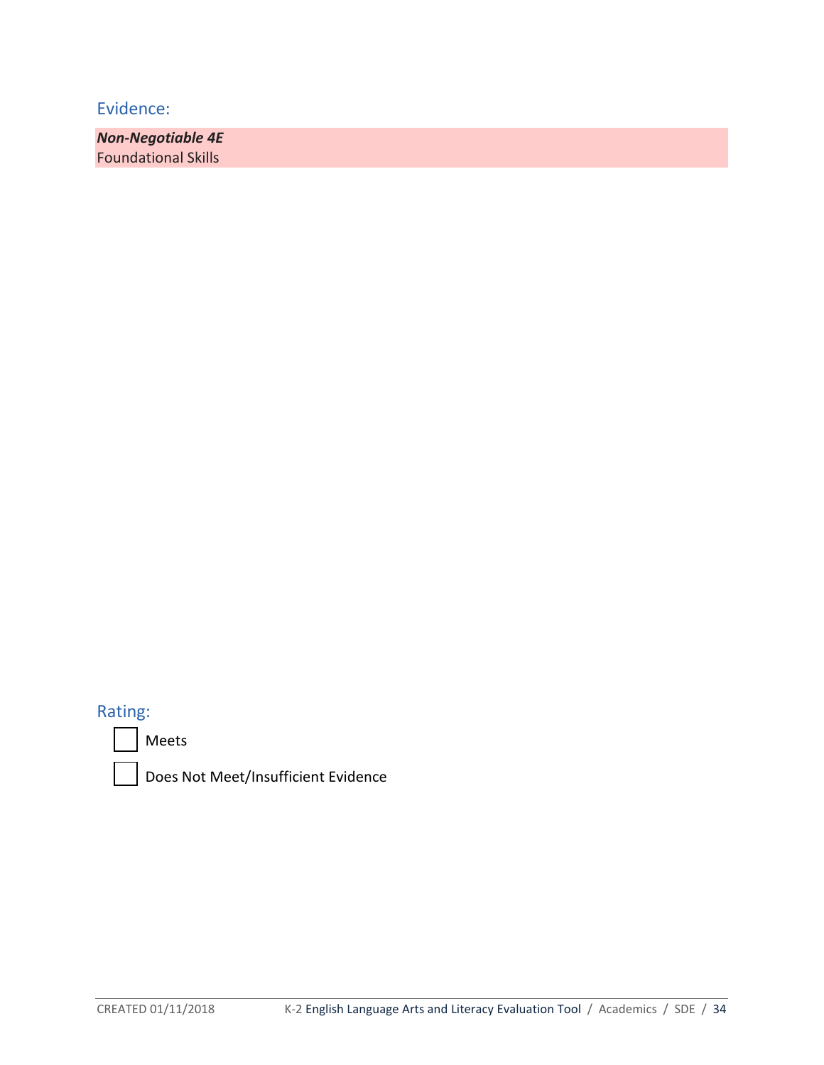## Evidence:

***Non-Negotiable 4E***
Foundational Skills

## Rating:

☐ Meets

☐ Does Not Meet/Insufficient Evidence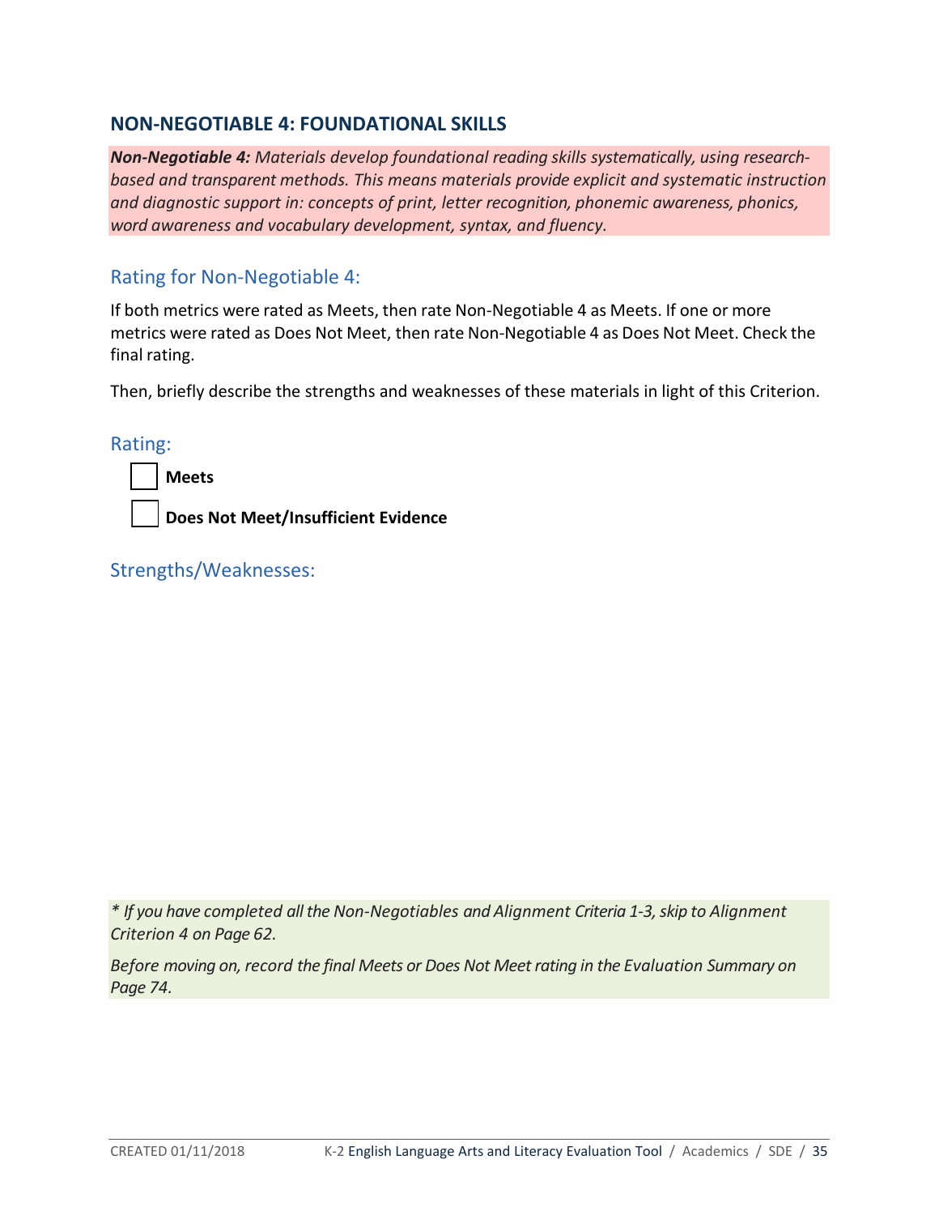## NON-NEGOTIABLE 4: FOUNDATIONAL SKILLS

***Non-Negotiable 4:*** *Materials develop foundational reading skills systematically, using research-based and transparent methods. This means materials provide explicit and systematic instruction and diagnostic support in: concepts of print, letter recognition, phonemic awareness, phonics, word awareness and vocabulary development, syntax, and fluency.*

### Rating for Non-Negotiable 4:

If both metrics were rated as Meets, then rate Non-Negotiable 4 as Meets. If one or more metrics were rated as Does Not Meet, then rate Non-Negotiable 4 as Does Not Meet. Check the final rating.

Then, briefly describe the strengths and weaknesses of these materials in light of this Criterion.

### Rating:

- [ ] **Meets**
- [ ] **Does Not Meet/Insufficient Evidence**

### Strengths/Weaknesses:

*\* If you have completed all the Non-Negotiables and Alignment Criteria 1-3, skip to Alignment Criterion 4 on Page 62.*

*Before moving on, record the final Meets or Does Not Meet rating in the Evaluation Summary on Page 74.*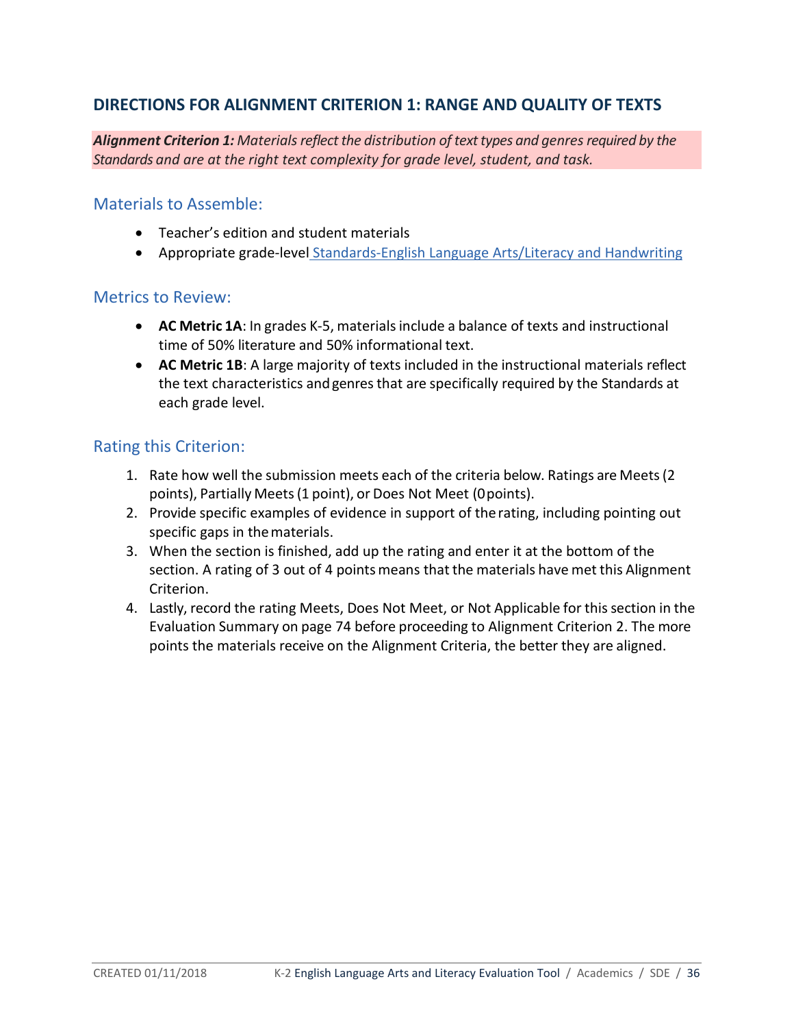## DIRECTIONS FOR ALIGNMENT CRITERION 1: RANGE AND QUALITY OF TEXTS

***Alignment Criterion 1:*** *Materials reflect the distribution of text types and genres required by the Standards and are at the right text complexity for grade level, student, and task.*

### Materials to Assemble:

- Teacher's edition and student materials
- Appropriate grade-level Standards-English Language Arts/Literacy and Handwriting

### Metrics to Review:

- **AC Metric 1A**: In grades K-5, materials include a balance of texts and instructional time of 50% literature and 50% informational text.
- **AC Metric 1B**: A large majority of texts included in the instructional materials reflect the text characteristics and genres that are specifically required by the Standards at each grade level.

### Rating this Criterion:

1. Rate how well the submission meets each of the criteria below. Ratings are Meets (2 points), Partially Meets (1 point), or Does Not Meet (0 points).
2. Provide specific examples of evidence in support of the rating, including pointing out specific gaps in the materials.
3. When the section is finished, add up the rating and enter it at the bottom of the section. A rating of 3 out of 4 points means that the materials have met this Alignment Criterion.
4. Lastly, record the rating Meets, Does Not Meet, or Not Applicable for this section in the Evaluation Summary on page 74 before proceeding to Alignment Criterion 2. The more points the materials receive on the Alignment Criteria, the better they are aligned.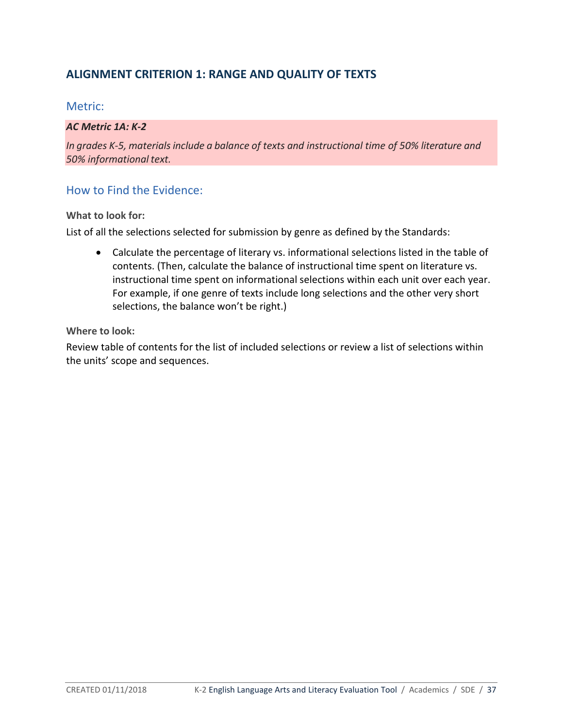## ALIGNMENT CRITERION 1: RANGE AND QUALITY OF TEXTS

### Metric:

***AC Metric 1A: K-2***

*In grades K-5, materials include a balance of texts and instructional time of 50% literature and 50% informational text.*

### How to Find the Evidence:

**What to look for:**

List of all the selections selected for submission by genre as defined by the Standards:

- Calculate the percentage of literary vs. informational selections listed in the table of contents. (Then, calculate the balance of instructional time spent on literature vs. instructional time spent on informational selections within each unit over each year. For example, if one genre of texts include long selections and the other very short selections, the balance won't be right.)

**Where to look:**

Review table of contents for the list of included selections or review a list of selections within the units' scope and sequences.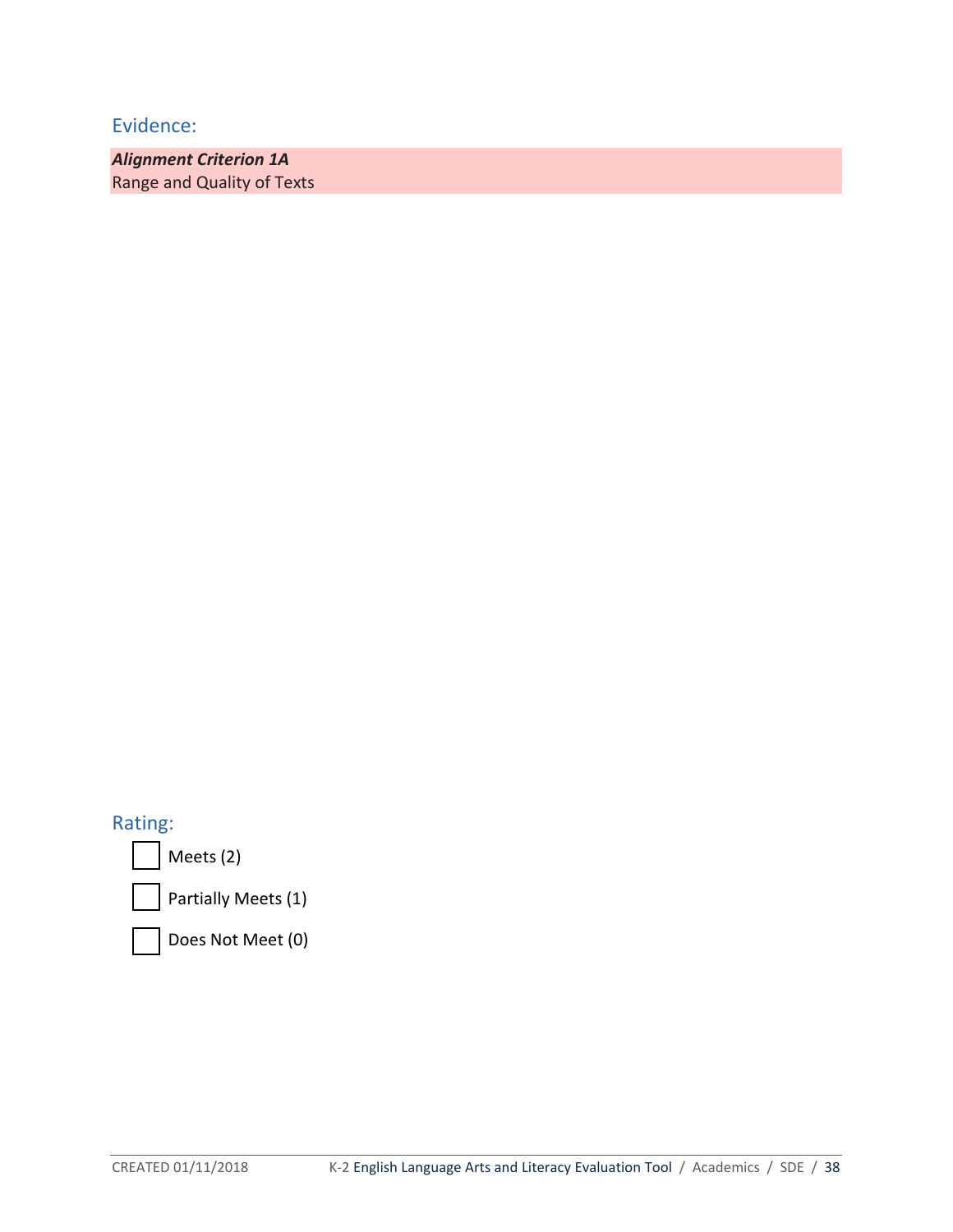## Evidence:

***Alignment Criterion 1A***
Range and Quality of Texts

## Rating:

- ☐ Meets (2)
- ☐ Partially Meets (1)
- ☐ Does Not Meet (0)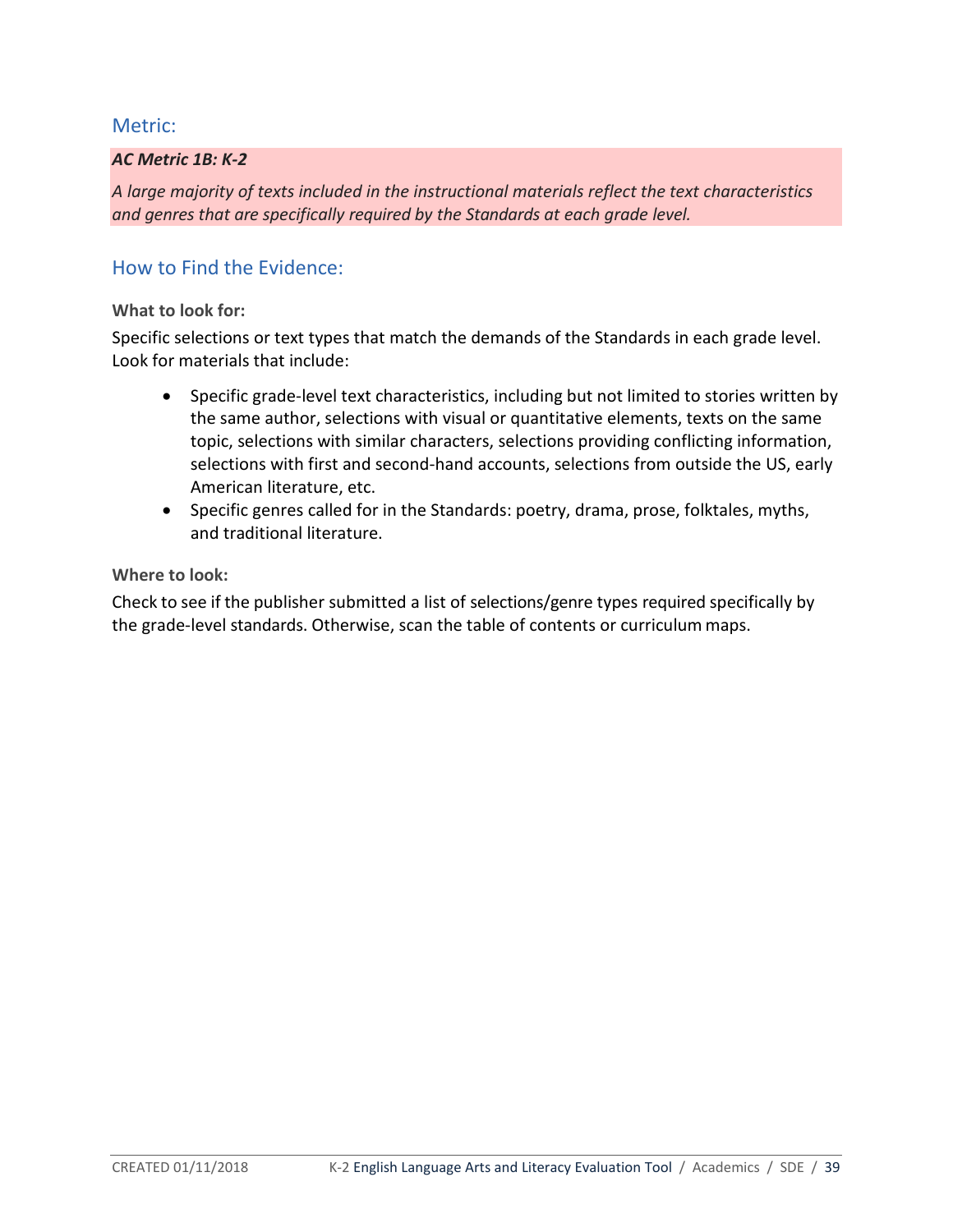## Metric:

***AC Metric 1B: K-2***

*A large majority of texts included in the instructional materials reflect the text characteristics and genres that are specifically required by the Standards at each grade level.*

## How to Find the Evidence:

**What to look for:**

Specific selections or text types that match the demands of the Standards in each grade level. Look for materials that include:

- Specific grade-level text characteristics, including but not limited to stories written by the same author, selections with visual or quantitative elements, texts on the same topic, selections with similar characters, selections providing conflicting information, selections with first and second-hand accounts, selections from outside the US, early American literature, etc.
- Specific genres called for in the Standards: poetry, drama, prose, folktales, myths, and traditional literature.

**Where to look:**

Check to see if the publisher submitted a list of selections/genre types required specifically by the grade-level standards. Otherwise, scan the table of contents or curriculum maps.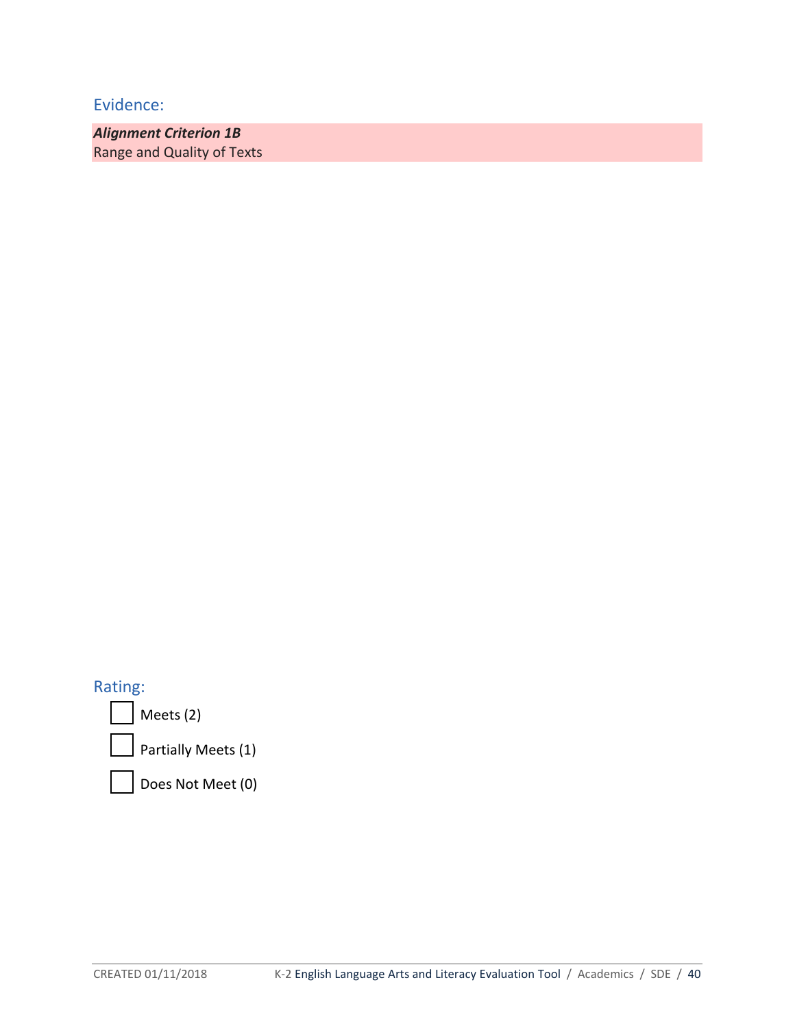## Evidence:

***Alignment Criterion 1B***
Range and Quality of Texts

## Rating:

- [ ] Meets (2)
- [ ] Partially Meets (1)
- [ ] Does Not Meet (0)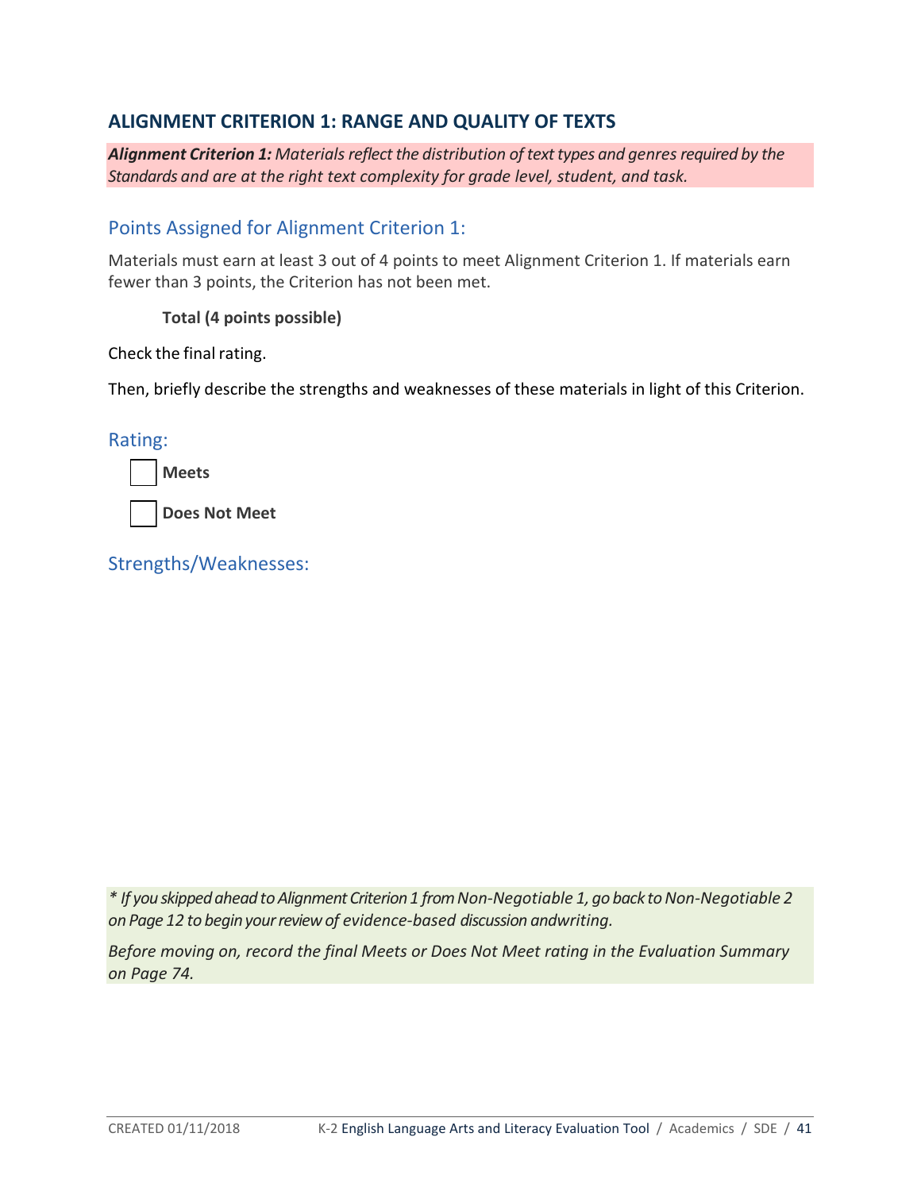## ALIGNMENT CRITERION 1: RANGE AND QUALITY OF TEXTS

***Alignment Criterion 1:** Materials reflect the distribution of text types and genres required by the Standards and are at the right text complexity for grade level, student, and task.*

### Points Assigned for Alignment Criterion 1:

Materials must earn at least 3 out of 4 points to meet Alignment Criterion 1. If materials earn fewer than 3 points, the Criterion has not been met.

**Total (4 points possible)**

Check the final rating.

Then, briefly describe the strengths and weaknesses of these materials in light of this Criterion.

### Rating:

☐ **Meets**

☐ **Does Not Meet**

### Strengths/Weaknesses:

*\* If you skipped ahead to Alignment Criterion 1 from Non-Negotiable 1, go back to Non-Negotiable 2 on Page 12 to begin your review of evidence-based discussion andwriting.*

*Before moving on, record the final Meets or Does Not Meet rating in the Evaluation Summary on Page 74.*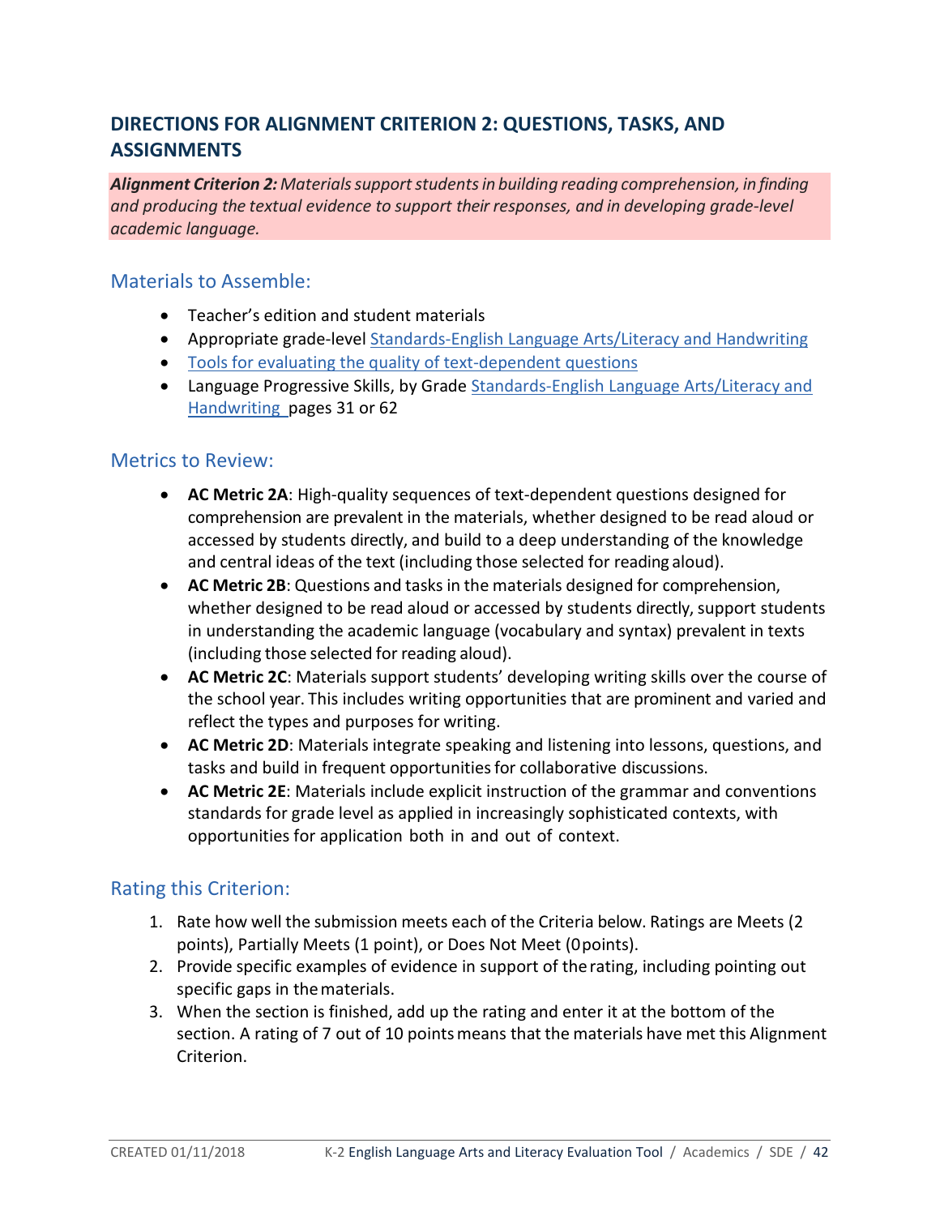## DIRECTIONS FOR ALIGNMENT CRITERION 2: QUESTIONS, TASKS, AND ASSIGNMENTS

***Alignment Criterion 2:*** *Materials support students in building reading comprehension, in finding and producing the textual evidence to support their responses, and in developing grade-level academic language.*

### Materials to Assemble:

- Teacher's edition and student materials
- Appropriate grade-level Standards-English Language Arts/Literacy and Handwriting
- Tools for evaluating the quality of text-dependent questions
- Language Progressive Skills, by Grade Standards-English Language Arts/Literacy and Handwriting pages 31 or 62

### Metrics to Review:

- **AC Metric 2A**: High-quality sequences of text-dependent questions designed for comprehension are prevalent in the materials, whether designed to be read aloud or accessed by students directly, and build to a deep understanding of the knowledge and central ideas of the text (including those selected for reading aloud).
- **AC Metric 2B**: Questions and tasks in the materials designed for comprehension, whether designed to be read aloud or accessed by students directly, support students in understanding the academic language (vocabulary and syntax) prevalent in texts (including those selected for reading aloud).
- **AC Metric 2C**: Materials support students' developing writing skills over the course of the school year. This includes writing opportunities that are prominent and varied and reflect the types and purposes for writing.
- **AC Metric 2D**: Materials integrate speaking and listening into lessons, questions, and tasks and build in frequent opportunities for collaborative discussions.
- **AC Metric 2E**: Materials include explicit instruction of the grammar and conventions standards for grade level as applied in increasingly sophisticated contexts, with opportunities for application both in and out of context.

### Rating this Criterion:

1. Rate how well the submission meets each of the Criteria below. Ratings are Meets (2 points), Partially Meets (1 point), or Does Not Meet (0 points).
2. Provide specific examples of evidence in support of the rating, including pointing out specific gaps in the materials.
3. When the section is finished, add up the rating and enter it at the bottom of the section. A rating of 7 out of 10 points means that the materials have met this Alignment Criterion.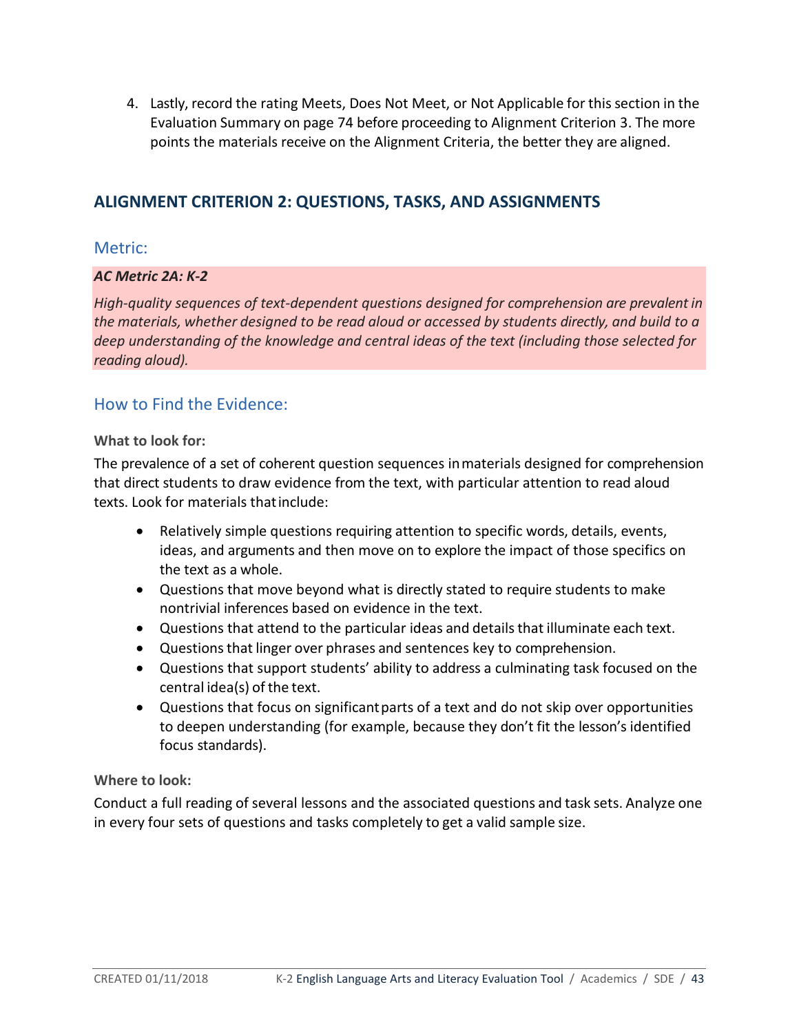4. Lastly, record the rating Meets, Does Not Meet, or Not Applicable for this section in the Evaluation Summary on page 74 before proceeding to Alignment Criterion 3. The more points the materials receive on the Alignment Criteria, the better they are aligned.

## ALIGNMENT CRITERION 2: QUESTIONS, TASKS, AND ASSIGNMENTS

### Metric:

***AC Metric 2A: K-2***

*High-quality sequences of text-dependent questions designed for comprehension are prevalent in the materials, whether designed to be read aloud or accessed by students directly, and build to a deep understanding of the knowledge and central ideas of the text (including those selected for reading aloud).*

### How to Find the Evidence:

**What to look for:**

The prevalence of a set of coherent question sequences in materials designed for comprehension that direct students to draw evidence from the text, with particular attention to read aloud texts. Look for materials that include:

- Relatively simple questions requiring attention to specific words, details, events, ideas, and arguments and then move on to explore the impact of those specifics on the text as a whole.
- Questions that move beyond what is directly stated to require students to make nontrivial inferences based on evidence in the text.
- Questions that attend to the particular ideas and details that illuminate each text.
- Questions that linger over phrases and sentences key to comprehension.
- Questions that support students' ability to address a culminating task focused on the central idea(s) of the text.
- Questions that focus on significant parts of a text and do not skip over opportunities to deepen understanding (for example, because they don't fit the lesson's identified focus standards).

**Where to look:**

Conduct a full reading of several lessons and the associated questions and task sets. Analyze one in every four sets of questions and tasks completely to get a valid sample size.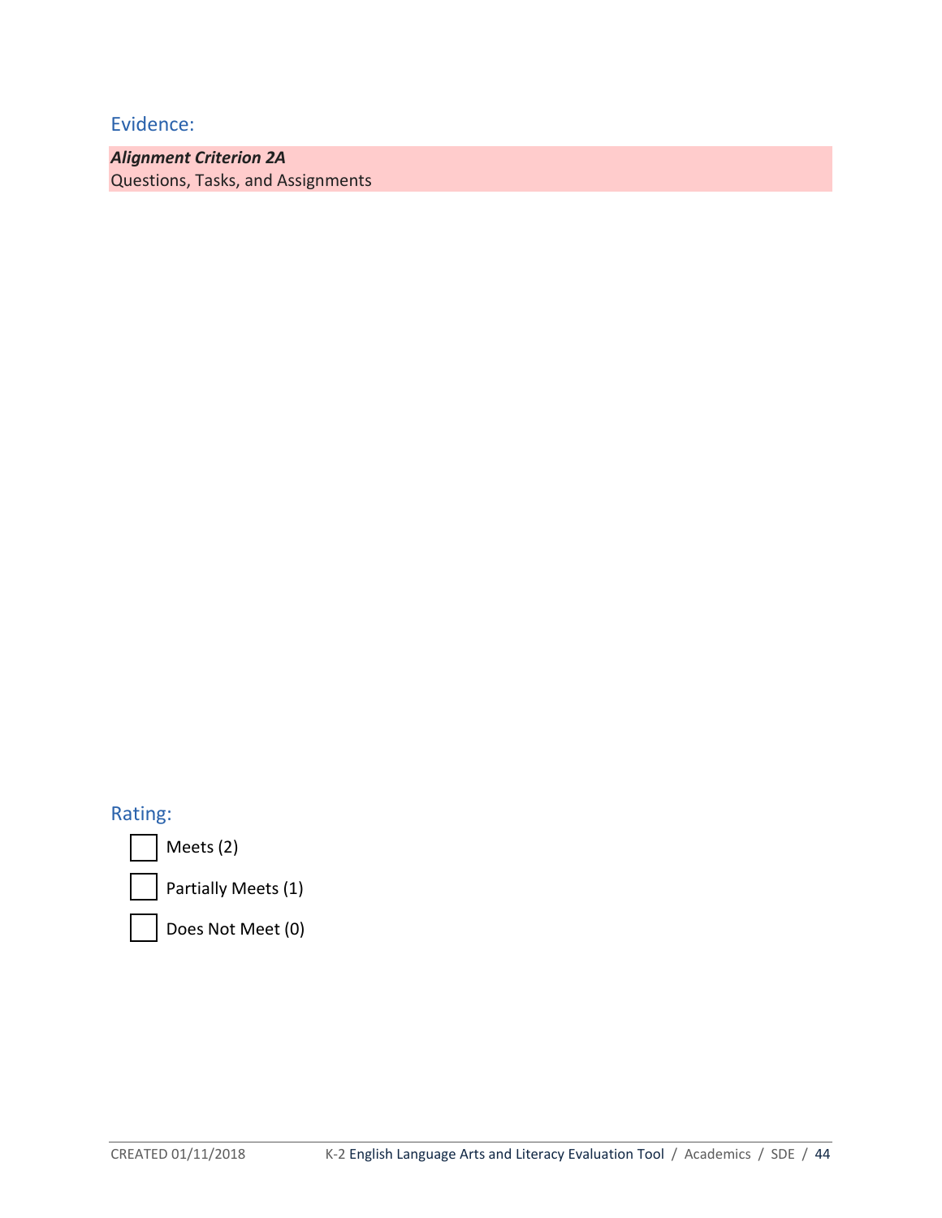## Evidence:

***Alignment Criterion 2A***
Questions, Tasks, and Assignments

## Rating:

- ☐ Meets (2)
- ☐ Partially Meets (1)
- ☐ Does Not Meet (0)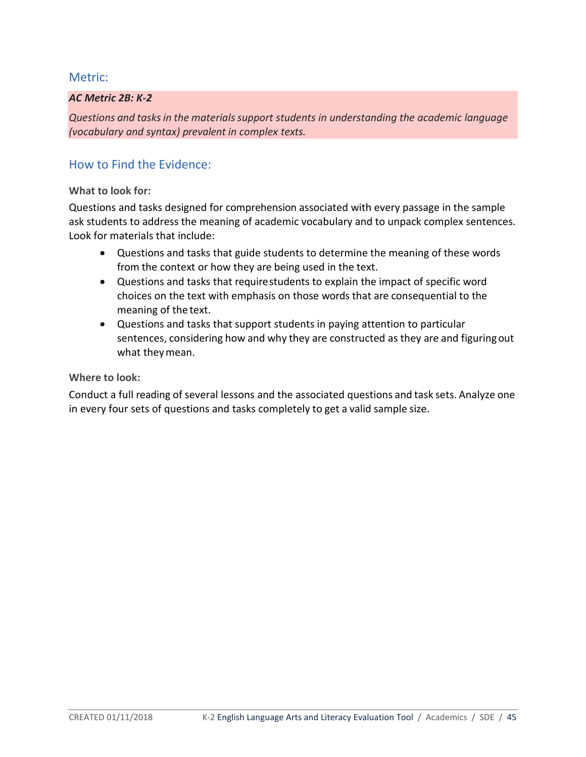## Metric:

***AC Metric 2B: K-2***

*Questions and tasks in the materials support students in understanding the academic language (vocabulary and syntax) prevalent in complex texts.*

## How to Find the Evidence:

**What to look for:**

Questions and tasks designed for comprehension associated with every passage in the sample ask students to address the meaning of academic vocabulary and to unpack complex sentences. Look for materials that include:

- Questions and tasks that guide students to determine the meaning of these words from the context or how they are being used in the text.
- Questions and tasks that require students to explain the impact of specific word choices on the text with emphasis on those words that are consequential to the meaning of the text.
- Questions and tasks that support students in paying attention to particular sentences, considering how and why they are constructed as they are and figuring out what they mean.

**Where to look:**

Conduct a full reading of several lessons and the associated questions and task sets. Analyze one in every four sets of questions and tasks completely to get a valid sample size.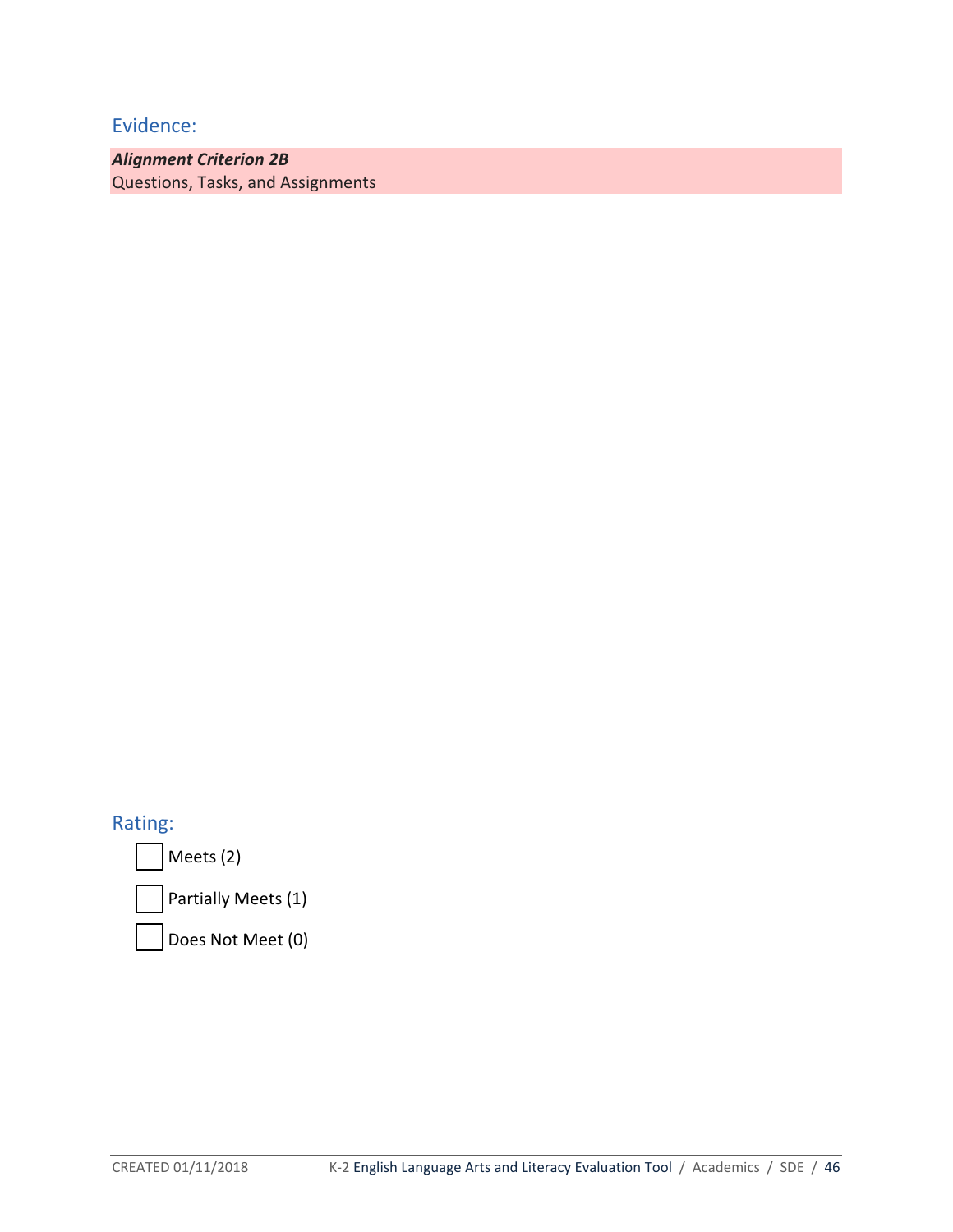## Evidence:

***Alignment Criterion 2B***
Questions, Tasks, and Assignments

## Rating:

- [ ] Meets (2)
- [ ] Partially Meets (1)
- [ ] Does Not Meet (0)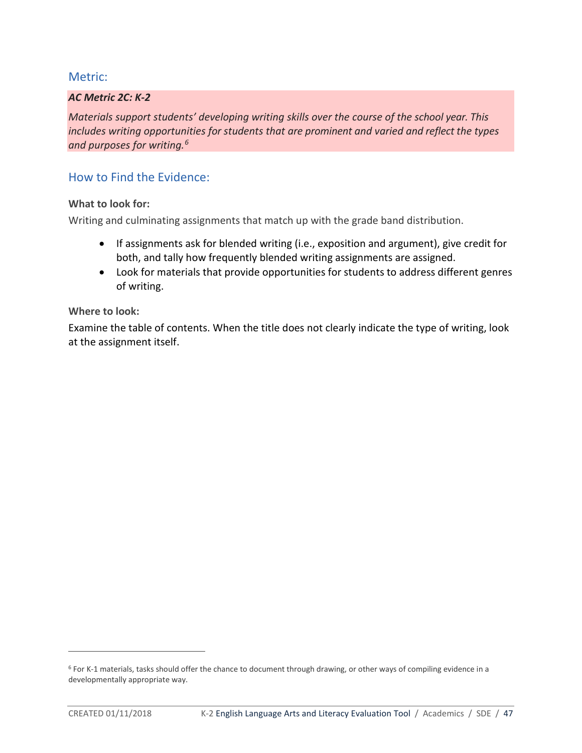## Metric:

***AC Metric 2C: K-2***

*Materials support students' developing writing skills over the course of the school year. This includes writing opportunities for students that are prominent and varied and reflect the types and purposes for writing.*[6]

## How to Find the Evidence:

**What to look for:**

Writing and culminating assignments that match up with the grade band distribution.

- If assignments ask for blended writing (i.e., exposition and argument), give credit for both, and tally how frequently blended writing assignments are assigned.
- Look for materials that provide opportunities for students to address different genres of writing.

**Where to look:**

Examine the table of contents. When the title does not clearly indicate the type of writing, look at the assignment itself.

---

[6] For K-1 materials, tasks should offer the chance to document through drawing, or other ways of compiling evidence in a developmentally appropriate way.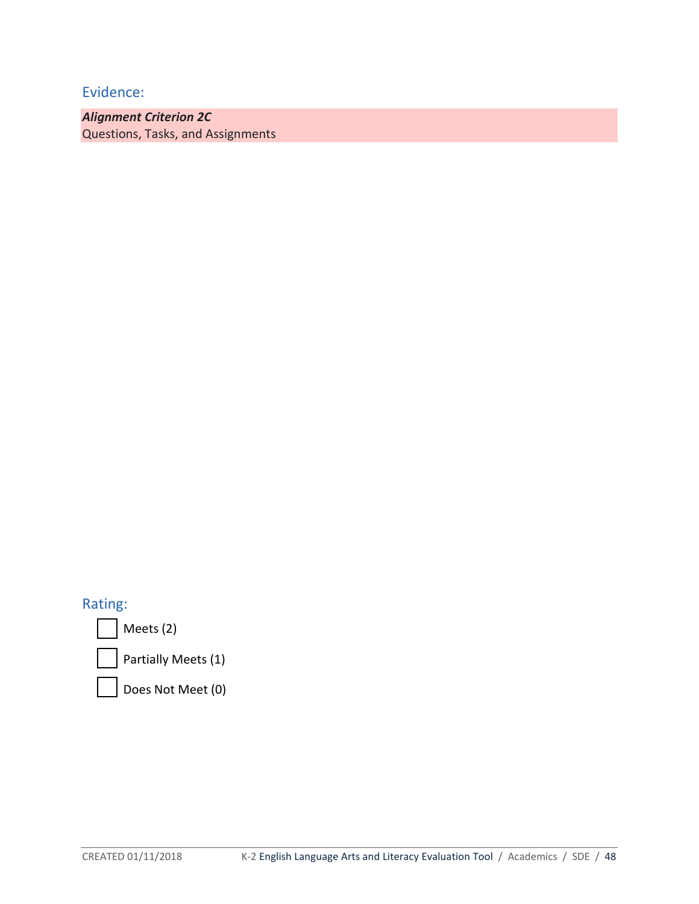## Evidence:

***Alignment Criterion 2C***
Questions, Tasks, and Assignments

## Rating:

- [ ] Meets (2)
- [ ] Partially Meets (1)
- [ ] Does Not Meet (0)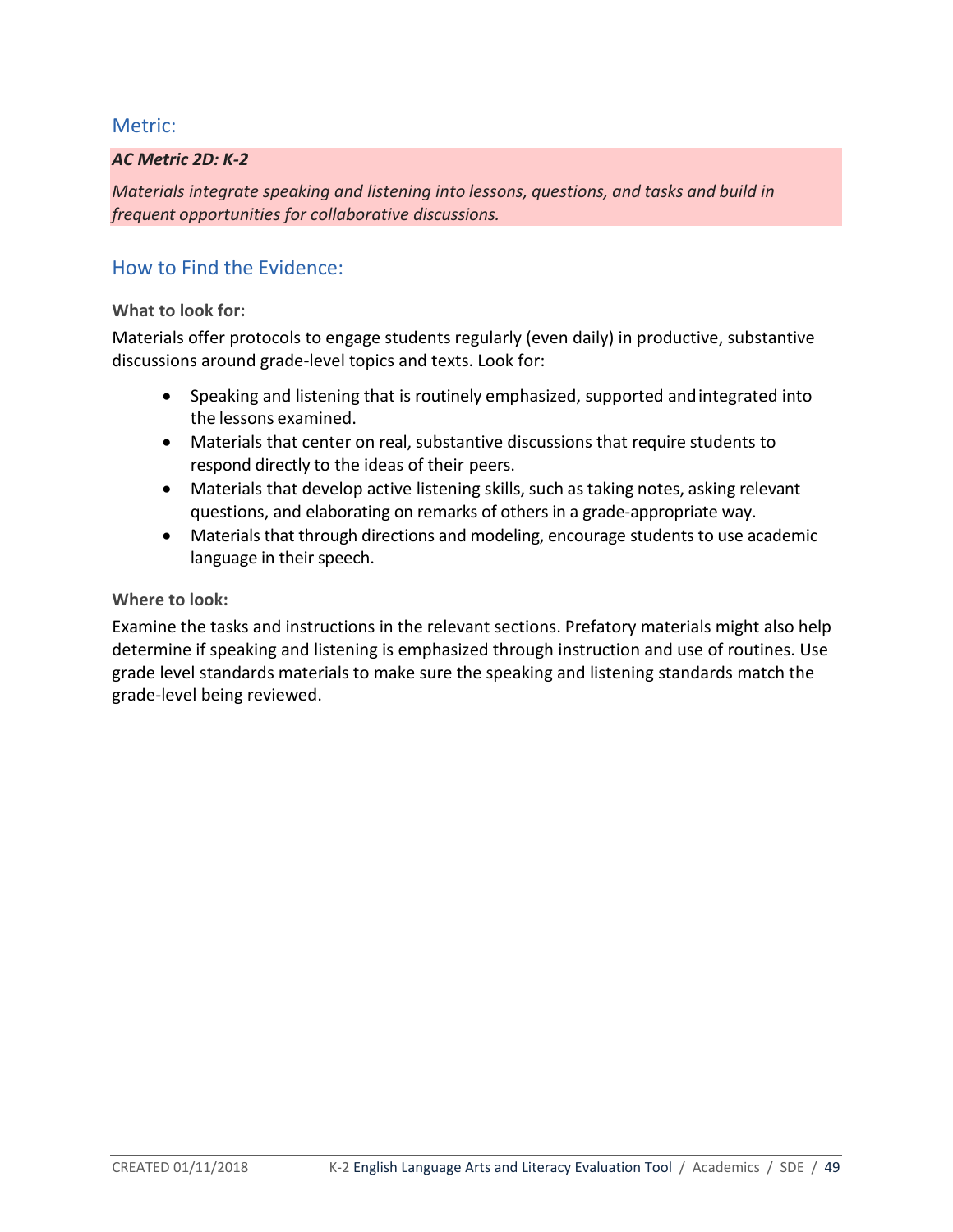## Metric:

***AC Metric 2D: K-2***

*Materials integrate speaking and listening into lessons, questions, and tasks and build in frequent opportunities for collaborative discussions.*

## How to Find the Evidence:

**What to look for:**

Materials offer protocols to engage students regularly (even daily) in productive, substantive discussions around grade-level topics and texts. Look for:

- Speaking and listening that is routinely emphasized, supported and integrated into the lessons examined.
- Materials that center on real, substantive discussions that require students to respond directly to the ideas of their peers.
- Materials that develop active listening skills, such as taking notes, asking relevant questions, and elaborating on remarks of others in a grade-appropriate way.
- Materials that through directions and modeling, encourage students to use academic language in their speech.

**Where to look:**

Examine the tasks and instructions in the relevant sections. Prefatory materials might also help determine if speaking and listening is emphasized through instruction and use of routines. Use grade level standards materials to make sure the speaking and listening standards match the grade-level being reviewed.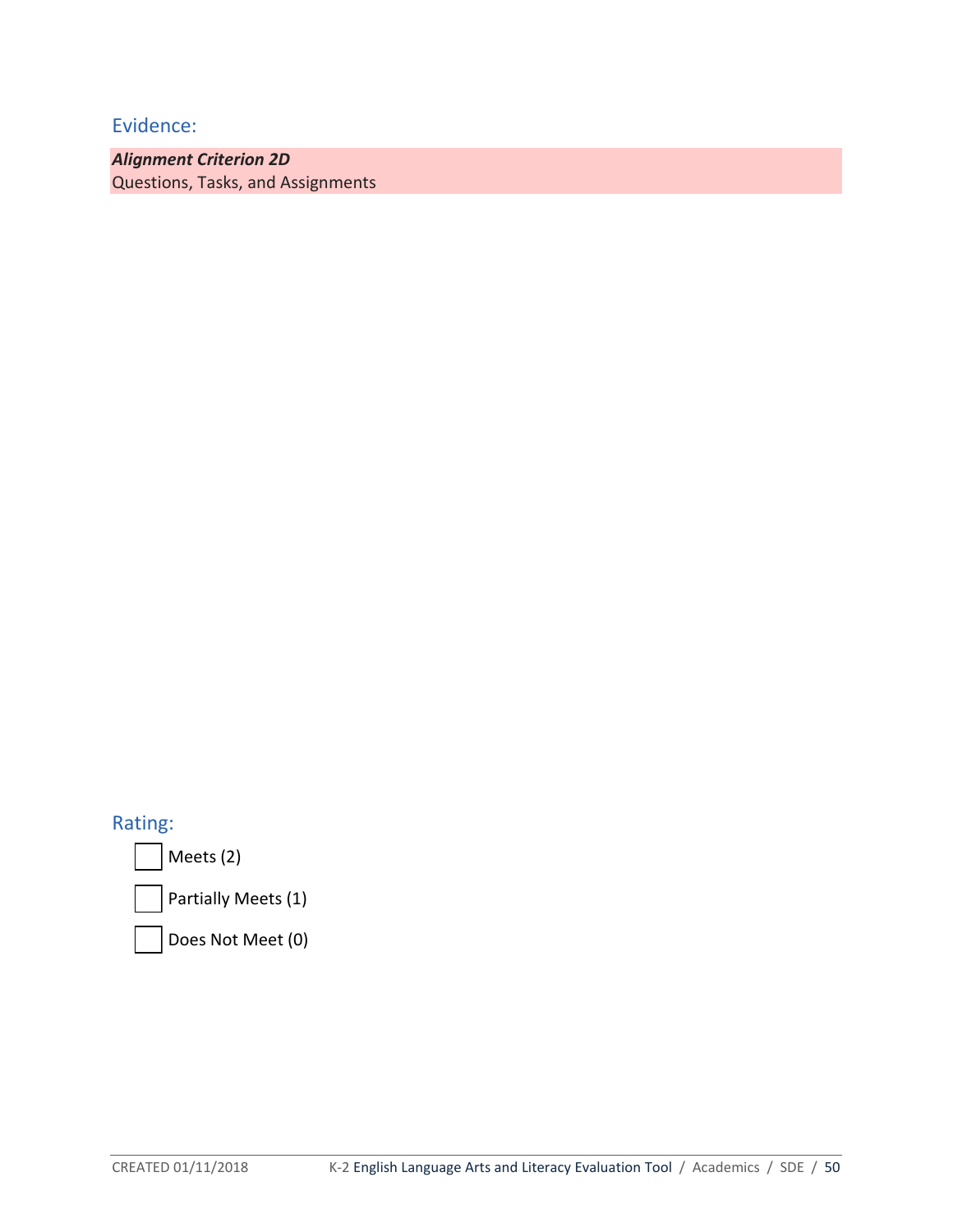## Evidence:

***Alignment Criterion 2D***
Questions, Tasks, and Assignments

## Rating:

- ☐ Meets (2)
- ☐ Partially Meets (1)
- ☐ Does Not Meet (0)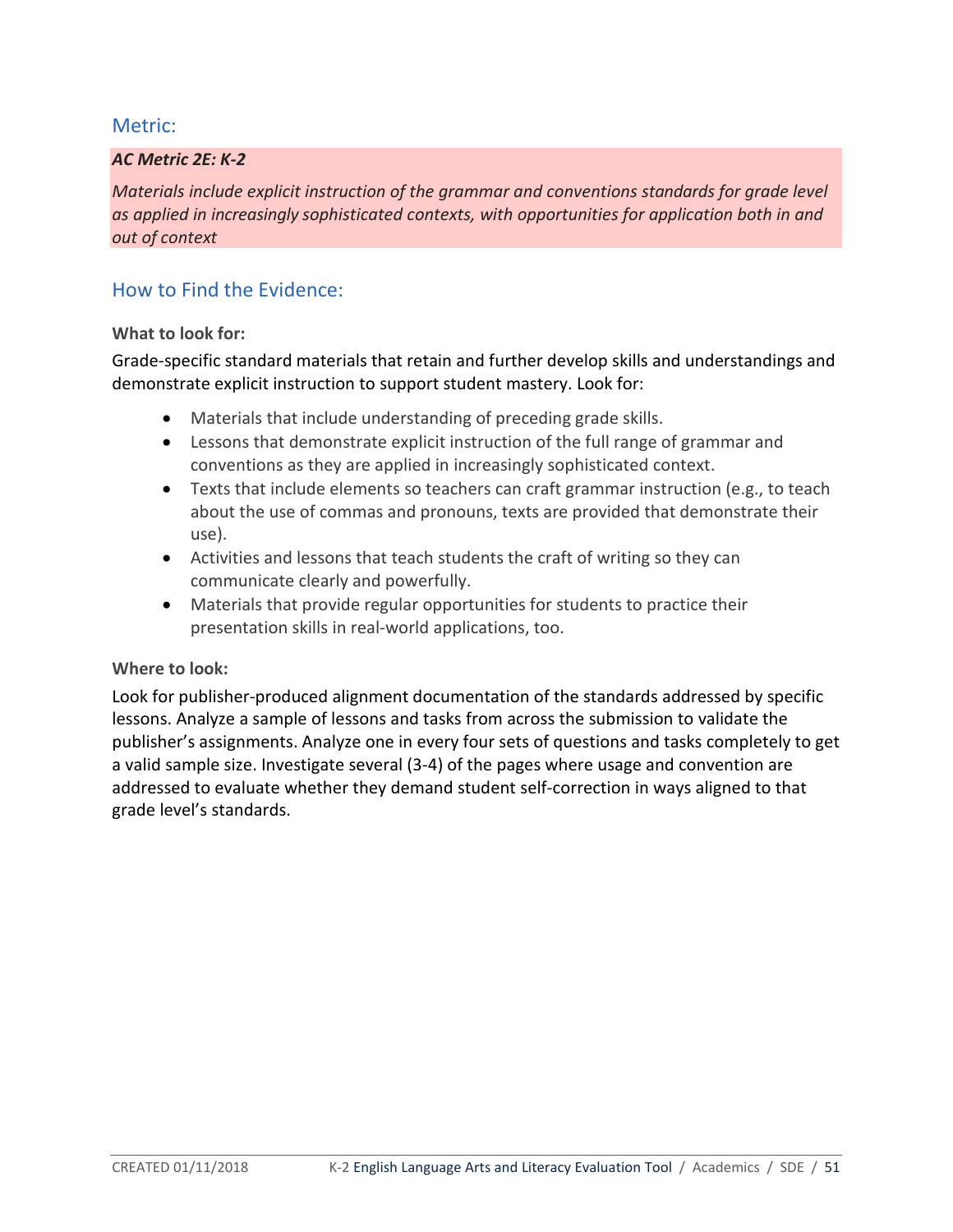## Metric:

***AC Metric 2E: K-2***

*Materials include explicit instruction of the grammar and conventions standards for grade level as applied in increasingly sophisticated contexts, with opportunities for application both in and out of context*

## How to Find the Evidence:

**What to look for:**

Grade-specific standard materials that retain and further develop skills and understandings and demonstrate explicit instruction to support student mastery. Look for:

- Materials that include understanding of preceding grade skills.
- Lessons that demonstrate explicit instruction of the full range of grammar and conventions as they are applied in increasingly sophisticated context.
- Texts that include elements so teachers can craft grammar instruction (e.g., to teach about the use of commas and pronouns, texts are provided that demonstrate their use).
- Activities and lessons that teach students the craft of writing so they can communicate clearly and powerfully.
- Materials that provide regular opportunities for students to practice their presentation skills in real-world applications, too.

**Where to look:**

Look for publisher-produced alignment documentation of the standards addressed by specific lessons. Analyze a sample of lessons and tasks from across the submission to validate the publisher's assignments. Analyze one in every four sets of questions and tasks completely to get a valid sample size. Investigate several (3-4) of the pages where usage and convention are addressed to evaluate whether they demand student self-correction in ways aligned to that grade level's standards.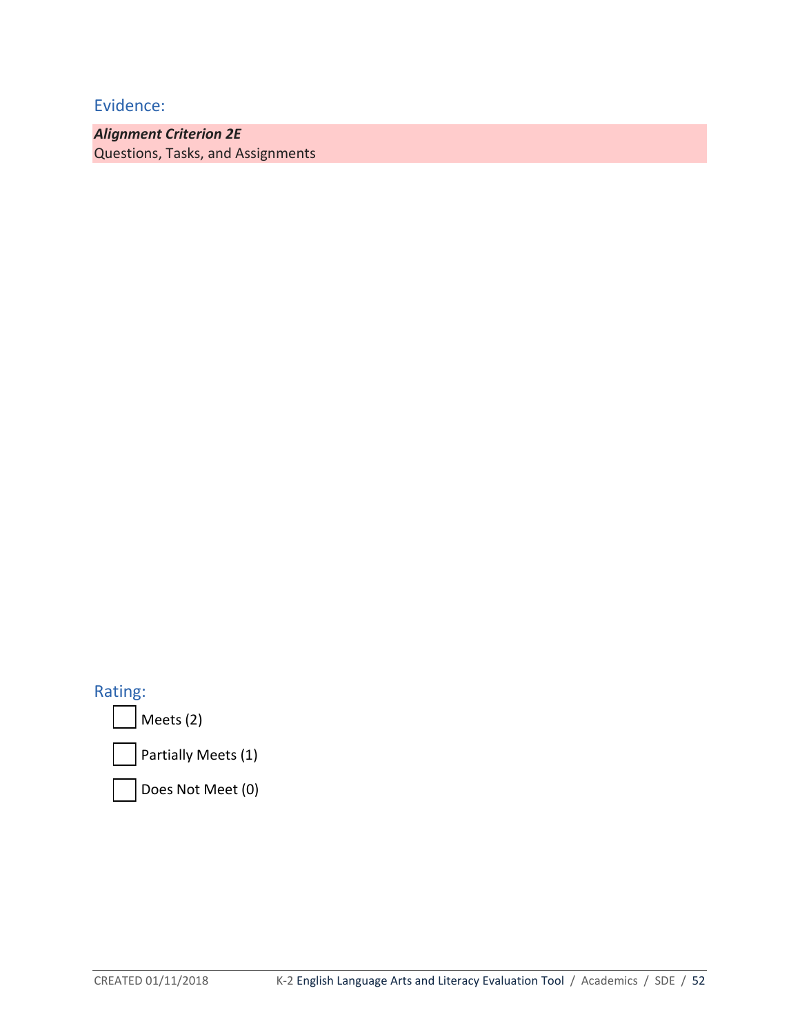## Evidence:

***Alignment Criterion 2E***
Questions, Tasks, and Assignments

## Rating:

- [ ] Meets (2)
- [ ] Partially Meets (1)
- [ ] Does Not Meet (0)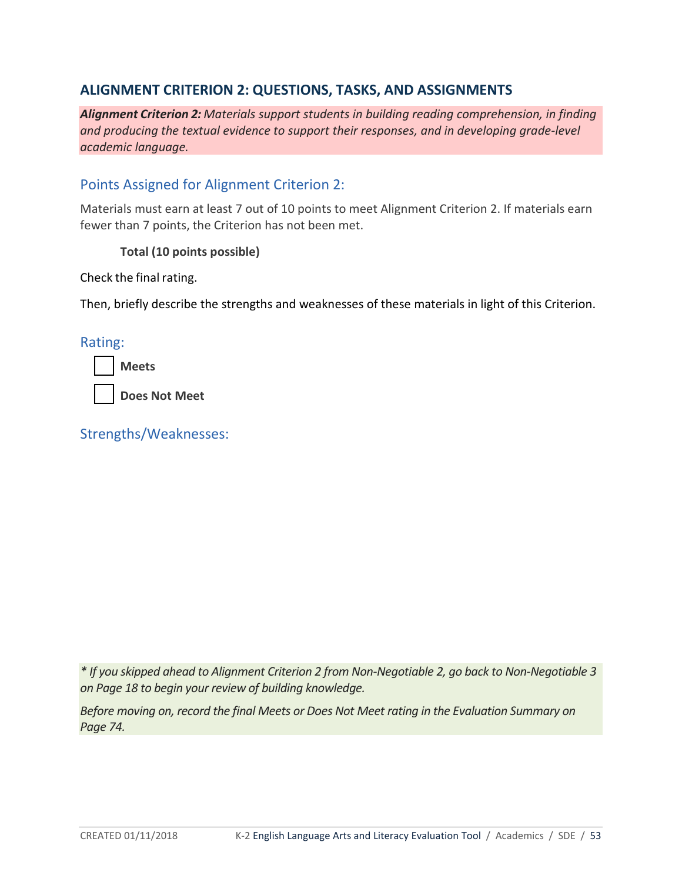## ALIGNMENT CRITERION 2: QUESTIONS, TASKS, AND ASSIGNMENTS

***Alignment Criterion 2:*** *Materials support students in building reading comprehension, in finding and producing the textual evidence to support their responses, and in developing grade-level academic language.*

### Points Assigned for Alignment Criterion 2:

Materials must earn at least 7 out of 10 points to meet Alignment Criterion 2. If materials earn fewer than 7 points, the Criterion has not been met.

**Total (10 points possible)**

Check the final rating.

Then, briefly describe the strengths and weaknesses of these materials in light of this Criterion.

### Rating:

- ☐ **Meets**
- ☐ **Does Not Meet**

### Strengths/Weaknesses:

*\* If you skipped ahead to Alignment Criterion 2 from Non-Negotiable 2, go back to Non-Negotiable 3 on Page 18 to begin your review of building knowledge.*

*Before moving on, record the final Meets or Does Not Meet rating in the Evaluation Summary on Page 74.*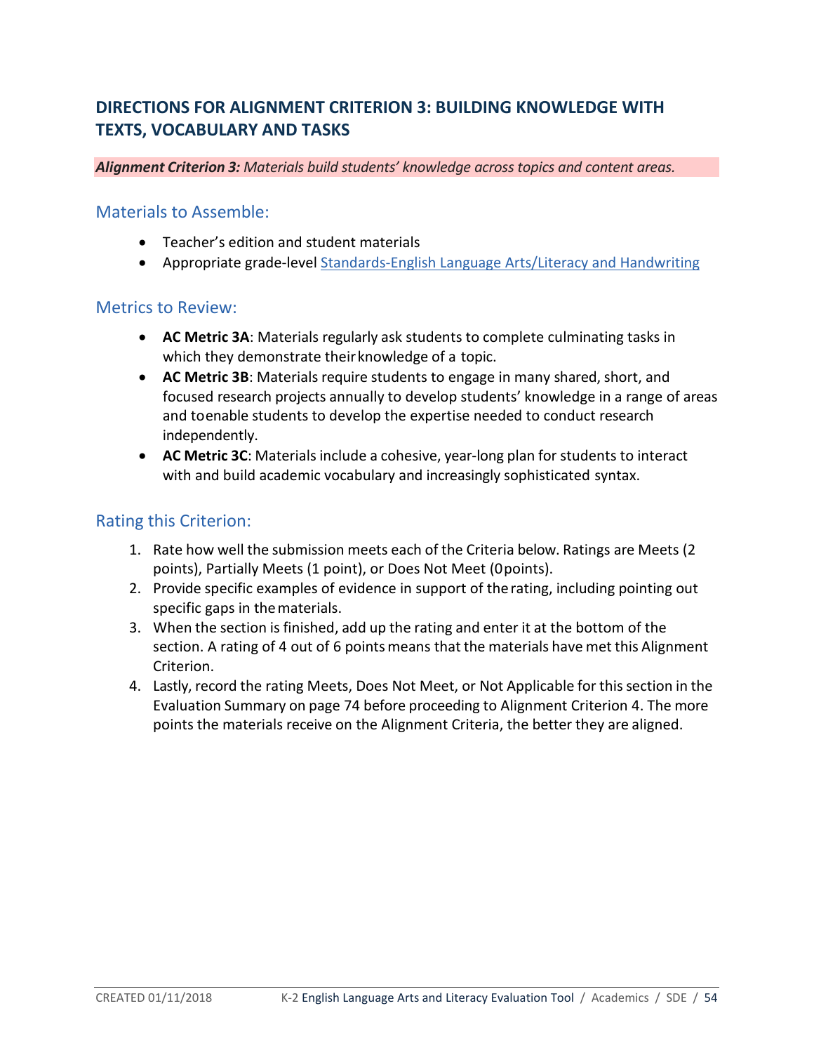## DIRECTIONS FOR ALIGNMENT CRITERION 3: BUILDING KNOWLEDGE WITH TEXTS, VOCABULARY AND TASKS

***Alignment Criterion 3:*** *Materials build students' knowledge across topics and content areas.*

### Materials to Assemble:

- Teacher's edition and student materials
- Appropriate grade-level Standards-English Language Arts/Literacy and Handwriting

### Metrics to Review:

- **AC Metric 3A**: Materials regularly ask students to complete culminating tasks in which they demonstrate their knowledge of a topic.
- **AC Metric 3B**: Materials require students to engage in many shared, short, and focused research projects annually to develop students' knowledge in a range of areas and to enable students to develop the expertise needed to conduct research independently.
- **AC Metric 3C**: Materials include a cohesive, year-long plan for students to interact with and build academic vocabulary and increasingly sophisticated syntax.

### Rating this Criterion:

1. Rate how well the submission meets each of the Criteria below. Ratings are Meets (2 points), Partially Meets (1 point), or Does Not Meet (0 points).
2. Provide specific examples of evidence in support of the rating, including pointing out specific gaps in the materials.
3. When the section is finished, add up the rating and enter it at the bottom of the section. A rating of 4 out of 6 points means that the materials have met this Alignment Criterion.
4. Lastly, record the rating Meets, Does Not Meet, or Not Applicable for this section in the Evaluation Summary on page 74 before proceeding to Alignment Criterion 4. The more points the materials receive on the Alignment Criteria, the better they are aligned.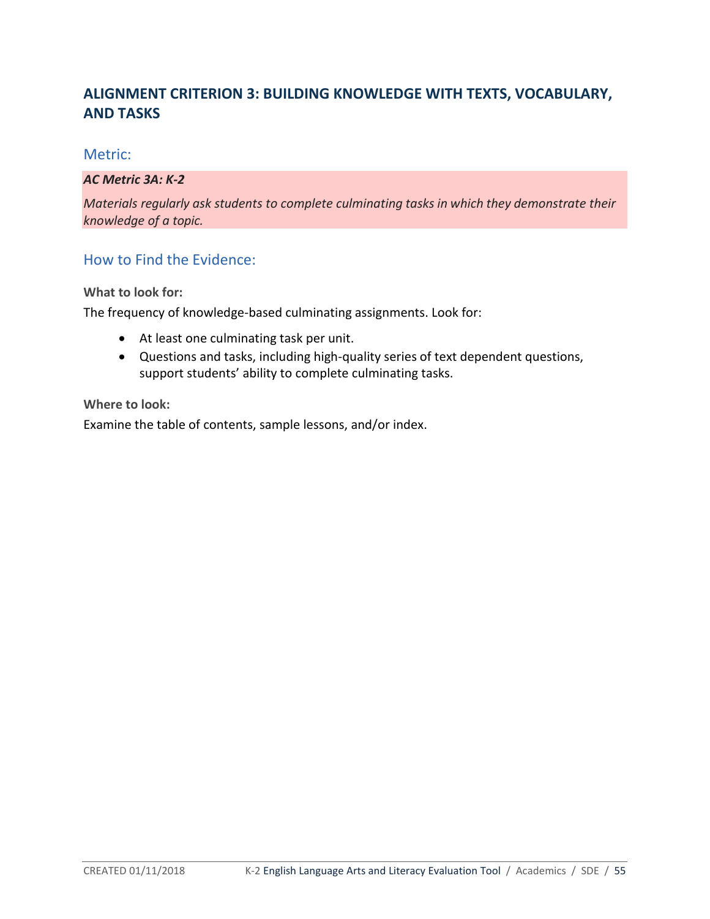## ALIGNMENT CRITERION 3: BUILDING KNOWLEDGE WITH TEXTS, VOCABULARY, AND TASKS

### Metric:

***AC Metric 3A: K-2***

*Materials regularly ask students to complete culminating tasks in which they demonstrate their knowledge of a topic.*

### How to Find the Evidence:

**What to look for:**

The frequency of knowledge-based culminating assignments. Look for:

- At least one culminating task per unit.
- Questions and tasks, including high-quality series of text dependent questions, support students' ability to complete culminating tasks.

**Where to look:**

Examine the table of contents, sample lessons, and/or index.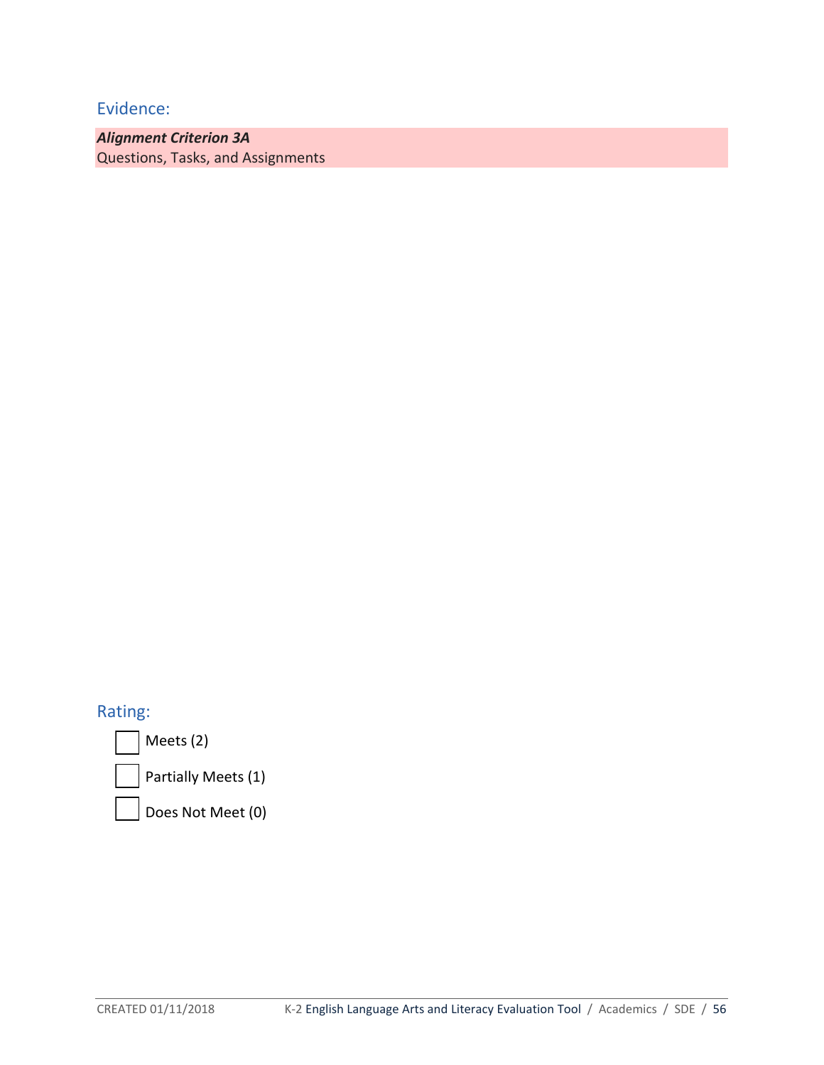## Evidence:

***Alignment Criterion 3A***
Questions, Tasks, and Assignments

## Rating:

- [ ] Meets (2)
- [ ] Partially Meets (1)
- [ ] Does Not Meet (0)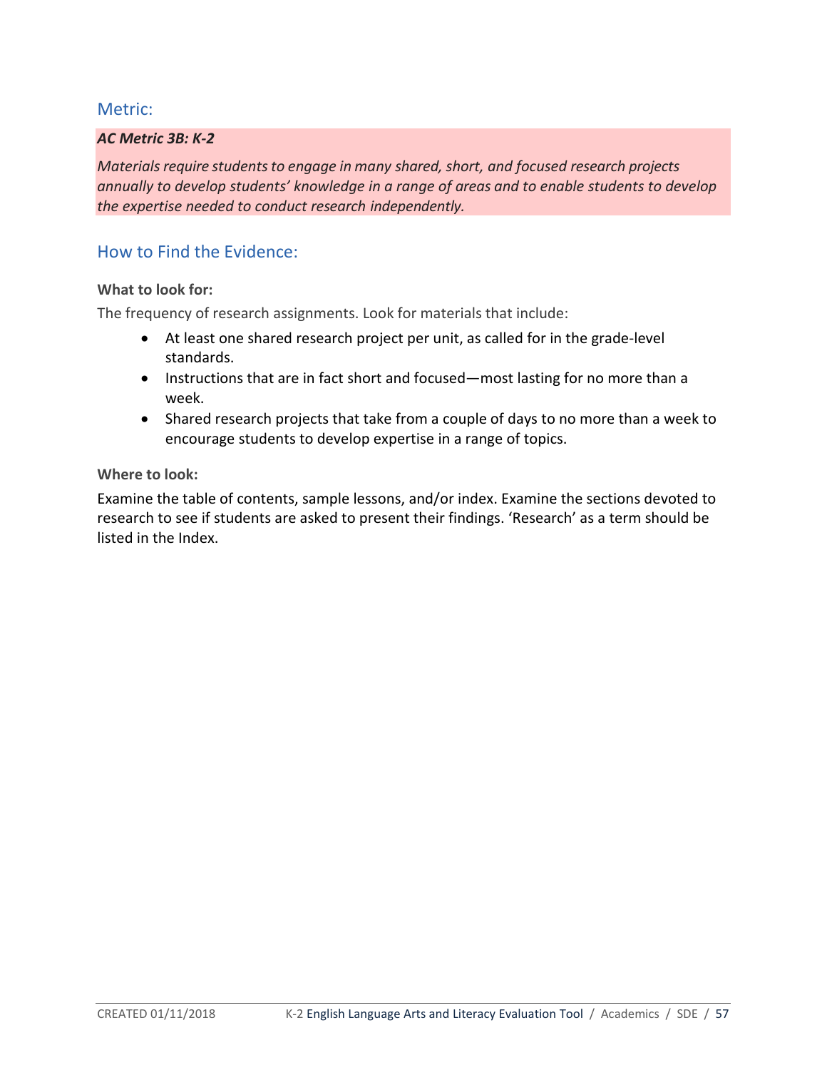## Metric:

***AC Metric 3B: K-2***

*Materials require students to engage in many shared, short, and focused research projects annually to develop students' knowledge in a range of areas and to enable students to develop the expertise needed to conduct research independently.*

## How to Find the Evidence:

**What to look for:**

The frequency of research assignments. Look for materials that include:

- At least one shared research project per unit, as called for in the grade-level standards.
- Instructions that are in fact short and focused—most lasting for no more than a week.
- Shared research projects that take from a couple of days to no more than a week to encourage students to develop expertise in a range of topics.

**Where to look:**

Examine the table of contents, sample lessons, and/or index. Examine the sections devoted to research to see if students are asked to present their findings. 'Research' as a term should be listed in the Index.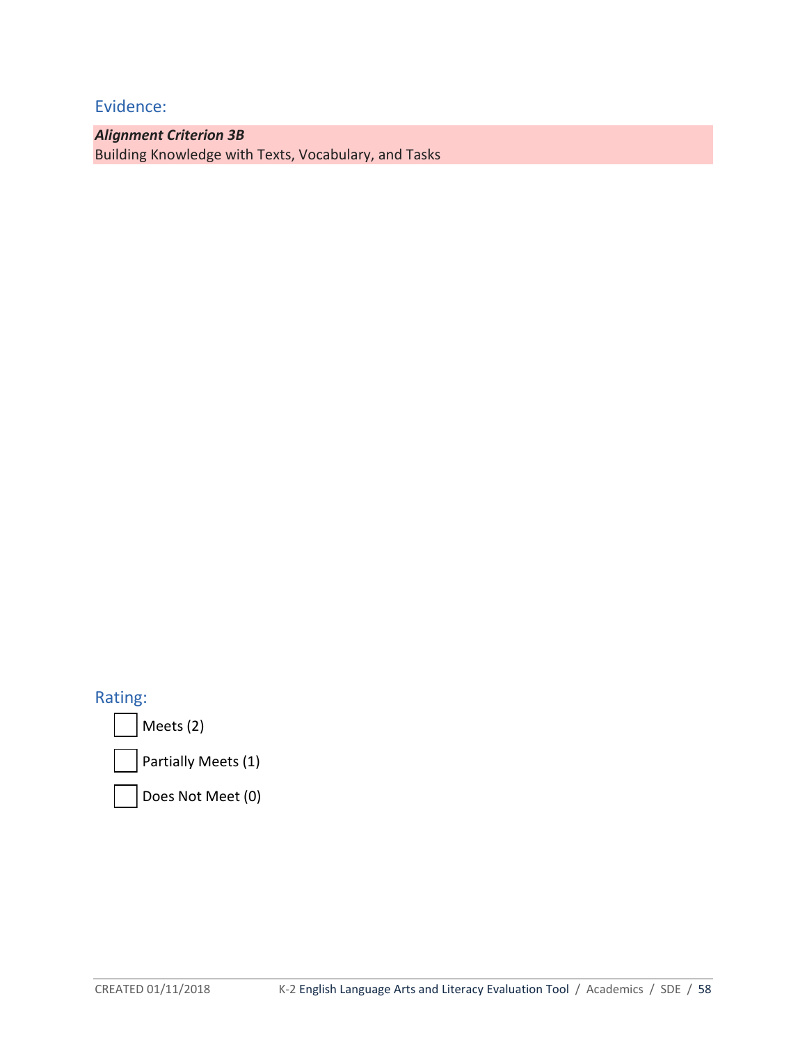## Evidence:

***Alignment Criterion 3B***
Building Knowledge with Texts, Vocabulary, and Tasks

## Rating:

- [ ] Meets (2)
- [ ] Partially Meets (1)
- [ ] Does Not Meet (0)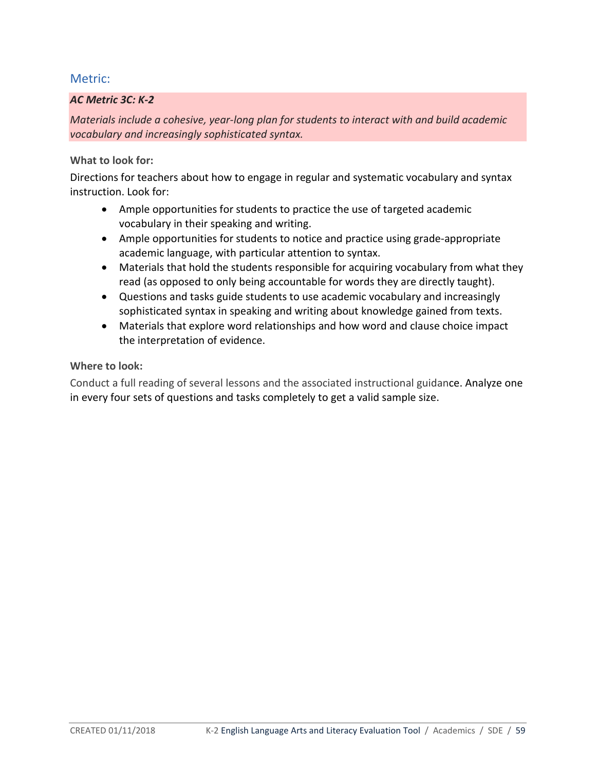## Metric:

***AC Metric 3C: K-2***

*Materials include a cohesive, year-long plan for students to interact with and build academic vocabulary and increasingly sophisticated syntax.*

**What to look for:**

Directions for teachers about how to engage in regular and systematic vocabulary and syntax instruction. Look for:

- Ample opportunities for students to practice the use of targeted academic vocabulary in their speaking and writing.
- Ample opportunities for students to notice and practice using grade-appropriate academic language, with particular attention to syntax.
- Materials that hold the students responsible for acquiring vocabulary from what they read (as opposed to only being accountable for words they are directly taught).
- Questions and tasks guide students to use academic vocabulary and increasingly sophisticated syntax in speaking and writing about knowledge gained from texts.
- Materials that explore word relationships and how word and clause choice impact the interpretation of evidence.

**Where to look:**

Conduct a full reading of several lessons and the associated instructional guidance. Analyze one in every four sets of questions and tasks completely to get a valid sample size.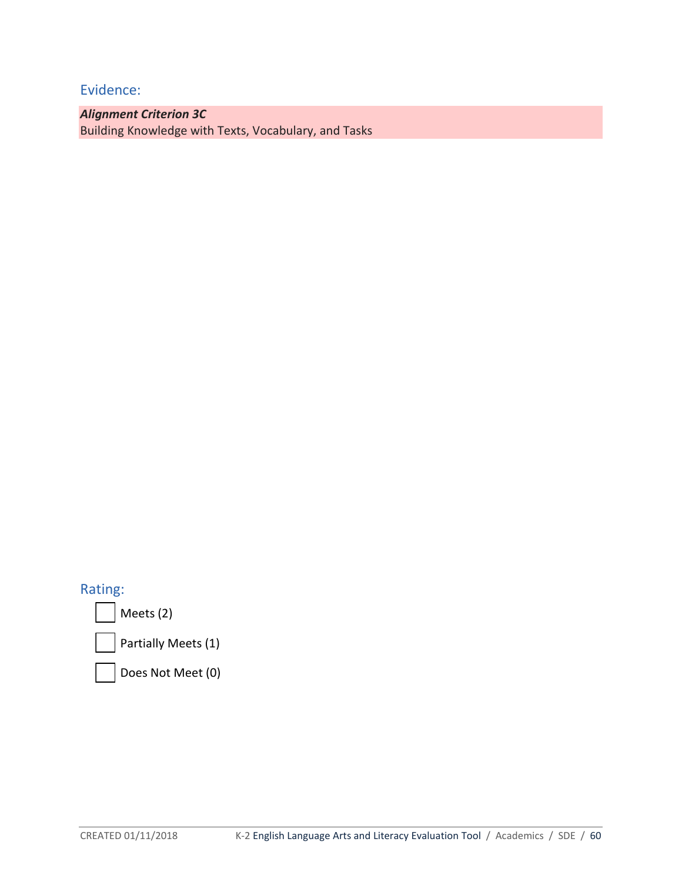## Evidence:

***Alignment Criterion 3C***
Building Knowledge with Texts, Vocabulary, and Tasks

## Rating:

- ☐ Meets (2)
- ☐ Partially Meets (1)
- ☐ Does Not Meet (0)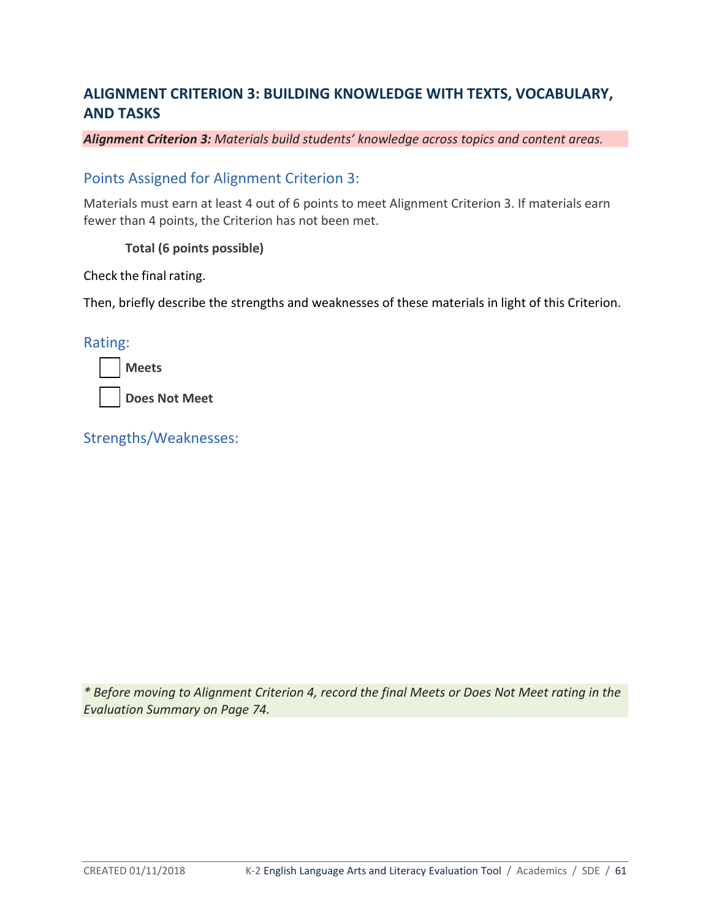## ALIGNMENT CRITERION 3: BUILDING KNOWLEDGE WITH TEXTS, VOCABULARY, AND TASKS

***Alignment Criterion 3:*** *Materials build students' knowledge across topics and content areas.*

### Points Assigned for Alignment Criterion 3:

Materials must earn at least 4 out of 6 points to meet Alignment Criterion 3. If materials earn fewer than 4 points, the Criterion has not been met.

**Total (6 points possible)**

Check the final rating.

Then, briefly describe the strengths and weaknesses of these materials in light of this Criterion.

### Rating:

- [ ] **Meets**
- [ ] **Does Not Meet**

### Strengths/Weaknesses:

*\* Before moving to Alignment Criterion 4, record the final Meets or Does Not Meet rating in the Evaluation Summary on Page 74.*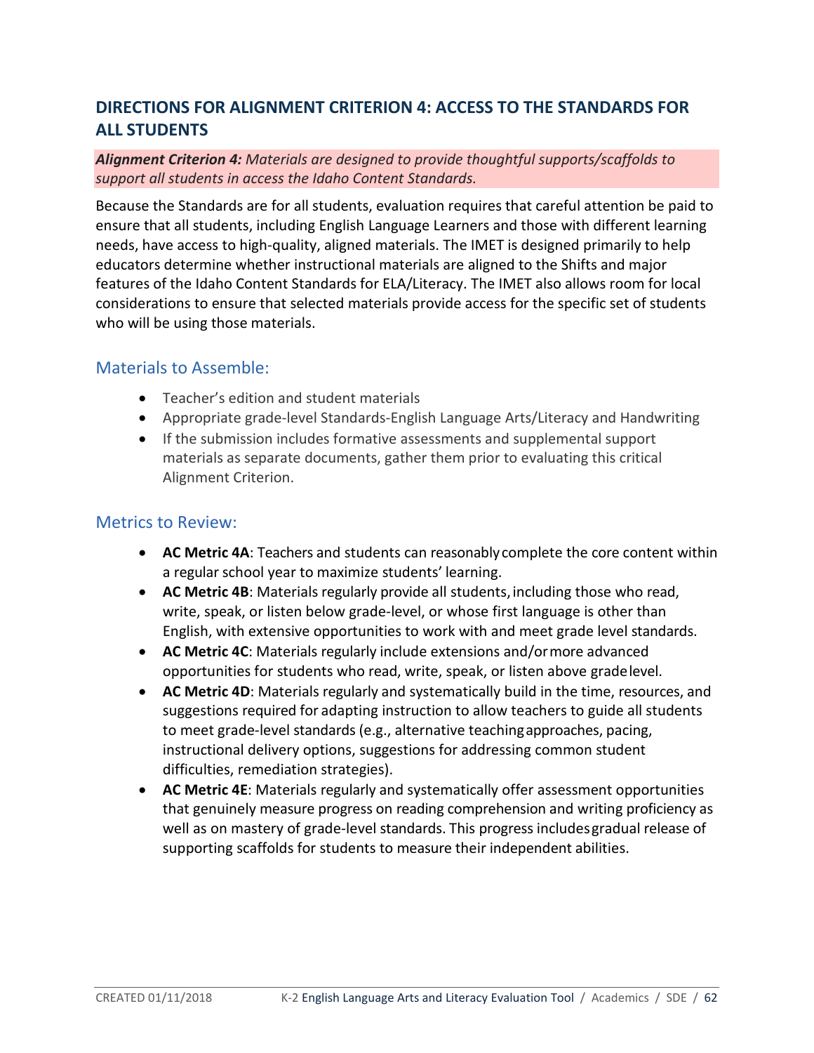## DIRECTIONS FOR ALIGNMENT CRITERION 4: ACCESS TO THE STANDARDS FOR ALL STUDENTS

***Alignment Criterion 4:*** *Materials are designed to provide thoughtful supports/scaffolds to support all students in access the Idaho Content Standards.*

Because the Standards are for all students, evaluation requires that careful attention be paid to ensure that all students, including English Language Learners and those with different learning needs, have access to high-quality, aligned materials. The IMET is designed primarily to help educators determine whether instructional materials are aligned to the Shifts and major features of the Idaho Content Standards for ELA/Literacy. The IMET also allows room for local considerations to ensure that selected materials provide access for the specific set of students who will be using those materials.

### Materials to Assemble:

- Teacher's edition and student materials
- Appropriate grade-level Standards-English Language Arts/Literacy and Handwriting
- If the submission includes formative assessments and supplemental support materials as separate documents, gather them prior to evaluating this critical Alignment Criterion.

### Metrics to Review:

- **AC Metric 4A**: Teachers and students can reasonably complete the core content within a regular school year to maximize students' learning.
- **AC Metric 4B**: Materials regularly provide all students, including those who read, write, speak, or listen below grade-level, or whose first language is other than English, with extensive opportunities to work with and meet grade level standards.
- **AC Metric 4C**: Materials regularly include extensions and/or more advanced opportunities for students who read, write, speak, or listen above grade level.
- **AC Metric 4D**: Materials regularly and systematically build in the time, resources, and suggestions required for adapting instruction to allow teachers to guide all students to meet grade-level standards (e.g., alternative teaching approaches, pacing, instructional delivery options, suggestions for addressing common student difficulties, remediation strategies).
- **AC Metric 4E**: Materials regularly and systematically offer assessment opportunities that genuinely measure progress on reading comprehension and writing proficiency as well as on mastery of grade-level standards. This progress includes gradual release of supporting scaffolds for students to measure their independent abilities.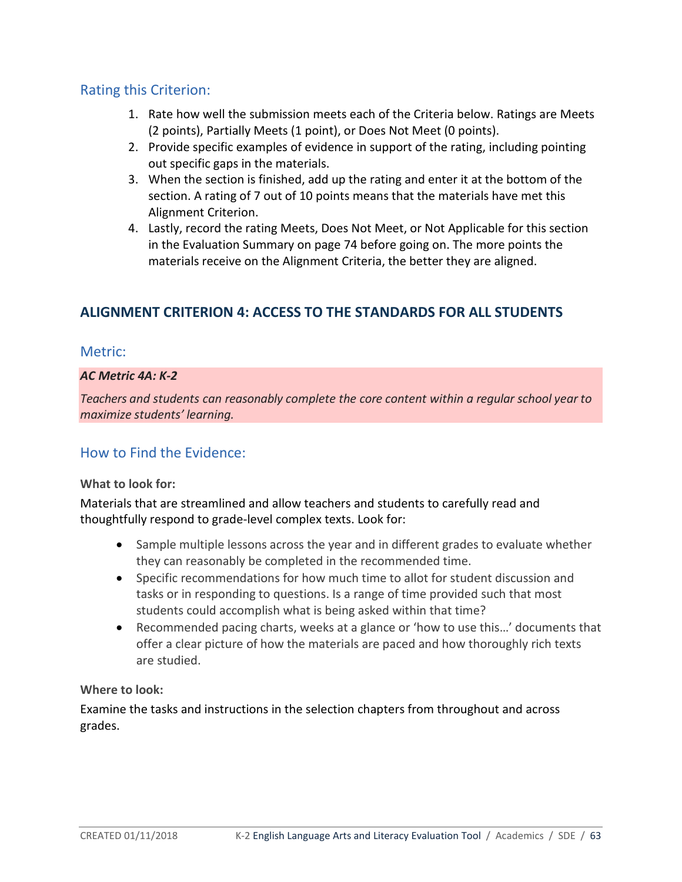## Rating this Criterion:

1. Rate how well the submission meets each of the Criteria below. Ratings are Meets (2 points), Partially Meets (1 point), or Does Not Meet (0 points).
2. Provide specific examples of evidence in support of the rating, including pointing out specific gaps in the materials.
3. When the section is finished, add up the rating and enter it at the bottom of the section. A rating of 7 out of 10 points means that the materials have met this Alignment Criterion.
4. Lastly, record the rating Meets, Does Not Meet, or Not Applicable for this section in the Evaluation Summary on page 74 before going on. The more points the materials receive on the Alignment Criteria, the better they are aligned.

# ALIGNMENT CRITERION 4: ACCESS TO THE STANDARDS FOR ALL STUDENTS

## Metric:

***AC Metric 4A: K-2***

*Teachers and students can reasonably complete the core content within a regular school year to maximize students' learning.*

## How to Find the Evidence:

**What to look for:**

Materials that are streamlined and allow teachers and students to carefully read and thoughtfully respond to grade-level complex texts. Look for:

- Sample multiple lessons across the year and in different grades to evaluate whether they can reasonably be completed in the recommended time.
- Specific recommendations for how much time to allot for student discussion and tasks or in responding to questions. Is a range of time provided such that most students could accomplish what is being asked within that time?
- Recommended pacing charts, weeks at a glance or 'how to use this…' documents that offer a clear picture of how the materials are paced and how thoroughly rich texts are studied.

**Where to look:**

Examine the tasks and instructions in the selection chapters from throughout and across grades.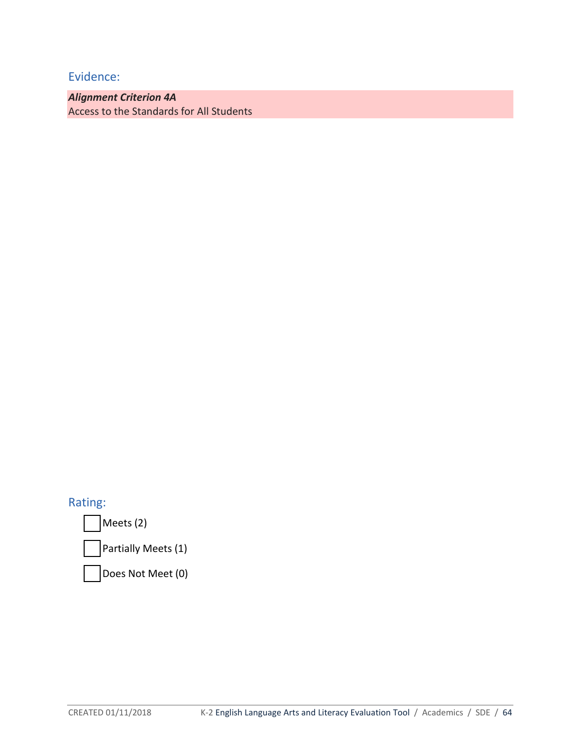## Evidence:

***Alignment Criterion 4A***
Access to the Standards for All Students

## Rating:

- [ ] Meets (2)
- [ ] Partially Meets (1)
- [ ] Does Not Meet (0)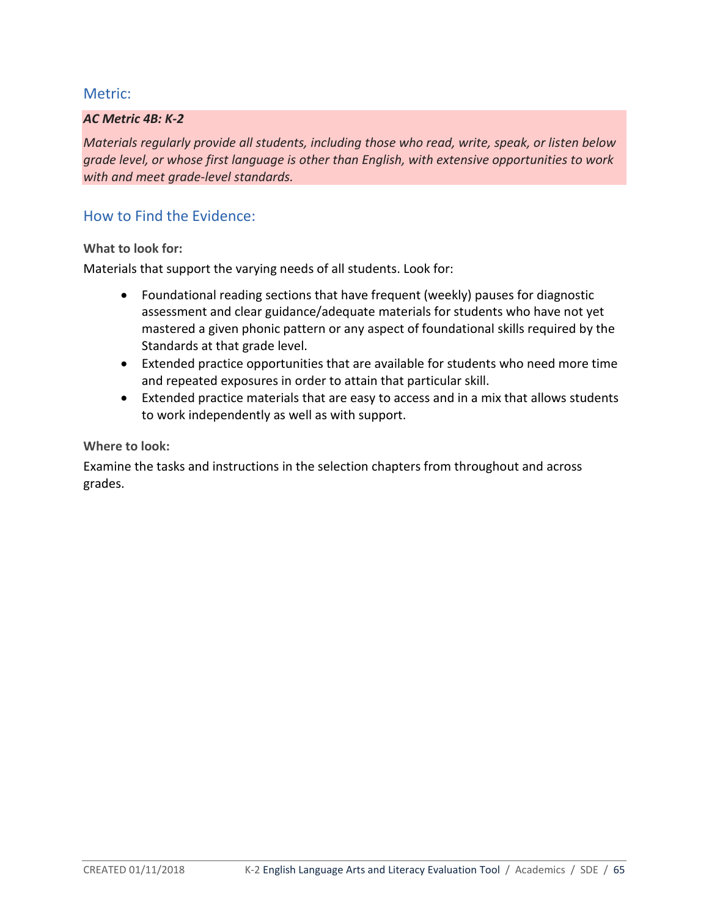## Metric:

***AC Metric 4B: K-2***

*Materials regularly provide all students, including those who read, write, speak, or listen below grade level, or whose first language is other than English, with extensive opportunities to work with and meet grade-level standards.*

## How to Find the Evidence:

**What to look for:**

Materials that support the varying needs of all students. Look for:

- Foundational reading sections that have frequent (weekly) pauses for diagnostic assessment and clear guidance/adequate materials for students who have not yet mastered a given phonic pattern or any aspect of foundational skills required by the Standards at that grade level.
- Extended practice opportunities that are available for students who need more time and repeated exposures in order to attain that particular skill.
- Extended practice materials that are easy to access and in a mix that allows students to work independently as well as with support.

**Where to look:**

Examine the tasks and instructions in the selection chapters from throughout and across grades.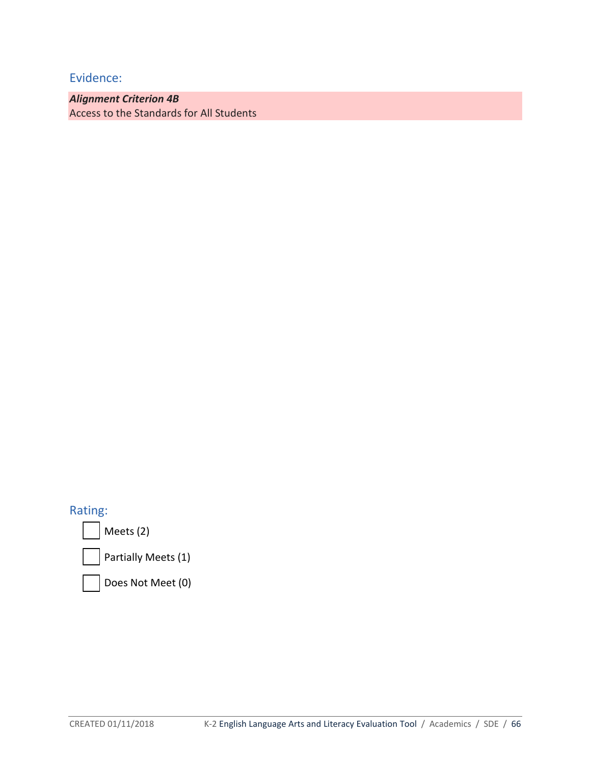## Evidence:

***Alignment Criterion 4B***
Access to the Standards for All Students

## Rating:

- [ ] Meets (2)
- [ ] Partially Meets (1)
- [ ] Does Not Meet (0)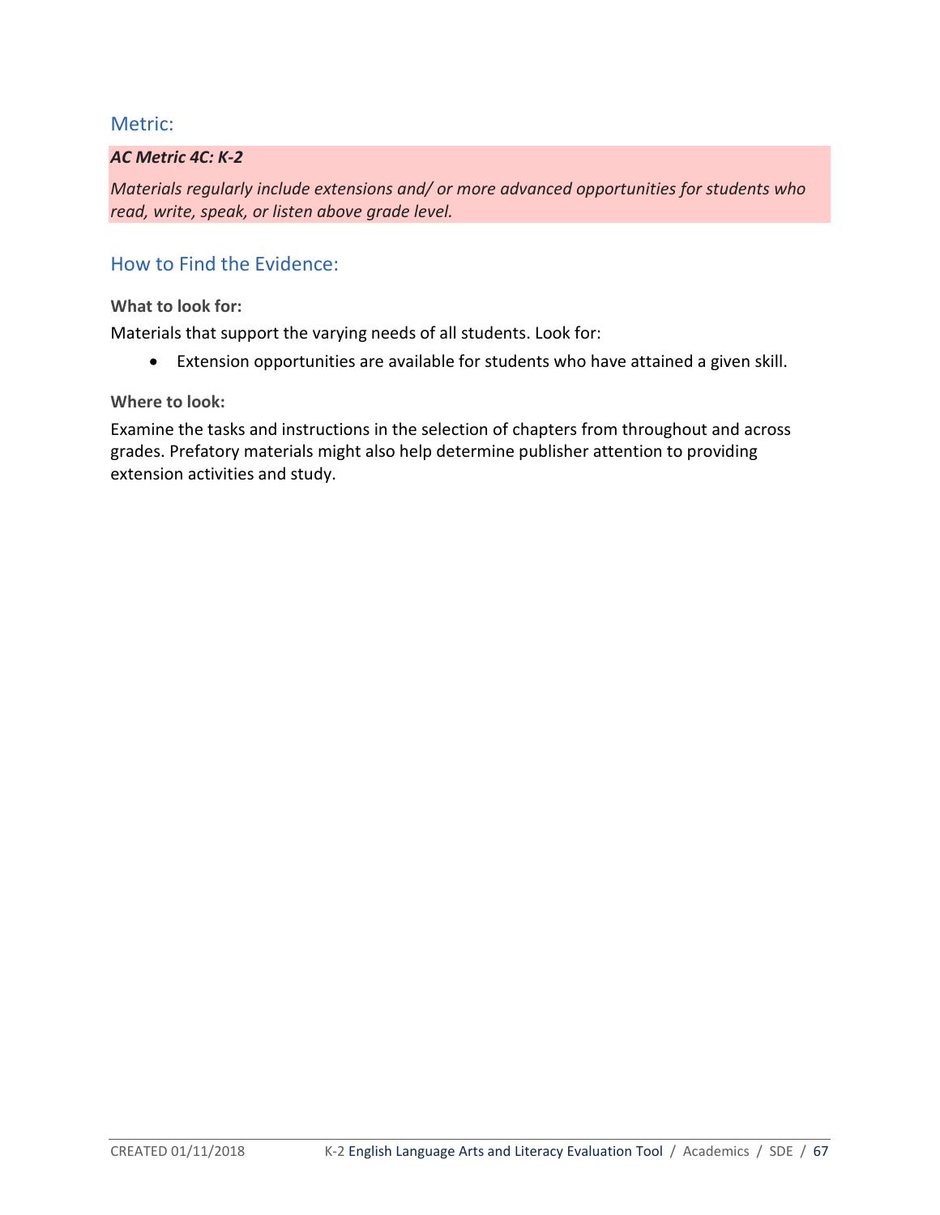## Metric:

***AC Metric 4C: K-2***

*Materials regularly include extensions and/ or more advanced opportunities for students who read, write, speak, or listen above grade level.*

## How to Find the Evidence:

**What to look for:**

Materials that support the varying needs of all students. Look for:

- Extension opportunities are available for students who have attained a given skill.

**Where to look:**

Examine the tasks and instructions in the selection of chapters from throughout and across grades. Prefatory materials might also help determine publisher attention to providing extension activities and study.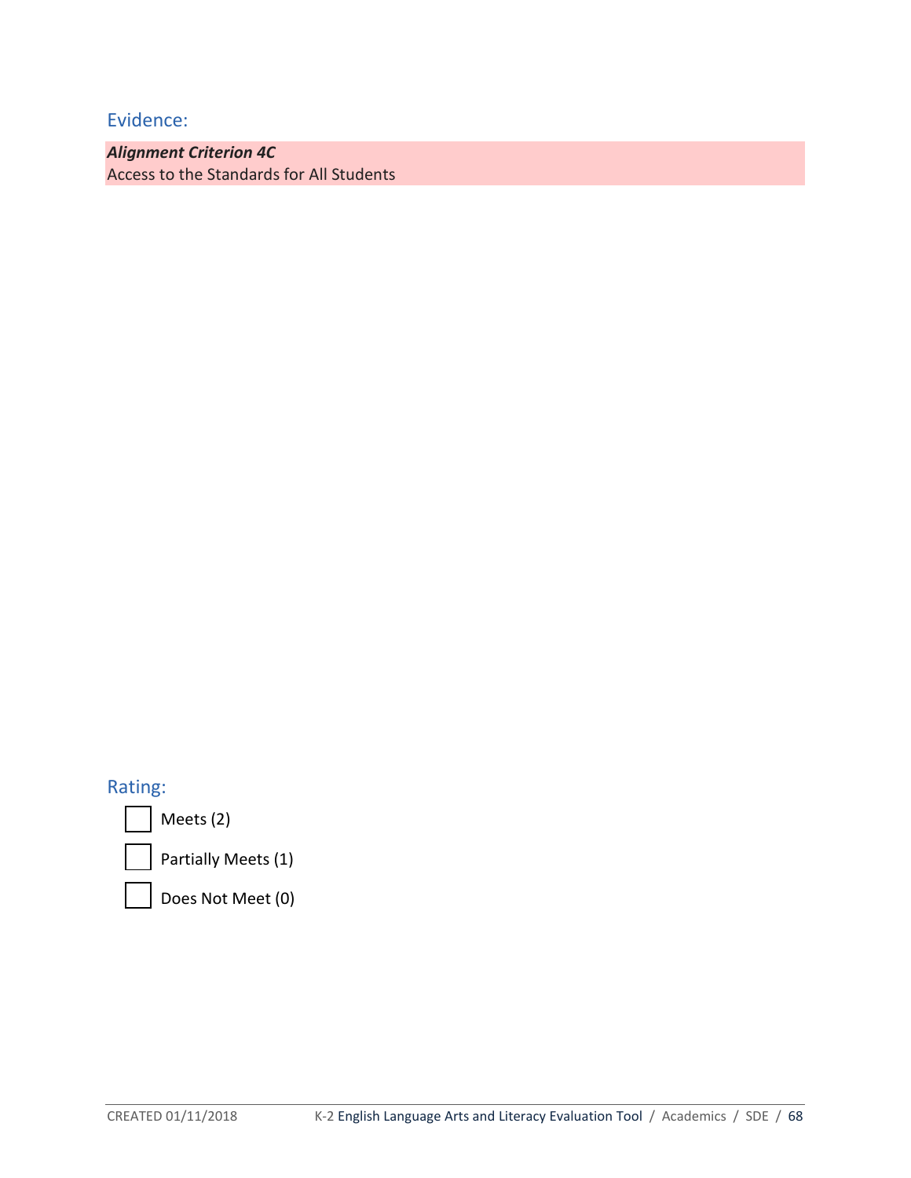## Evidence:

***Alignment Criterion 4C***
Access to the Standards for All Students

## Rating:

- [ ] Meets (2)
- [ ] Partially Meets (1)
- [ ] Does Not Meet (0)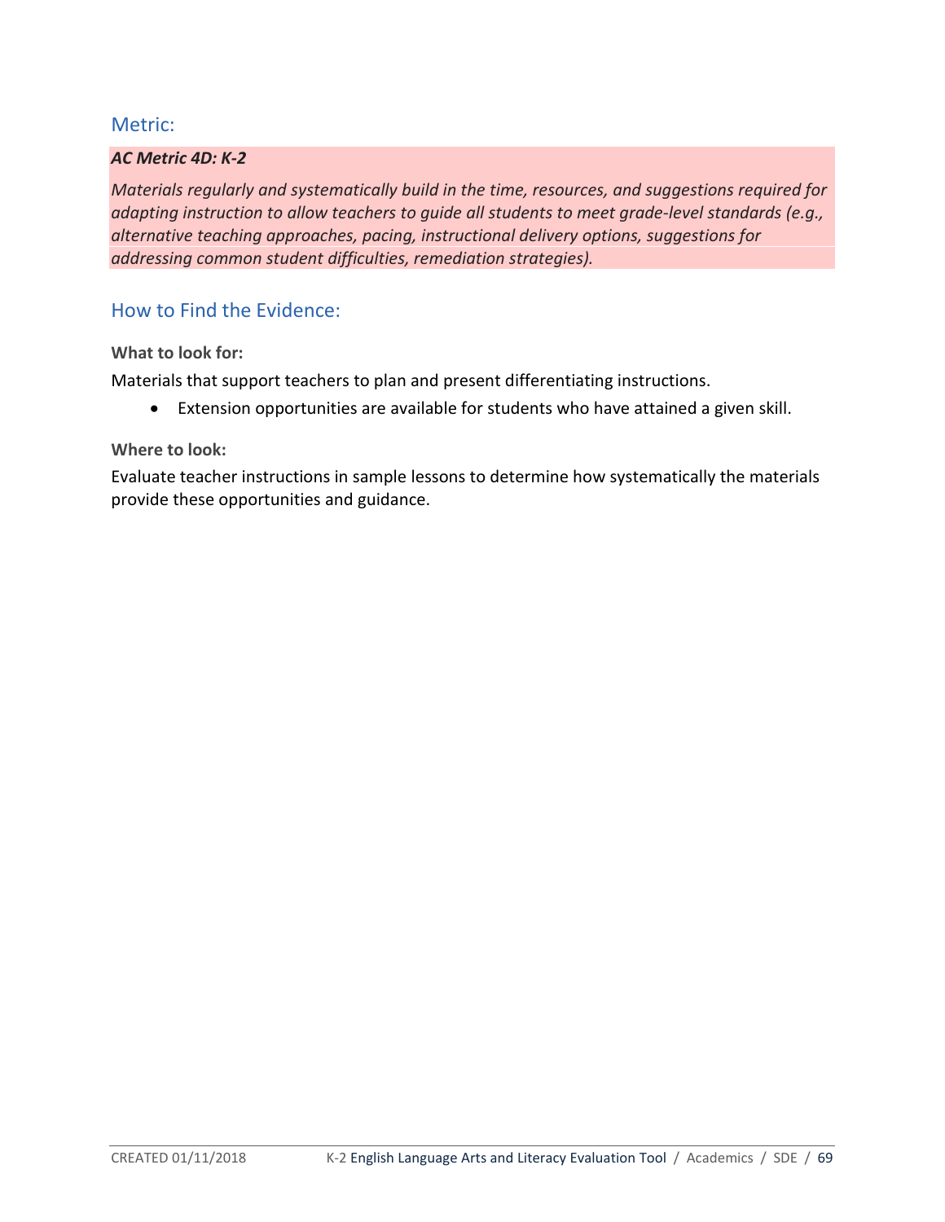## Metric:

***AC Metric 4D: K-2***

*Materials regularly and systematically build in the time, resources, and suggestions required for adapting instruction to allow teachers to guide all students to meet grade-level standards (e.g., alternative teaching approaches, pacing, instructional delivery options, suggestions for addressing common student difficulties, remediation strategies).*

## How to Find the Evidence:

**What to look for:**

Materials that support teachers to plan and present differentiating instructions.

- Extension opportunities are available for students who have attained a given skill.

**Where to look:**

Evaluate teacher instructions in sample lessons to determine how systematically the materials provide these opportunities and guidance.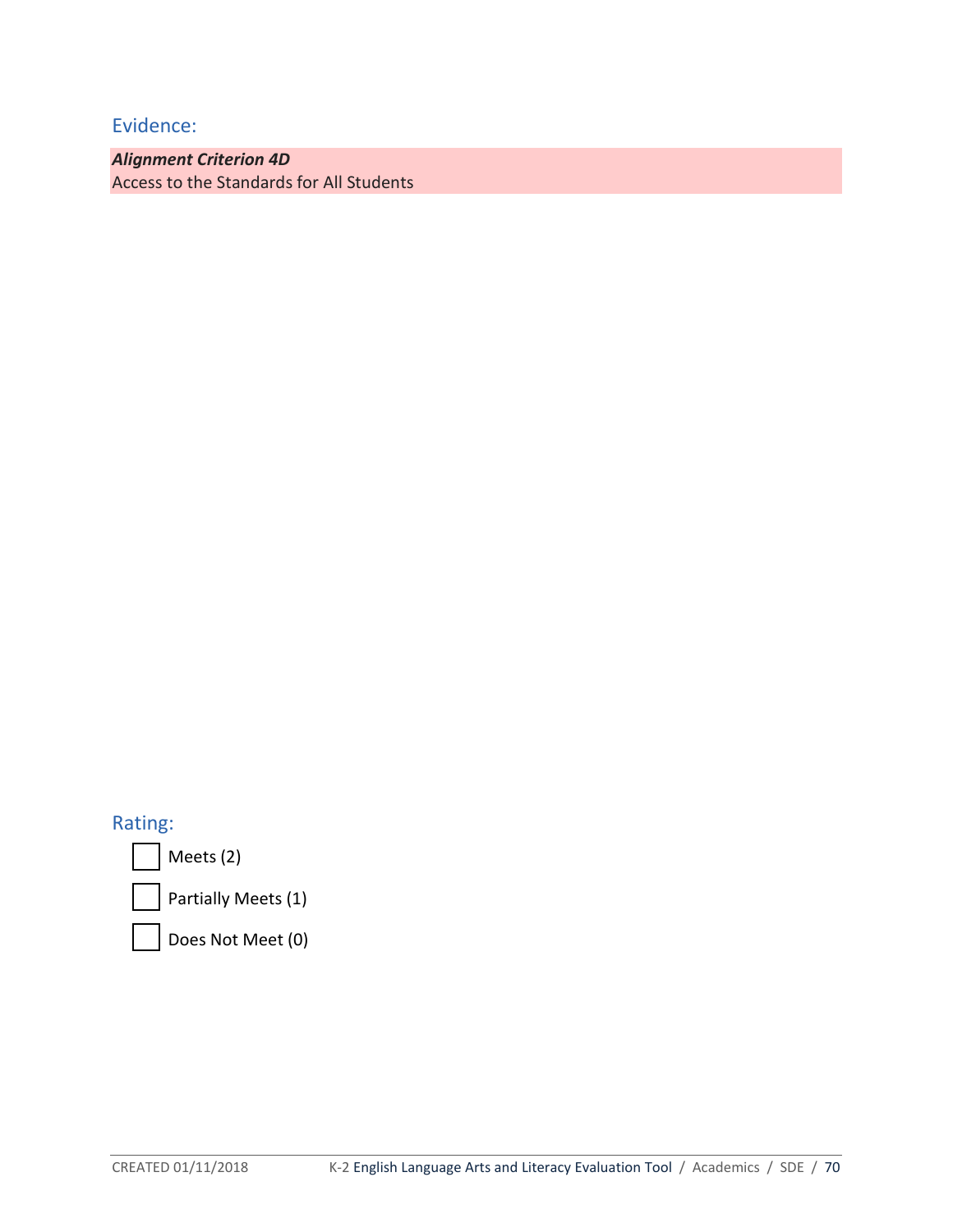## Evidence:

***Alignment Criterion 4D***
Access to the Standards for All Students

## Rating:

- [ ] Meets (2)
- [ ] Partially Meets (1)
- [ ] Does Not Meet (0)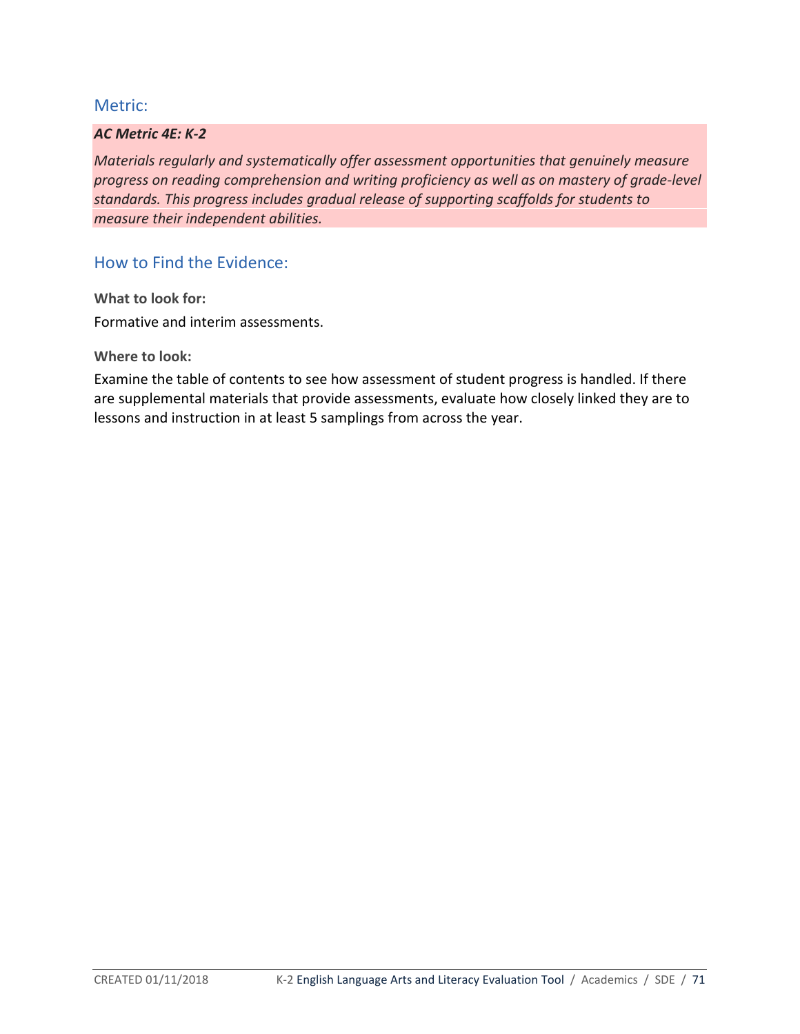## Metric:

***AC Metric 4E: K-2***

*Materials regularly and systematically offer assessment opportunities that genuinely measure progress on reading comprehension and writing proficiency as well as on mastery of grade-level standards. This progress includes gradual release of supporting scaffolds for students to measure their independent abilities.*

## How to Find the Evidence:

**What to look for:**

Formative and interim assessments.

**Where to look:**

Examine the table of contents to see how assessment of student progress is handled. If there are supplemental materials that provide assessments, evaluate how closely linked they are to lessons and instruction in at least 5 samplings from across the year.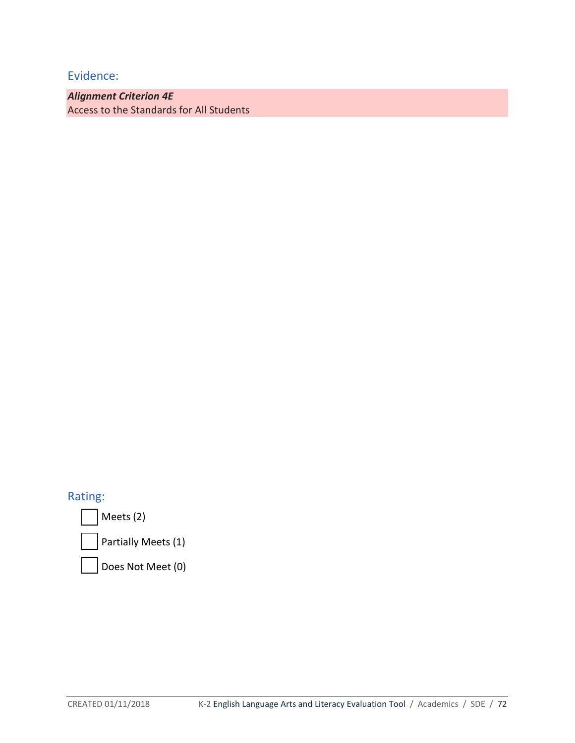## Evidence:

***Alignment Criterion 4E***
Access to the Standards for All Students

## Rating:

- ☐ Meets (2)
- ☐ Partially Meets (1)
- ☐ Does Not Meet (0)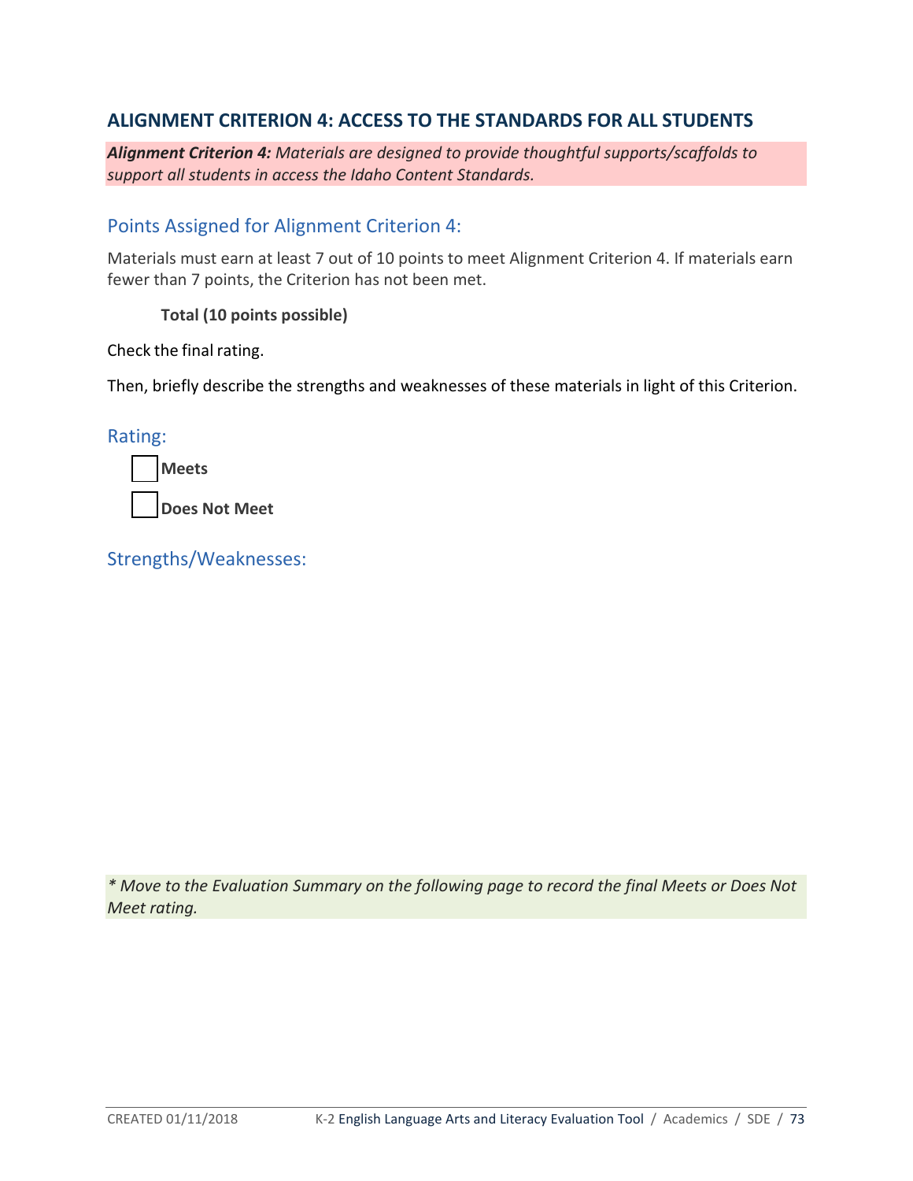## ALIGNMENT CRITERION 4: ACCESS TO THE STANDARDS FOR ALL STUDENTS

***Alignment Criterion 4:*** *Materials are designed to provide thoughtful supports/scaffolds to support all students in access the Idaho Content Standards.*

### Points Assigned for Alignment Criterion 4:

Materials must earn at least 7 out of 10 points to meet Alignment Criterion 4. If materials earn fewer than 7 points, the Criterion has not been met.

**Total (10 points possible)**

Check the final rating.

Then, briefly describe the strengths and weaknesses of these materials in light of this Criterion.

### Rating:

☐ **Meets**

☐ **Does Not Meet**

### Strengths/Weaknesses:

*\* Move to the Evaluation Summary on the following page to record the final Meets or Does Not Meet rating.*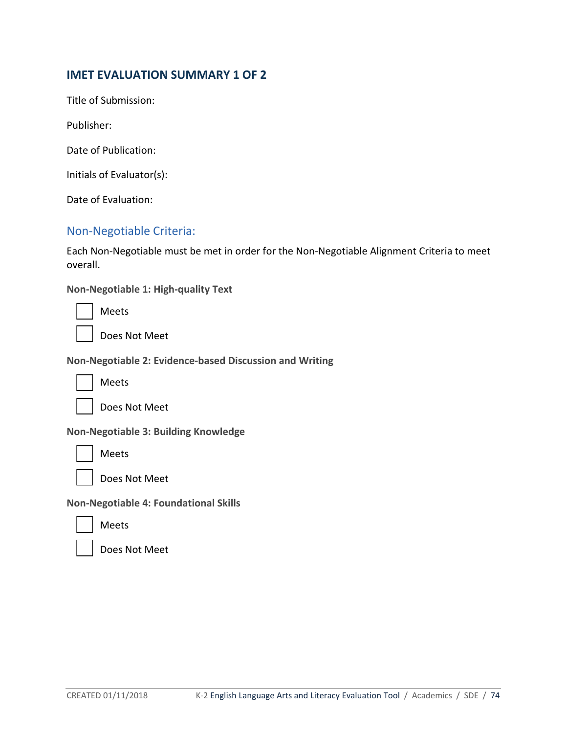## IMET EVALUATION SUMMARY 1 OF 2

Title of Submission:

Publisher:

Date of Publication:

Initials of Evaluator(s):

Date of Evaluation:

### Non-Negotiable Criteria:

Each Non-Negotiable must be met in order for the Non-Negotiable Alignment Criteria to meet overall.

**Non-Negotiable 1: High-quality Text**

- [ ] Meets
- [ ] Does Not Meet

**Non-Negotiable 2: Evidence-based Discussion and Writing**

- [ ] Meets
- [ ] Does Not Meet

**Non-Negotiable 3: Building Knowledge**

- [ ] Meets
- [ ] Does Not Meet

**Non-Negotiable 4: Foundational Skills**

- [ ] Meets
- [ ] Does Not Meet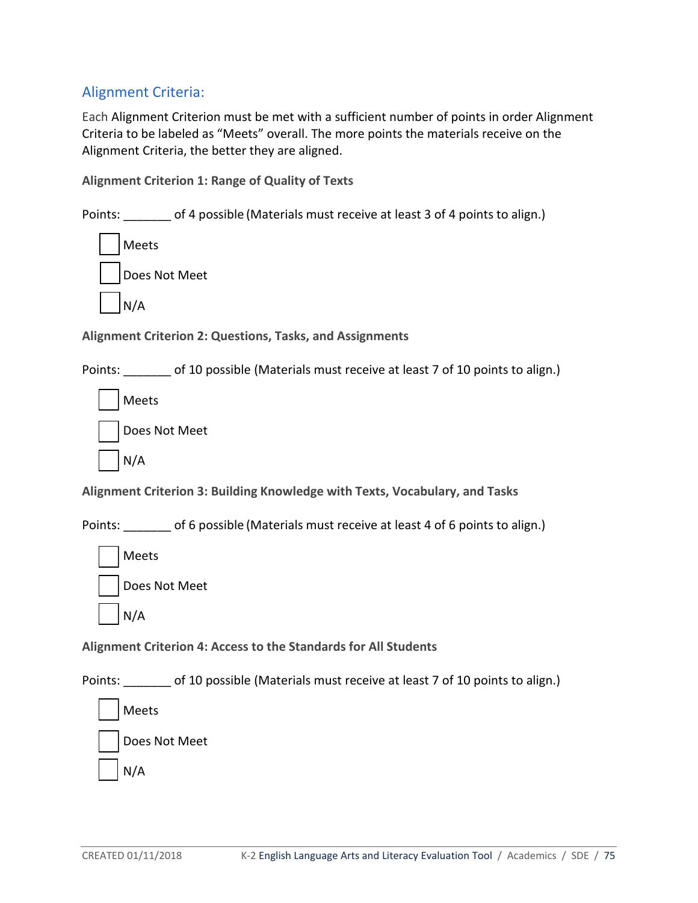## Alignment Criteria:

Each Alignment Criterion must be met with a sufficient number of points in order Alignment Criteria to be labeled as "Meets" overall. The more points the materials receive on the Alignment Criteria, the better they are aligned.

**Alignment Criterion 1: Range of Quality of Texts**

Points: _______ of 4 possible (Materials must receive at least 3 of 4 points to align.)

- [ ] Meets
- [ ] Does Not Meet
- [ ] N/A

**Alignment Criterion 2: Questions, Tasks, and Assignments**

Points: _______ of 10 possible (Materials must receive at least 7 of 10 points to align.)

- [ ] Meets
- [ ] Does Not Meet
- [ ] N/A

**Alignment Criterion 3: Building Knowledge with Texts, Vocabulary, and Tasks**

Points: _______ of 6 possible (Materials must receive at least 4 of 6 points to align.)

- [ ] Meets
- [ ] Does Not Meet
- [ ] N/A

**Alignment Criterion 4: Access to the Standards for All Students**

Points: _______ of 10 possible (Materials must receive at least 7 of 10 points to align.)

- [ ] Meets
- [ ] Does Not Meet
- [ ] N/A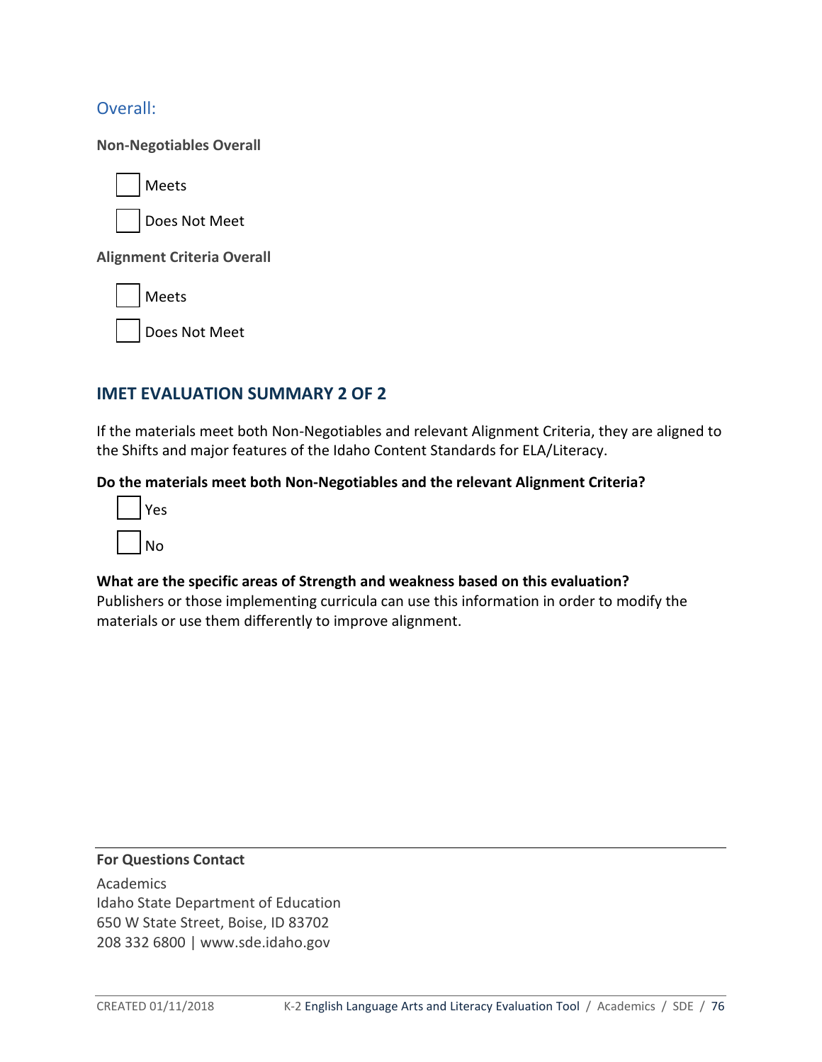## Overall:

**Non-Negotiables Overall**

☐ Meets

☐ Does Not Meet

**Alignment Criteria Overall**

☐ Meets

☐ Does Not Meet

## IMET EVALUATION SUMMARY 2 OF 2

If the materials meet both Non-Negotiables and relevant Alignment Criteria, they are aligned to the Shifts and major features of the Idaho Content Standards for ELA/Literacy.

**Do the materials meet both Non-Negotiables and the relevant Alignment Criteria?**

☐ Yes

☐ No

**What are the specific areas of Strength and weakness based on this evaluation?**
Publishers or those implementing curricula can use this information in order to modify the materials or use them differently to improve alignment.

---

**For Questions Contact**

Academics
Idaho State Department of Education
650 W State Street, Boise, ID 83702
208 332 6800 | www.sde.idaho.gov